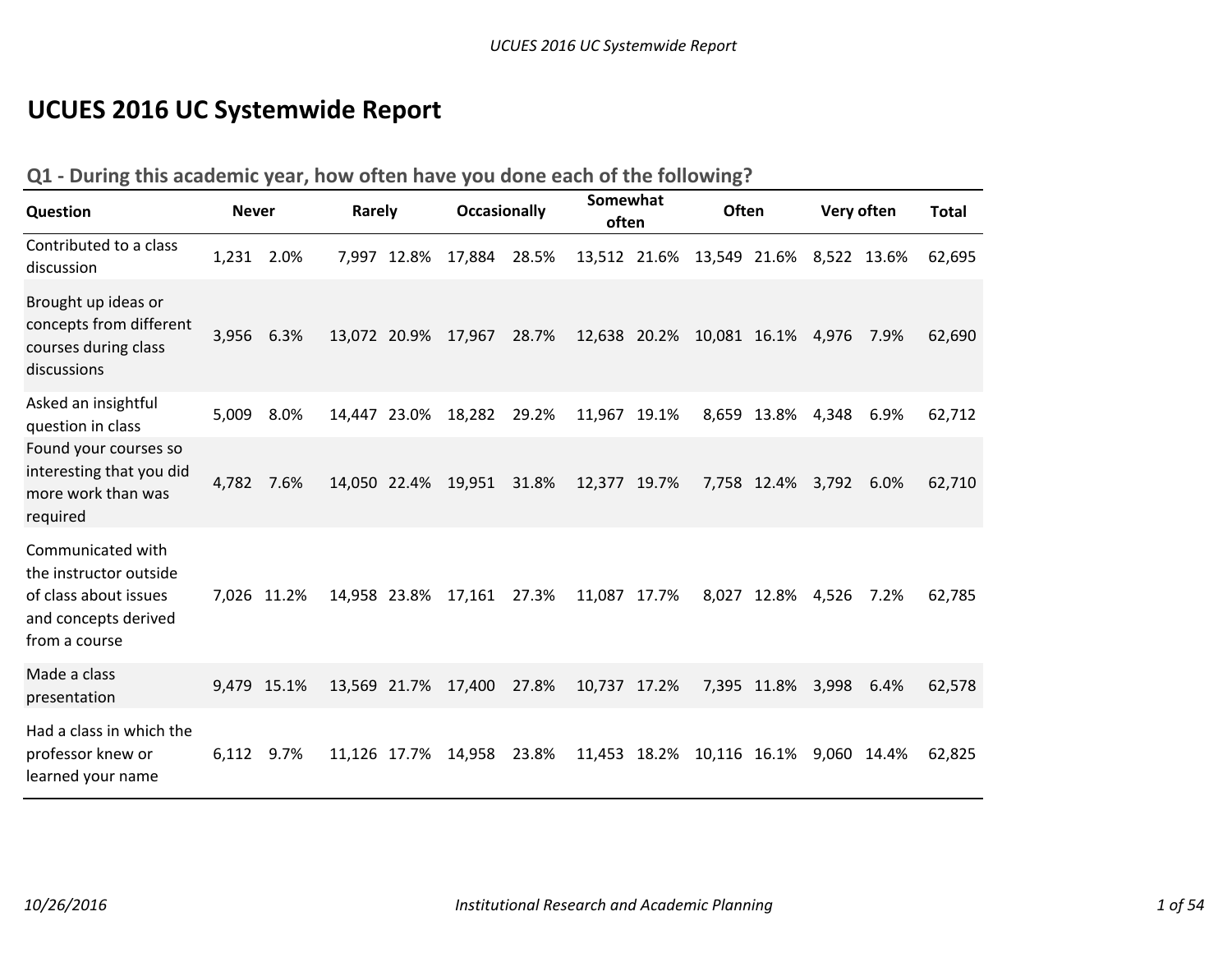# UCUES 2016 UC Systemwide Report

## Q1 - During this academic year, how often have you done each of the following?

| Question | Never | | Rarely | | Occasionally | | Somewhat often | | Often | | Very often | | Total |
|---|---|---|---|---|---|---|---|---|---|---|---|---|---|
| Contributed to a class discussion | 1,231 | 2.0% | 7,997 | 12.8% | 17,884 | 28.5% | 13,512 | 21.6% | 13,549 | 21.6% | 8,522 | 13.6% | 62,695 |
| Brought up ideas or concepts from different courses during class discussions | 3,956 | 6.3% | 13,072 | 20.9% | 17,967 | 28.7% | 12,638 | 20.2% | 10,081 | 16.1% | 4,976 | 7.9% | 62,690 |
| Asked an insightful question in class | 5,009 | 8.0% | 14,447 | 23.0% | 18,282 | 29.2% | 11,967 | 19.1% | 8,659 | 13.8% | 4,348 | 6.9% | 62,712 |
| Found your courses so interesting that you did more work than was required | 4,782 | 7.6% | 14,050 | 22.4% | 19,951 | 31.8% | 12,377 | 19.7% | 7,758 | 12.4% | 3,792 | 6.0% | 62,710 |
| Communicated with the instructor outside of class about issues and concepts derived from a course | 7,026 | 11.2% | 14,958 | 23.8% | 17,161 | 27.3% | 11,087 | 17.7% | 8,027 | 12.8% | 4,526 | 7.2% | 62,785 |
| Made a class presentation | 9,479 | 15.1% | 13,569 | 21.7% | 17,400 | 27.8% | 10,737 | 17.2% | 7,395 | 11.8% | 3,998 | 6.4% | 62,578 |
| Had a class in which the professor knew or learned your name | 6,112 | 9.7% | 11,126 | 17.7% | 14,958 | 23.8% | 11,453 | 18.2% | 10,116 | 16.1% | 9,060 | 14.4% | 62,825 |

10/26/2016 — Institutional Research and Academic Planning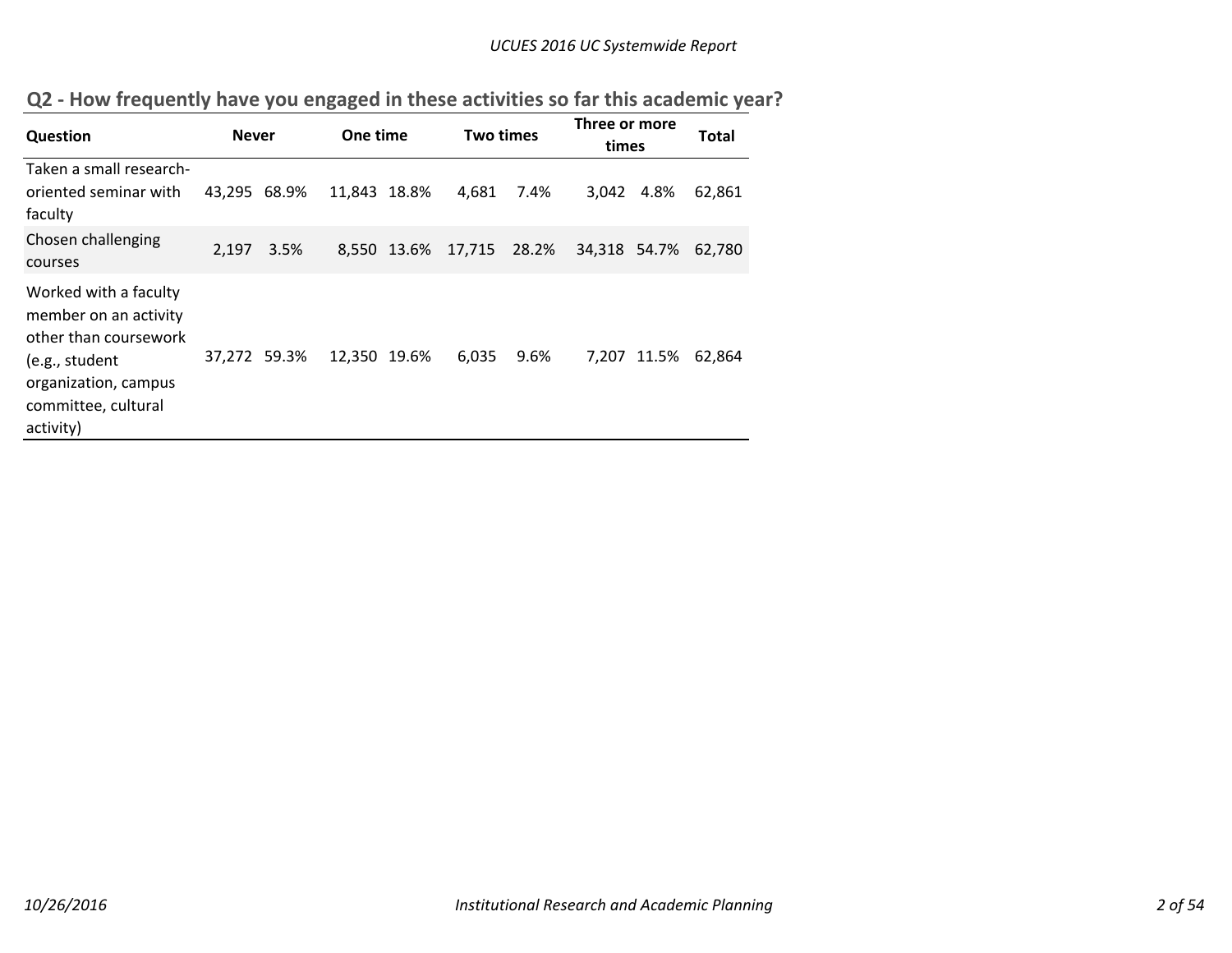## Q2 - How frequently have you engaged in these activities so far this academic year?

| Question | Never | | One time | | Two times | | Three or more times | | Total |
|---|---|---|---|---|---|---|---|---|---|
| Taken a small research-oriented seminar with faculty | 43,295 | 68.9% | 11,843 | 18.8% | 4,681 | 7.4% | 3,042 | 4.8% | 62,861 |
| Chosen challenging courses | 2,197 | 3.5% | 8,550 | 13.6% | 17,715 | 28.2% | 34,318 | 54.7% | 62,780 |
| Worked with a faculty member on an activity other than coursework (e.g., student organization, campus committee, cultural activity) | 37,272 | 59.3% | 12,350 | 19.6% | 6,035 | 9.6% | 7,207 | 11.5% | 62,864 |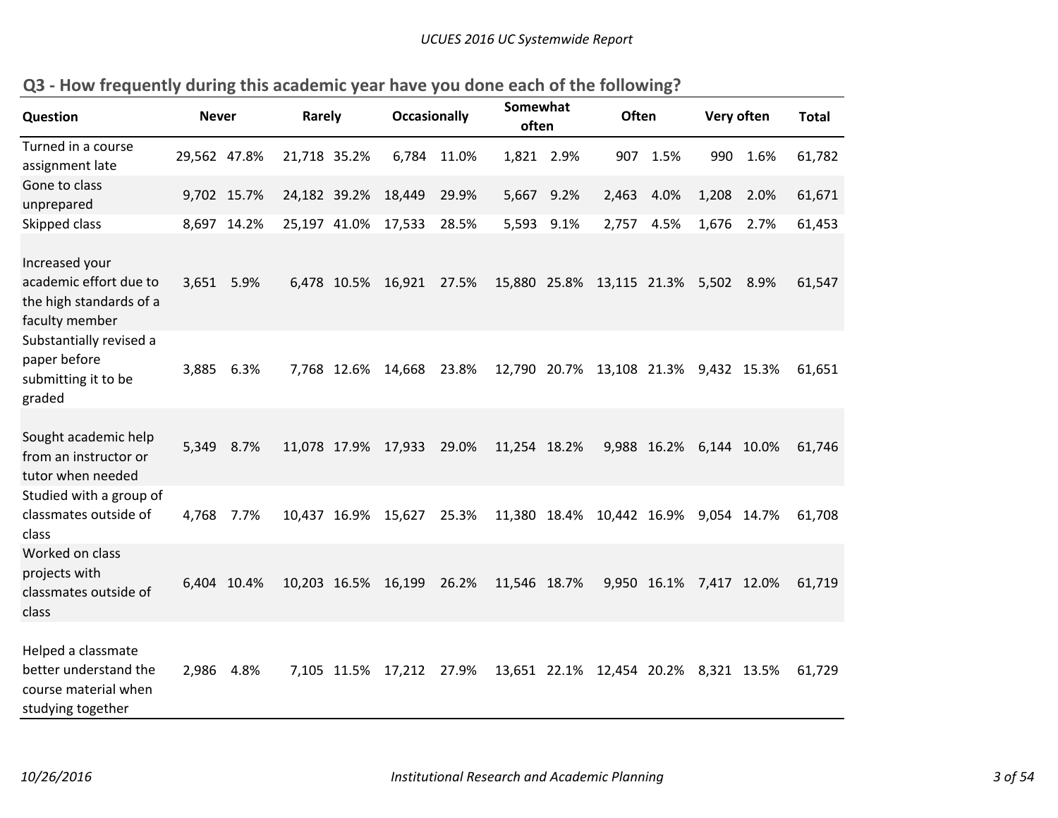## Q3 - How frequently during this academic year have you done each of the following?

| Question | Never | | Rarely | | Occasionally | | Somewhat often | | Often | | Very often | | Total |
|---|---|---|---|---|---|---|---|---|---|---|---|---|---|
| Turned in a course assignment late | 29,562 | 47.8% | 21,718 | 35.2% | 6,784 | 11.0% | 1,821 | 2.9% | 907 | 1.5% | 990 | 1.6% | 61,782 |
| Gone to class unprepared | 9,702 | 15.7% | 24,182 | 39.2% | 18,449 | 29.9% | 5,667 | 9.2% | 2,463 | 4.0% | 1,208 | 2.0% | 61,671 |
| Skipped class | 8,697 | 14.2% | 25,197 | 41.0% | 17,533 | 28.5% | 5,593 | 9.1% | 2,757 | 4.5% | 1,676 | 2.7% | 61,453 |
| Increased your academic effort due to the high standards of a faculty member | 3,651 | 5.9% | 6,478 | 10.5% | 16,921 | 27.5% | 15,880 | 25.8% | 13,115 | 21.3% | 5,502 | 8.9% | 61,547 |
| Substantially revised a paper before submitting it to be graded | 3,885 | 6.3% | 7,768 | 12.6% | 14,668 | 23.8% | 12,790 | 20.7% | 13,108 | 21.3% | 9,432 | 15.3% | 61,651 |
| Sought academic help from an instructor or tutor when needed | 5,349 | 8.7% | 11,078 | 17.9% | 17,933 | 29.0% | 11,254 | 18.2% | 9,988 | 16.2% | 6,144 | 10.0% | 61,746 |
| Studied with a group of classmates outside of class | 4,768 | 7.7% | 10,437 | 16.9% | 15,627 | 25.3% | 11,380 | 18.4% | 10,442 | 16.9% | 9,054 | 14.7% | 61,708 |
| Worked on class projects with classmates outside of class | 6,404 | 10.4% | 10,203 | 16.5% | 16,199 | 26.2% | 11,546 | 18.7% | 9,950 | 16.1% | 7,417 | 12.0% | 61,719 |
| Helped a classmate better understand the course material when studying together | 2,986 | 4.8% | 7,105 | 11.5% | 17,212 | 27.9% | 13,651 | 22.1% | 12,454 | 20.2% | 8,321 | 13.5% | 61,729 |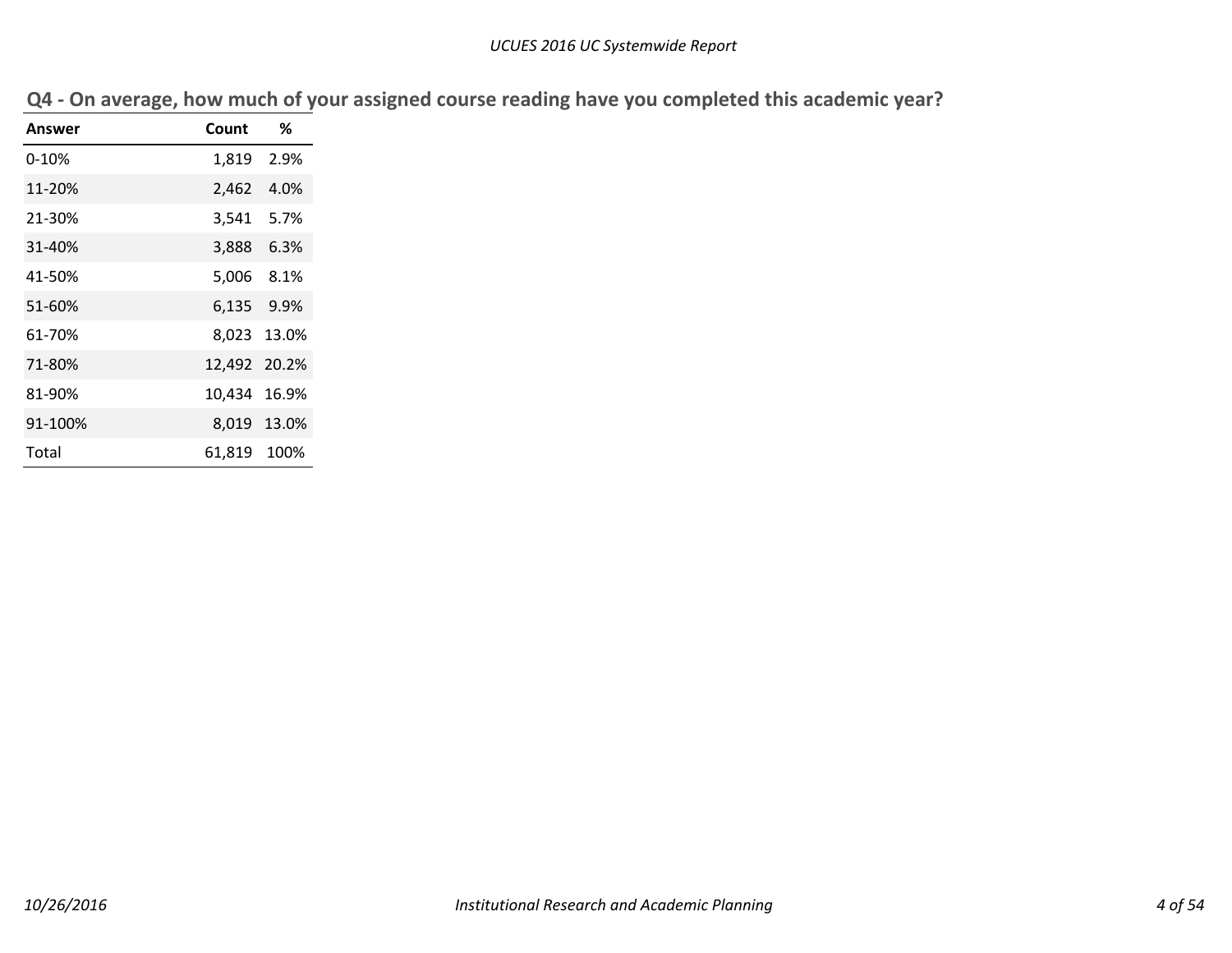## Q4 - On average, how much of your assigned course reading have you completed this academic year?

| Answer | Count | % |
|---|---|---|
| 0-10% | 1,819 | 2.9% |
| 11-20% | 2,462 | 4.0% |
| 21-30% | 3,541 | 5.7% |
| 31-40% | 3,888 | 6.3% |
| 41-50% | 5,006 | 8.1% |
| 51-60% | 6,135 | 9.9% |
| 61-70% | 8,023 | 13.0% |
| 71-80% | 12,492 | 20.2% |
| 81-90% | 10,434 | 16.9% |
| 91-100% | 8,019 | 13.0% |
| Total | 61,819 | 100% |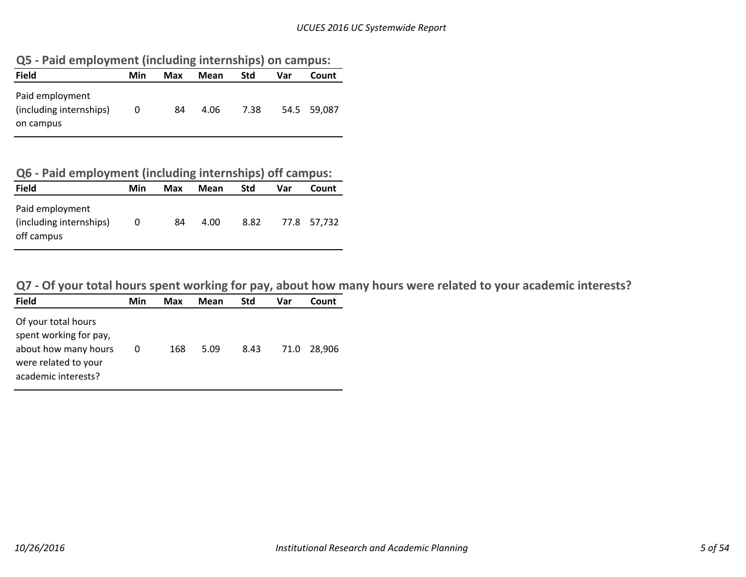## Q5 - Paid employment (including internships) on campus:

| Field | Min | Max | Mean | Std | Var | Count |
|---|---|---|---|---|---|---|
| Paid employment (including internships) on campus | 0 | 84 | 4.06 | 7.38 | 54.5 | 59,087 |

## Q6 - Paid employment (including internships) off campus:

| Field | Min | Max | Mean | Std | Var | Count |
|---|---|---|---|---|---|---|
| Paid employment (including internships) off campus | 0 | 84 | 4.00 | 8.82 | 77.8 | 57,732 |

## Q7 - Of your total hours spent working for pay, about how many hours were related to your academic interests?

| Field | Min | Max | Mean | Std | Var | Count |
|---|---|---|---|---|---|---|
| Of your total hours spent working for pay, about how many hours were related to your academic interests? | 0 | 168 | 5.09 | 8.43 | 71.0 | 28,906 |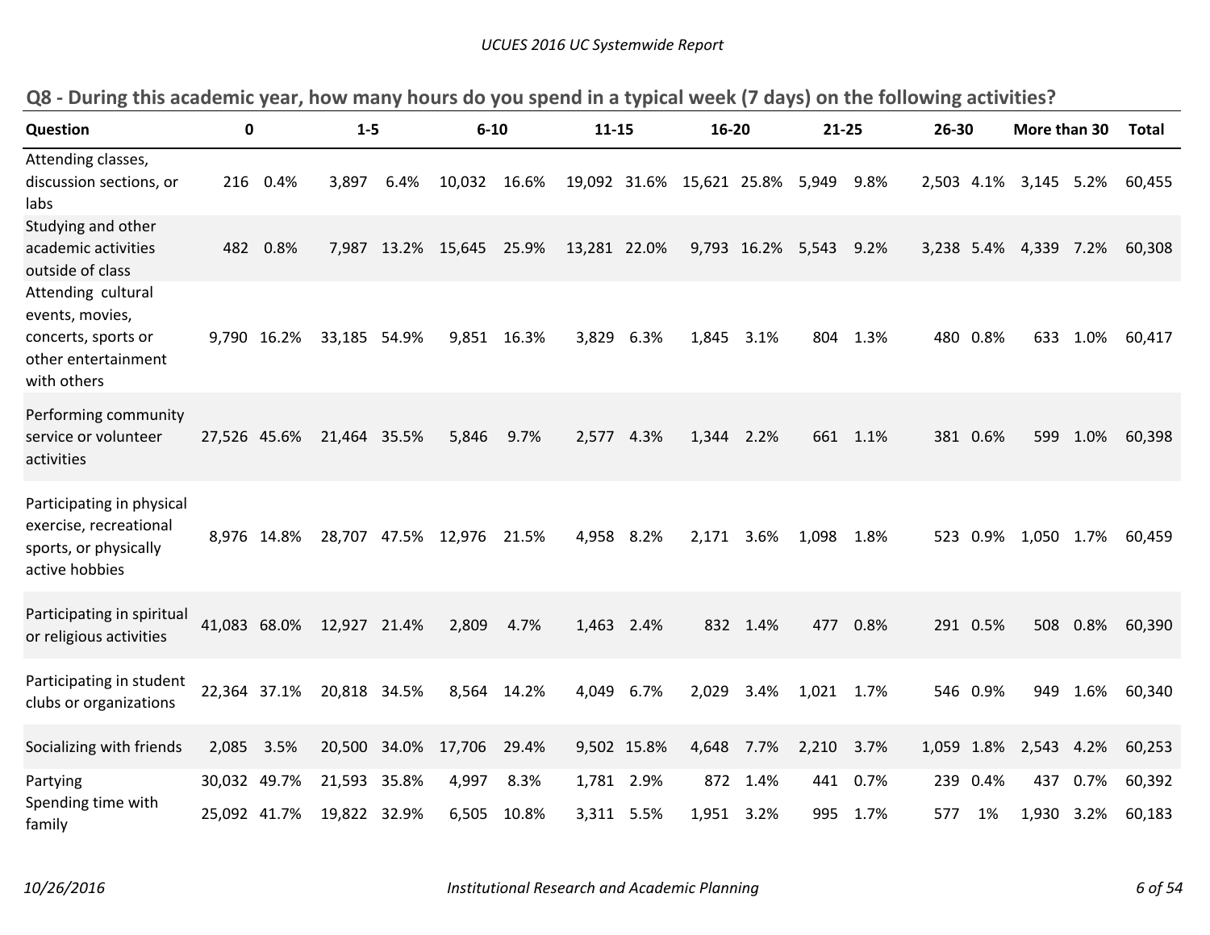## Q8 - During this academic year, how many hours do you spend in a typical week (7 days) on the following activities?

| Question | 0 | | 1-5 | | 6-10 | | 11-15 | | 16-20 | | 21-25 | | 26-30 | | More than 30 | | Total |
|---|---|---|---|---|---|---|---|---|---|---|---|---|---|---|---|---|---|
| Attending classes, discussion sections, or labs | 216 | 0.4% | 3,897 | 6.4% | 10,032 | 16.6% | 19,092 | 31.6% | 15,621 | 25.8% | 5,949 | 9.8% | 2,503 | 4.1% | 3,145 | 5.2% | 60,455 |
| Studying and other academic activities outside of class | 482 | 0.8% | 7,987 | 13.2% | 15,645 | 25.9% | 13,281 | 22.0% | 9,793 | 16.2% | 5,543 | 9.2% | 3,238 | 5.4% | 4,339 | 7.2% | 60,308 |
| Attending cultural events, movies, concerts, sports or other entertainment with others | 9,790 | 16.2% | 33,185 | 54.9% | 9,851 | 16.3% | 3,829 | 6.3% | 1,845 | 3.1% | 804 | 1.3% | 480 | 0.8% | 633 | 1.0% | 60,417 |
| Performing community service or volunteer activities | 27,526 | 45.6% | 21,464 | 35.5% | 5,846 | 9.7% | 2,577 | 4.3% | 1,344 | 2.2% | 661 | 1.1% | 381 | 0.6% | 599 | 1.0% | 60,398 |
| Participating in physical exercise, recreational sports, or physically active hobbies | 8,976 | 14.8% | 28,707 | 47.5% | 12,976 | 21.5% | 4,958 | 8.2% | 2,171 | 3.6% | 1,098 | 1.8% | 523 | 0.9% | 1,050 | 1.7% | 60,459 |
| Participating in spiritual or religious activities | 41,083 | 68.0% | 12,927 | 21.4% | 2,809 | 4.7% | 1,463 | 2.4% | 832 | 1.4% | 477 | 0.8% | 291 | 0.5% | 508 | 0.8% | 60,390 |
| Participating in student clubs or organizations | 22,364 | 37.1% | 20,818 | 34.5% | 8,564 | 14.2% | 4,049 | 6.7% | 2,029 | 3.4% | 1,021 | 1.7% | 546 | 0.9% | 949 | 1.6% | 60,340 |
| Socializing with friends | 2,085 | 3.5% | 20,500 | 34.0% | 17,706 | 29.4% | 9,502 | 15.8% | 4,648 | 7.7% | 2,210 | 3.7% | 1,059 | 1.8% | 2,543 | 4.2% | 60,253 |
| Partying | 30,032 | 49.7% | 21,593 | 35.8% | 4,997 | 8.3% | 1,781 | 2.9% | 872 | 1.4% | 441 | 0.7% | 239 | 0.4% | 437 | 0.7% | 60,392 |
| Spending time with family | 25,092 | 41.7% | 19,822 | 32.9% | 6,505 | 10.8% | 3,311 | 5.5% | 1,951 | 3.2% | 995 | 1.7% | 577 | 1% | 1,930 | 3.2% | 60,183 |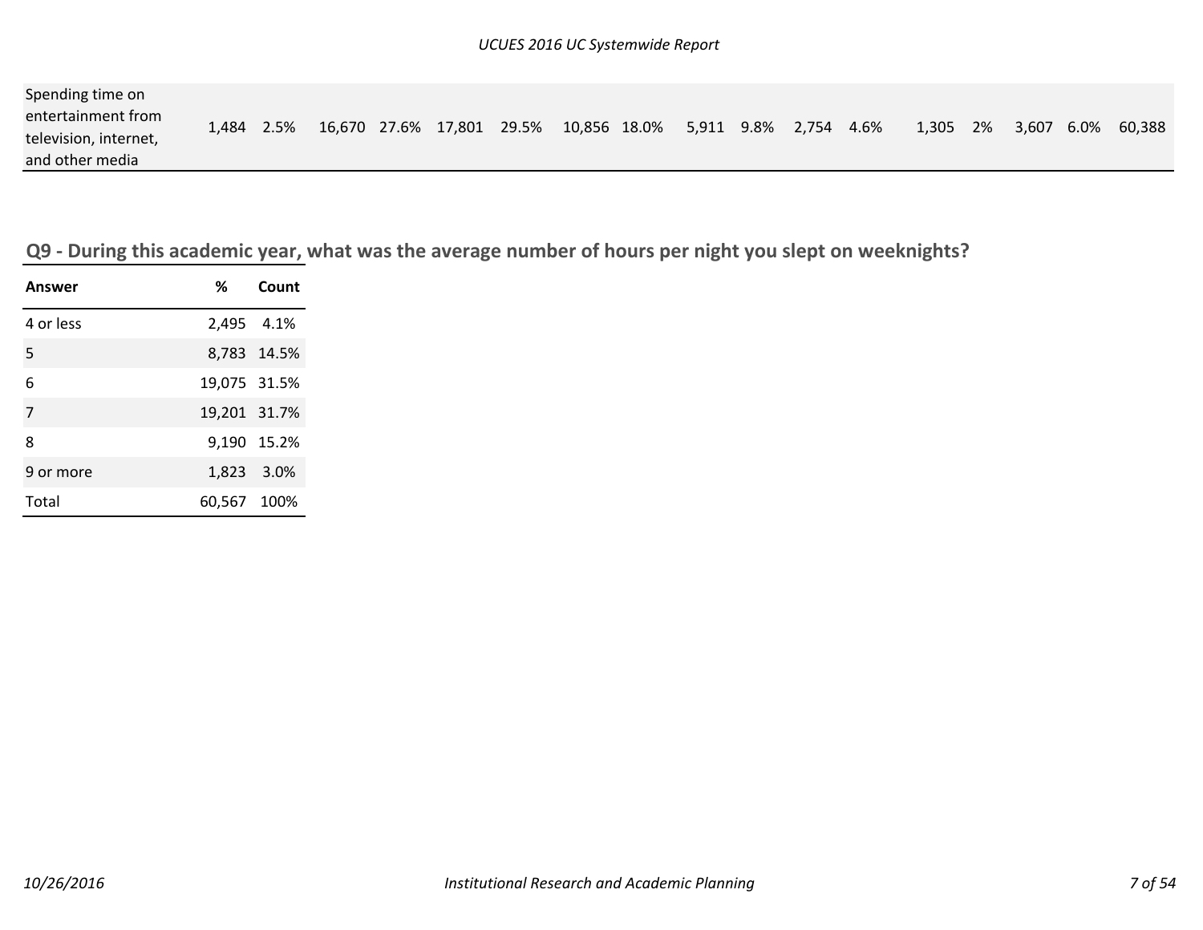| | | | | | | | | | | | | | | | | | |
|---|---|---|---|---|---|---|---|---|---|---|---|---|---|---|---|---|---|
| Spending time on entertainment from television, internet, and other media | 1,484 | 2.5% | 16,670 | 27.6% | 17,801 | 29.5% | 10,856 | 18.0% | 5,911 | 9.8% | 2,754 | 4.6% | 1,305 | 2% | 3,607 | 6.0% | 60,388 |

## Q9 - During this academic year, what was the average number of hours per night you slept on weeknights?

| Answer | % | Count |
|---|---|---|
| 4 or less | 2,495 | 4.1% |
| 5 | 8,783 | 14.5% |
| 6 | 19,075 | 31.5% |
| 7 | 19,201 | 31.7% |
| 8 | 9,190 | 15.2% |
| 9 or more | 1,823 | 3.0% |
| Total | 60,567 | 100% |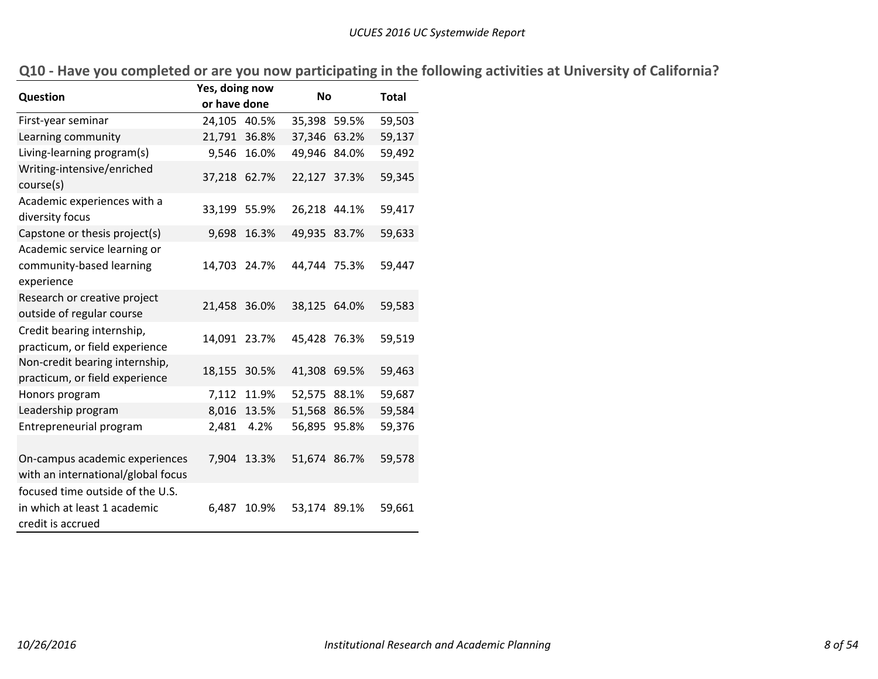## Q10 - Have you completed or are you now participating in the following activities at University of California?

| Question | Yes, doing now or have done | | No | | Total |
|---|---|---|---|---|---|
| First-year seminar | 24,105 | 40.5% | 35,398 | 59.5% | 59,503 |
| Learning community | 21,791 | 36.8% | 37,346 | 63.2% | 59,137 |
| Living-learning program(s) | 9,546 | 16.0% | 49,946 | 84.0% | 59,492 |
| Writing-intensive/enriched course(s) | 37,218 | 62.7% | 22,127 | 37.3% | 59,345 |
| Academic experiences with a diversity focus | 33,199 | 55.9% | 26,218 | 44.1% | 59,417 |
| Capstone or thesis project(s) | 9,698 | 16.3% | 49,935 | 83.7% | 59,633 |
| Academic service learning or community-based learning experience | 14,703 | 24.7% | 44,744 | 75.3% | 59,447 |
| Research or creative project outside of regular course | 21,458 | 36.0% | 38,125 | 64.0% | 59,583 |
| Credit bearing internship, practicum, or field experience | 14,091 | 23.7% | 45,428 | 76.3% | 59,519 |
| Non-credit bearing internship, practicum, or field experience | 18,155 | 30.5% | 41,308 | 69.5% | 59,463 |
| Honors program | 7,112 | 11.9% | 52,575 | 88.1% | 59,687 |
| Leadership program | 8,016 | 13.5% | 51,568 | 86.5% | 59,584 |
| Entrepreneurial program | 2,481 | 4.2% | 56,895 | 95.8% | 59,376 |
| On-campus academic experiences with an international/global focus | 7,904 | 13.3% | 51,674 | 86.7% | 59,578 |
| focused time outside of the U.S. in which at least 1 academic credit is accrued | 6,487 | 10.9% | 53,174 | 89.1% | 59,661 |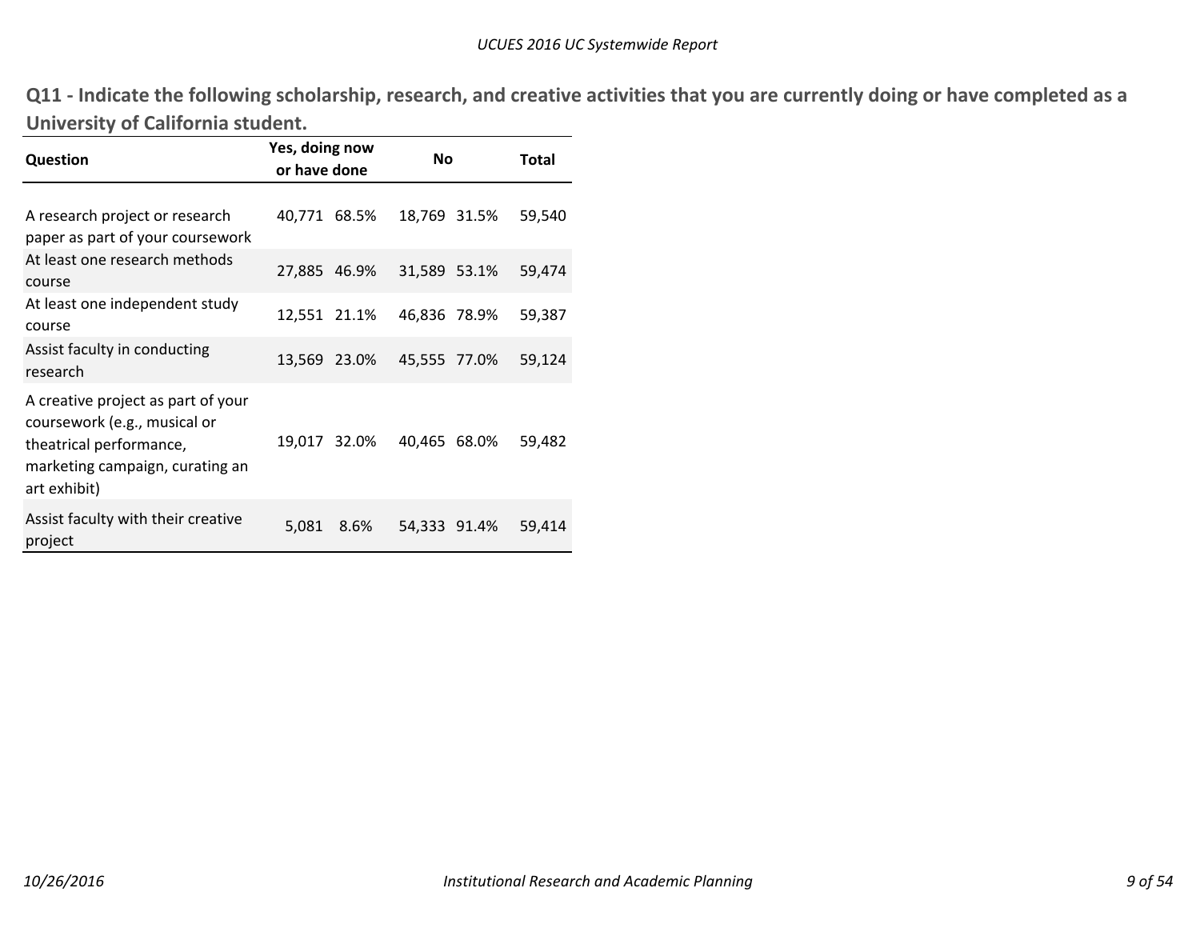## Q11 - Indicate the following scholarship, research, and creative activities that you are currently doing or have completed as a University of California student.

| Question | Yes, doing now or have done | | No | | Total |
|---|---|---|---|---|---|
| A research project or research paper as part of your coursework | 40,771 | 68.5% | 18,769 | 31.5% | 59,540 |
| At least one research methods course | 27,885 | 46.9% | 31,589 | 53.1% | 59,474 |
| At least one independent study course | 12,551 | 21.1% | 46,836 | 78.9% | 59,387 |
| Assist faculty in conducting research | 13,569 | 23.0% | 45,555 | 77.0% | 59,124 |
| A creative project as part of your coursework (e.g., musical or theatrical performance, marketing campaign, curating an art exhibit) | 19,017 | 32.0% | 40,465 | 68.0% | 59,482 |
| Assist faculty with their creative project | 5,081 | 8.6% | 54,333 | 91.4% | 59,414 |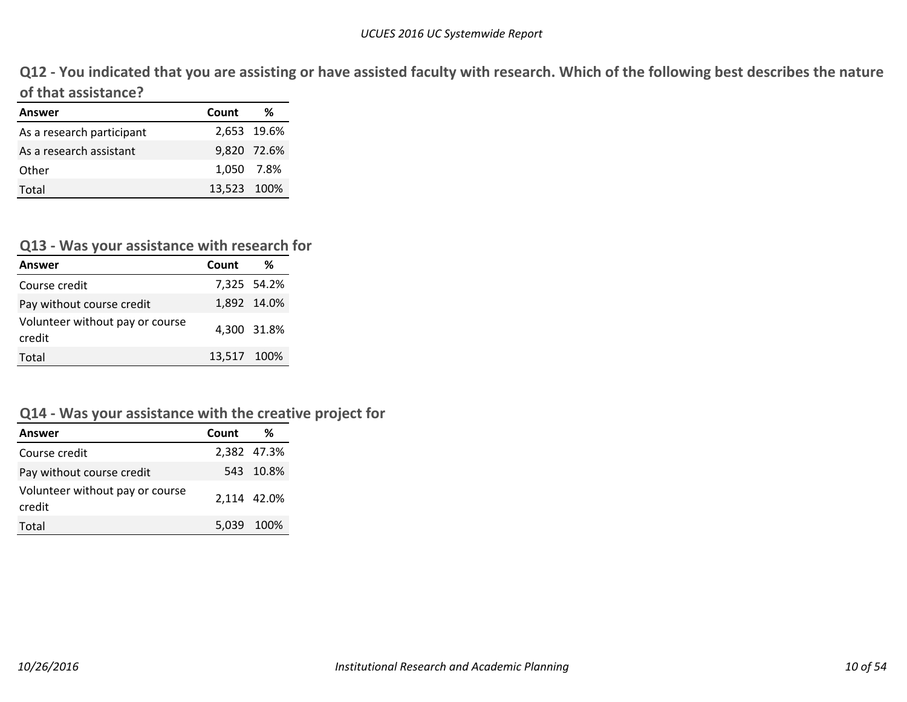## Q12 - You indicated that you are assisting or have assisted faculty with research. Which of the following best describes the nature of that assistance?

| Answer | Count | % |
|---|---|---|
| As a research participant | 2,653 | 19.6% |
| As a research assistant | 9,820 | 72.6% |
| Other | 1,050 | 7.8% |
| Total | 13,523 | 100% |

## Q13 - Was your assistance with research for

| Answer | Count | % |
|---|---|---|
| Course credit | 7,325 | 54.2% |
| Pay without course credit | 1,892 | 14.0% |
| Volunteer without pay or course credit | 4,300 | 31.8% |
| Total | 13,517 | 100% |

## Q14 - Was your assistance with the creative project for

| Answer | Count | % |
|---|---|---|
| Course credit | 2,382 | 47.3% |
| Pay without course credit | 543 | 10.8% |
| Volunteer without pay or course credit | 2,114 | 42.0% |
| Total | 5,039 | 100% |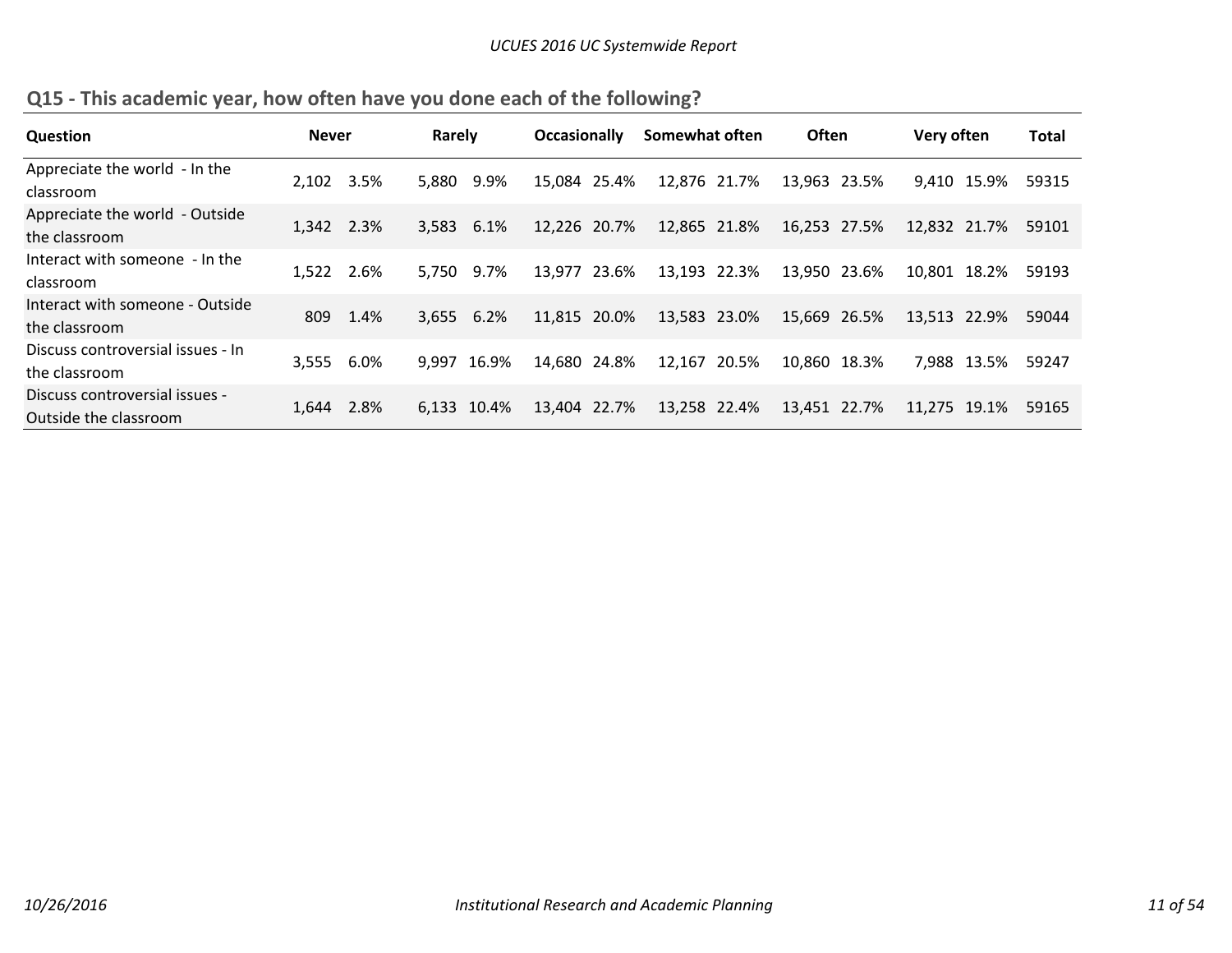## Q15 - This academic year, how often have you done each of the following?

| Question | Never | | Rarely | | Occasionally | | Somewhat often | | Often | | Very often | | Total |
|---|---|---|---|---|---|---|---|---|---|---|---|---|---|
| Appreciate the world - In the classroom | 2,102 | 3.5% | 5,880 | 9.9% | 15,084 | 25.4% | 12,876 | 21.7% | 13,963 | 23.5% | 9,410 | 15.9% | 59315 |
| Appreciate the world - Outside the classroom | 1,342 | 2.3% | 3,583 | 6.1% | 12,226 | 20.7% | 12,865 | 21.8% | 16,253 | 27.5% | 12,832 | 21.7% | 59101 |
| Interact with someone - In the classroom | 1,522 | 2.6% | 5,750 | 9.7% | 13,977 | 23.6% | 13,193 | 22.3% | 13,950 | 23.6% | 10,801 | 18.2% | 59193 |
| Interact with someone - Outside the classroom | 809 | 1.4% | 3,655 | 6.2% | 11,815 | 20.0% | 13,583 | 23.0% | 15,669 | 26.5% | 13,513 | 22.9% | 59044 |
| Discuss controversial issues - In the classroom | 3,555 | 6.0% | 9,997 | 16.9% | 14,680 | 24.8% | 12,167 | 20.5% | 10,860 | 18.3% | 7,988 | 13.5% | 59247 |
| Discuss controversial issues - Outside the classroom | 1,644 | 2.8% | 6,133 | 10.4% | 13,404 | 22.7% | 13,258 | 22.4% | 13,451 | 22.7% | 11,275 | 19.1% | 59165 |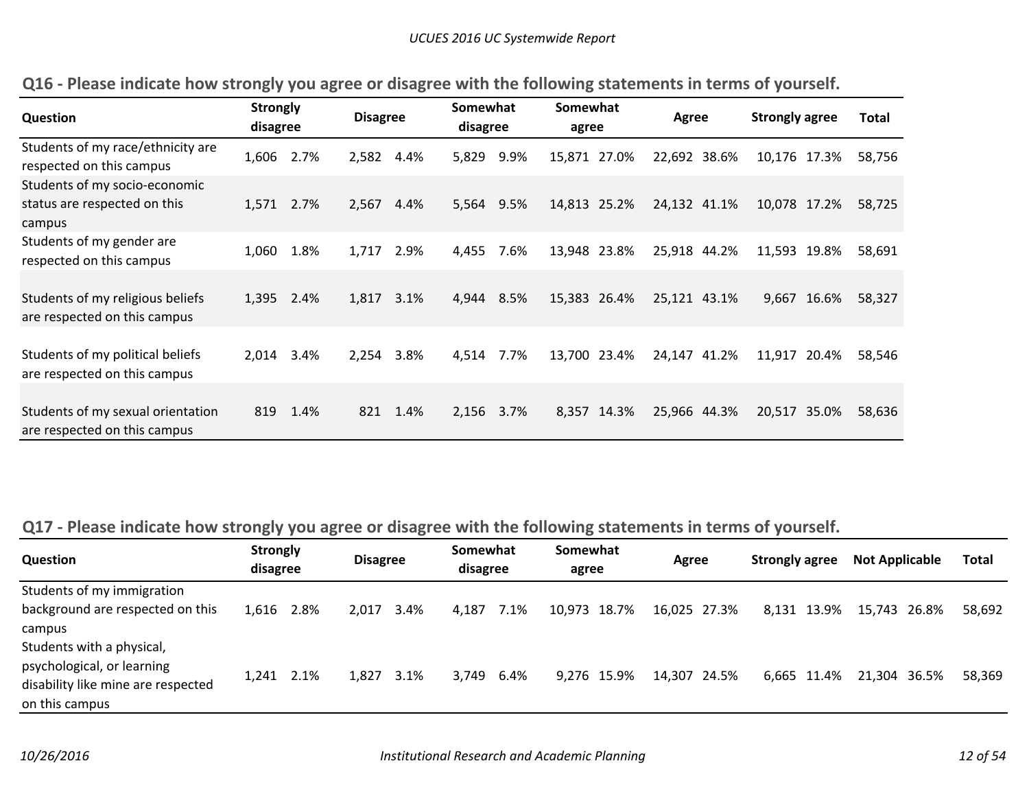## Q16 - Please indicate how strongly you agree or disagree with the following statements in terms of yourself.

| Question | Strongly disagree | | Disagree | | Somewhat disagree | | Somewhat agree | | Agree | | Strongly agree | | Total |
|---|---|---|---|---|---|---|---|---|---|---|---|---|---|
| Students of my race/ethnicity are respected on this campus | 1,606 | 2.7% | 2,582 | 4.4% | 5,829 | 9.9% | 15,871 | 27.0% | 22,692 | 38.6% | 10,176 | 17.3% | 58,756 |
| Students of my socio-economic status are respected on this campus | 1,571 | 2.7% | 2,567 | 4.4% | 5,564 | 9.5% | 14,813 | 25.2% | 24,132 | 41.1% | 10,078 | 17.2% | 58,725 |
| Students of my gender are respected on this campus | 1,060 | 1.8% | 1,717 | 2.9% | 4,455 | 7.6% | 13,948 | 23.8% | 25,918 | 44.2% | 11,593 | 19.8% | 58,691 |
| Students of my religious beliefs are respected on this campus | 1,395 | 2.4% | 1,817 | 3.1% | 4,944 | 8.5% | 15,383 | 26.4% | 25,121 | 43.1% | 9,667 | 16.6% | 58,327 |
| Students of my political beliefs are respected on this campus | 2,014 | 3.4% | 2,254 | 3.8% | 4,514 | 7.7% | 13,700 | 23.4% | 24,147 | 41.2% | 11,917 | 20.4% | 58,546 |
| Students of my sexual orientation are respected on this campus | 819 | 1.4% | 821 | 1.4% | 2,156 | 3.7% | 8,357 | 14.3% | 25,966 | 44.3% | 20,517 | 35.0% | 58,636 |

## Q17 - Please indicate how strongly you agree or disagree with the following statements in terms of yourself.

| Question | Strongly disagree | | Disagree | | Somewhat disagree | | Somewhat agree | | Agree | | Strongly agree | | Not Applicable | | Total |
|---|---|---|---|---|---|---|---|---|---|---|---|---|---|---|---|
| Students of my immigration background are respected on this campus | 1,616 | 2.8% | 2,017 | 3.4% | 4,187 | 7.1% | 10,973 | 18.7% | 16,025 | 27.3% | 8,131 | 13.9% | 15,743 | 26.8% | 58,692 |
| Students with a physical, psychological, or learning disability like mine are respected on this campus | 1,241 | 2.1% | 1,827 | 3.1% | 3,749 | 6.4% | 9,276 | 15.9% | 14,307 | 24.5% | 6,665 | 11.4% | 21,304 | 36.5% | 58,369 |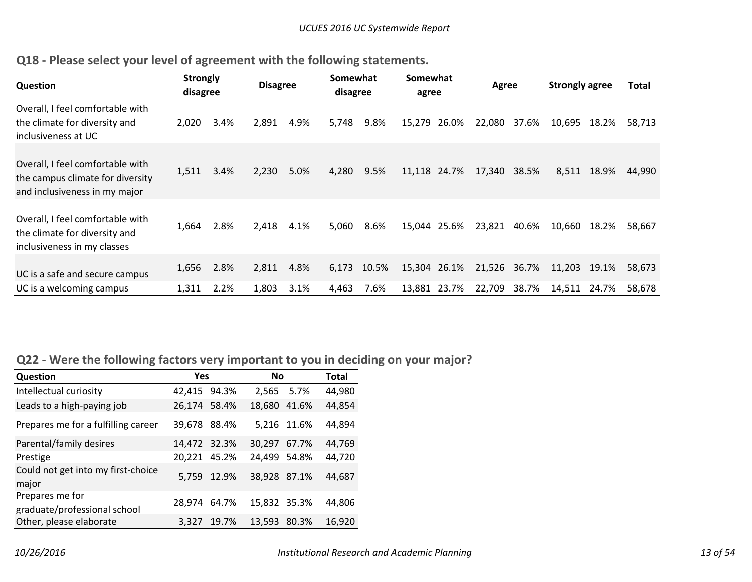## Q18 - Please select your level of agreement with the following statements.

| Question | Strongly disagree | | Disagree | | Somewhat disagree | | Somewhat agree | | Agree | | Strongly agree | | Total |
|---|---|---|---|---|---|---|---|---|---|---|---|---|---|
| Overall, I feel comfortable with the climate for diversity and inclusiveness at UC | 2,020 | 3.4% | 2,891 | 4.9% | 5,748 | 9.8% | 15,279 | 26.0% | 22,080 | 37.6% | 10,695 | 18.2% | 58,713 |
| Overall, I feel comfortable with the campus climate for diversity and inclusiveness in my major | 1,511 | 3.4% | 2,230 | 5.0% | 4,280 | 9.5% | 11,118 | 24.7% | 17,340 | 38.5% | 8,511 | 18.9% | 44,990 |
| Overall, I feel comfortable with the climate for diversity and inclusiveness in my classes | 1,664 | 2.8% | 2,418 | 4.1% | 5,060 | 8.6% | 15,044 | 25.6% | 23,821 | 40.6% | 10,660 | 18.2% | 58,667 |
| UC is a safe and secure campus | 1,656 | 2.8% | 2,811 | 4.8% | 6,173 | 10.5% | 15,304 | 26.1% | 21,526 | 36.7% | 11,203 | 19.1% | 58,673 |
| UC is a welcoming campus | 1,311 | 2.2% | 1,803 | 3.1% | 4,463 | 7.6% | 13,881 | 23.7% | 22,709 | 38.7% | 14,511 | 24.7% | 58,678 |

## Q22 - Were the following factors very important to you in deciding on your major?

| Question | Yes | | No | | Total |
|---|---|---|---|---|---|
| Intellectual curiosity | 42,415 | 94.3% | 2,565 | 5.7% | 44,980 |
| Leads to a high-paying job | 26,174 | 58.4% | 18,680 | 41.6% | 44,854 |
| Prepares me for a fulfilling career | 39,678 | 88.4% | 5,216 | 11.6% | 44,894 |
| Parental/family desires | 14,472 | 32.3% | 30,297 | 67.7% | 44,769 |
| Prestige | 20,221 | 45.2% | 24,499 | 54.8% | 44,720 |
| Could not get into my first-choice major | 5,759 | 12.9% | 38,928 | 87.1% | 44,687 |
| Prepares me for graduate/professional school | 28,974 | 64.7% | 15,832 | 35.3% | 44,806 |
| Other, please elaborate | 3,327 | 19.7% | 13,593 | 80.3% | 16,920 |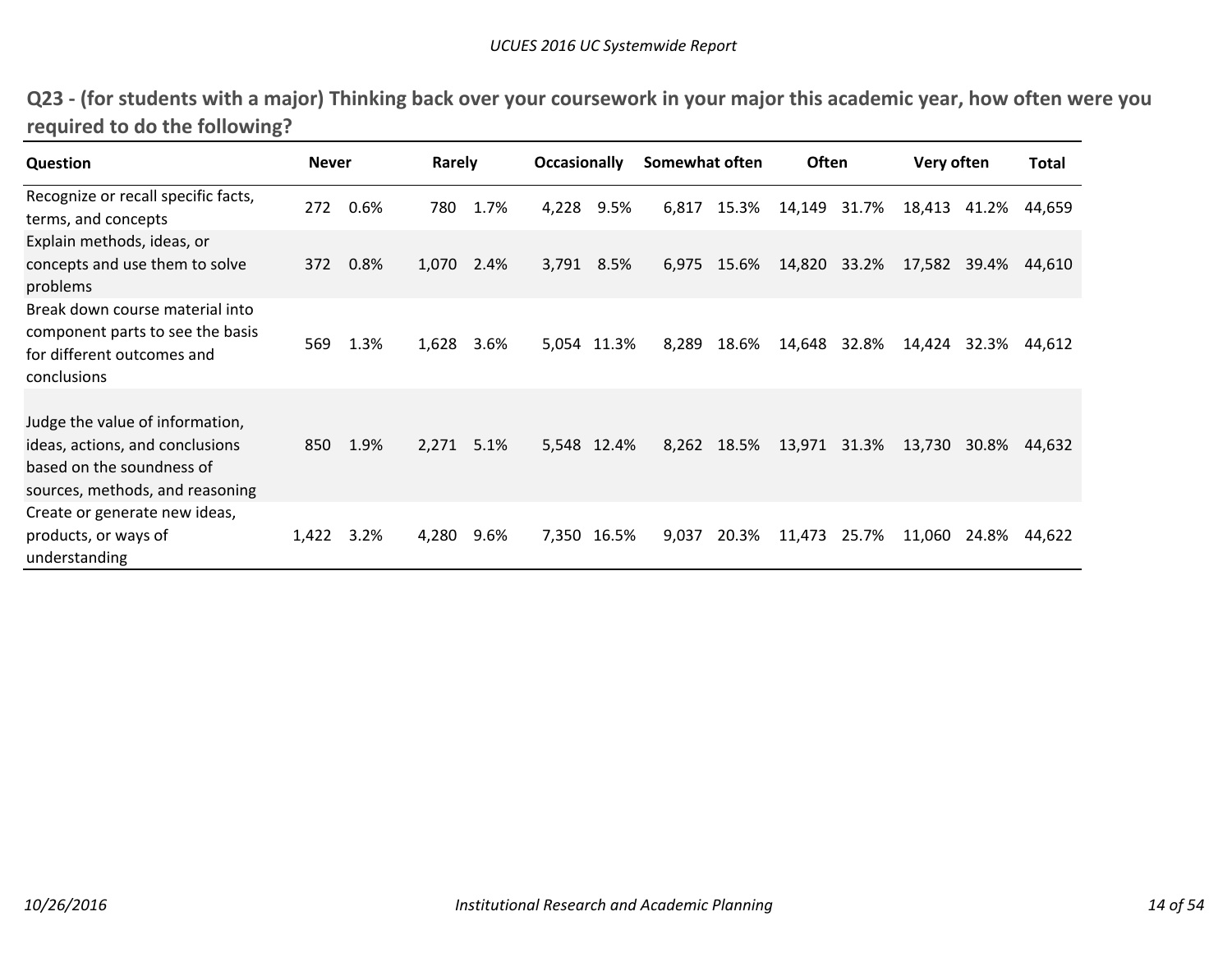## Q23 - (for students with a major) Thinking back over your coursework in your major this academic year, how often were you required to do the following?

| Question | Never | | Rarely | | Occasionally | | Somewhat often | | Often | | Very often | | Total |
|---|---|---|---|---|---|---|---|---|---|---|---|---|---|
| Recognize or recall specific facts, terms, and concepts | 272 | 0.6% | 780 | 1.7% | 4,228 | 9.5% | 6,817 | 15.3% | 14,149 | 31.7% | 18,413 | 41.2% | 44,659 |
| Explain methods, ideas, or concepts and use them to solve problems | 372 | 0.8% | 1,070 | 2.4% | 3,791 | 8.5% | 6,975 | 15.6% | 14,820 | 33.2% | 17,582 | 39.4% | 44,610 |
| Break down course material into component parts to see the basis for different outcomes and conclusions | 569 | 1.3% | 1,628 | 3.6% | 5,054 | 11.3% | 8,289 | 18.6% | 14,648 | 32.8% | 14,424 | 32.3% | 44,612 |
| Judge the value of information, ideas, actions, and conclusions based on the soundness of sources, methods, and reasoning | 850 | 1.9% | 2,271 | 5.1% | 5,548 | 12.4% | 8,262 | 18.5% | 13,971 | 31.3% | 13,730 | 30.8% | 44,632 |
| Create or generate new ideas, products, or ways of understanding | 1,422 | 3.2% | 4,280 | 9.6% | 7,350 | 16.5% | 9,037 | 20.3% | 11,473 | 25.7% | 11,060 | 24.8% | 44,622 |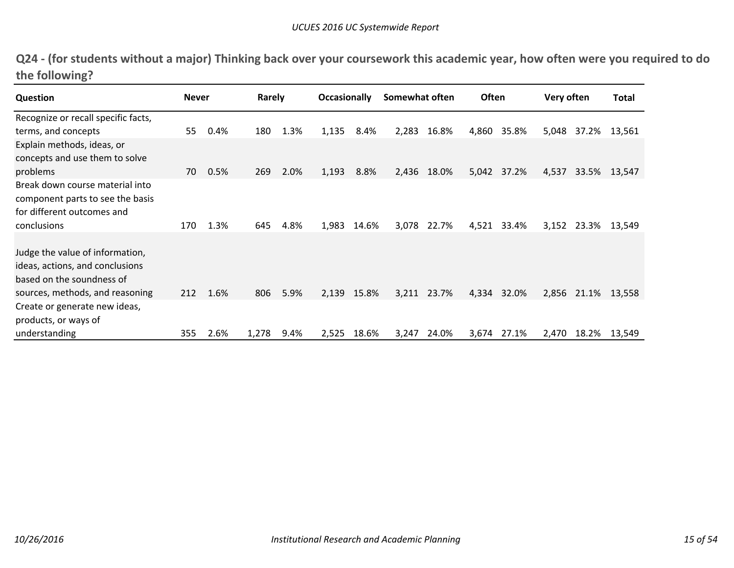## Q24 - (for students without a major) Thinking back over your coursework this academic year, how often were you required to do the following?

| Question | Never | | Rarely | | Occasionally | | Somewhat often | | Often | | Very often | | Total |
|---|---|---|---|---|---|---|---|---|---|---|---|---|---|
| Recognize or recall specific facts, terms, and concepts | 55 | 0.4% | 180 | 1.3% | 1,135 | 8.4% | 2,283 | 16.8% | 4,860 | 35.8% | 5,048 | 37.2% | 13,561 |
| Explain methods, ideas, or concepts and use them to solve problems | 70 | 0.5% | 269 | 2.0% | 1,193 | 8.8% | 2,436 | 18.0% | 5,042 | 37.2% | 4,537 | 33.5% | 13,547 |
| Break down course material into component parts to see the basis for different outcomes and conclusions | 170 | 1.3% | 645 | 4.8% | 1,983 | 14.6% | 3,078 | 22.7% | 4,521 | 33.4% | 3,152 | 23.3% | 13,549 |
| Judge the value of information, ideas, actions, and conclusions based on the soundness of sources, methods, and reasoning | 212 | 1.6% | 806 | 5.9% | 2,139 | 15.8% | 3,211 | 23.7% | 4,334 | 32.0% | 2,856 | 21.1% | 13,558 |
| Create or generate new ideas, products, or ways of understanding | 355 | 2.6% | 1,278 | 9.4% | 2,525 | 18.6% | 3,247 | 24.0% | 3,674 | 27.1% | 2,470 | 18.2% | 13,549 |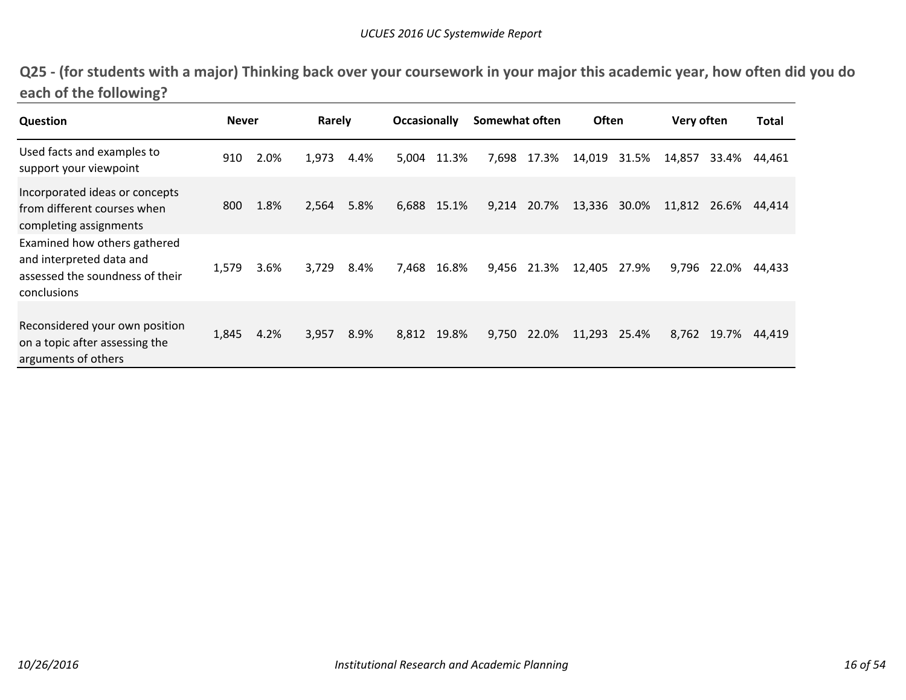## Q25 - (for students with a major) Thinking back over your coursework in your major this academic year, how often did you do each of the following?

| Question | Never | | Rarely | | Occasionally | | Somewhat often | | Often | | Very often | | Total |
|---|---|---|---|---|---|---|---|---|---|---|---|---|---|
| Used facts and examples to support your viewpoint | 910 | 2.0% | 1,973 | 4.4% | 5,004 | 11.3% | 7,698 | 17.3% | 14,019 | 31.5% | 14,857 | 33.4% | 44,461 |
| Incorporated ideas or concepts from different courses when completing assignments | 800 | 1.8% | 2,564 | 5.8% | 6,688 | 15.1% | 9,214 | 20.7% | 13,336 | 30.0% | 11,812 | 26.6% | 44,414 |
| Examined how others gathered and interpreted data and assessed the soundness of their conclusions | 1,579 | 3.6% | 3,729 | 8.4% | 7,468 | 16.8% | 9,456 | 21.3% | 12,405 | 27.9% | 9,796 | 22.0% | 44,433 |
| Reconsidered your own position on a topic after assessing the arguments of others | 1,845 | 4.2% | 3,957 | 8.9% | 8,812 | 19.8% | 9,750 | 22.0% | 11,293 | 25.4% | 8,762 | 19.7% | 44,419 |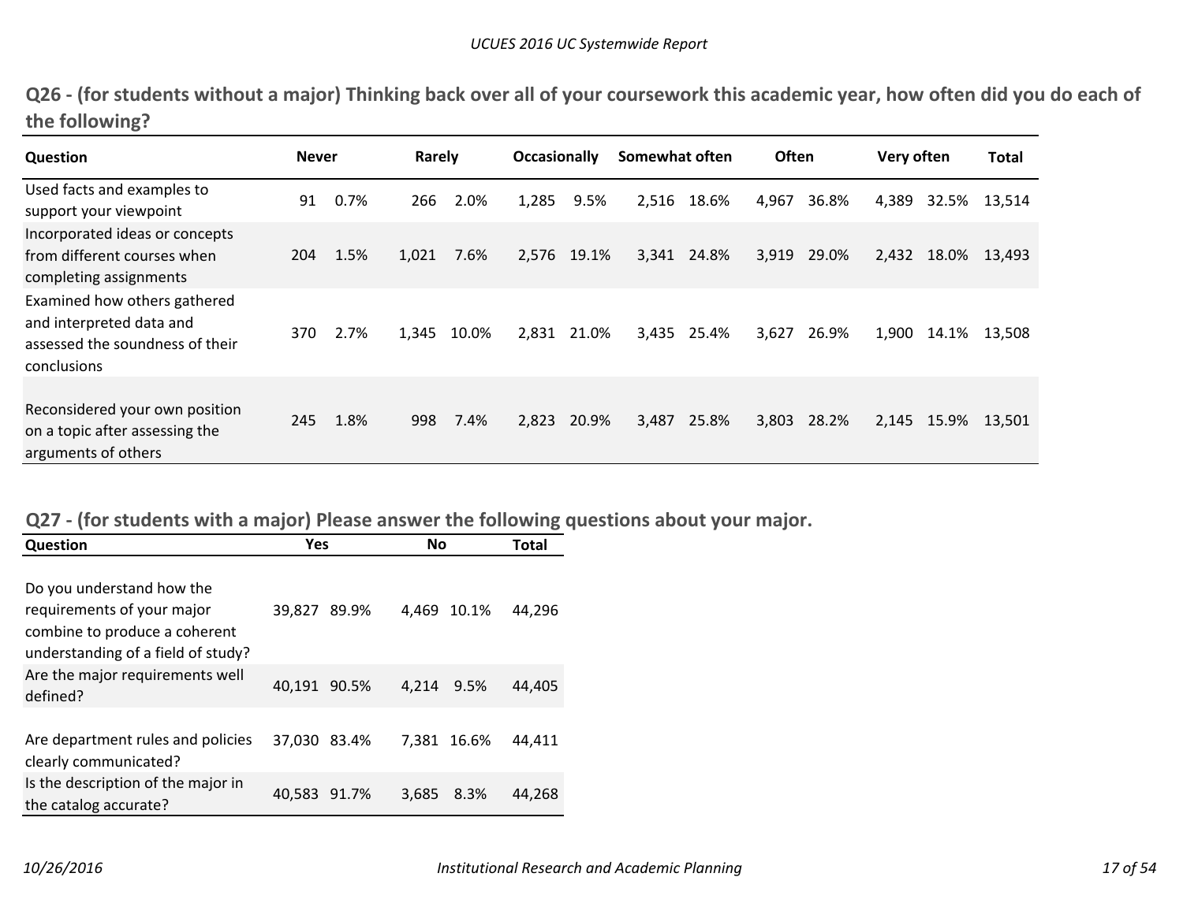## Q26 - (for students without a major) Thinking back over all of your coursework this academic year, how often did you do each of the following?

| Question | Never | | Rarely | | Occasionally | | Somewhat often | | Often | | Very often | | Total |
|---|---|---|---|---|---|---|---|---|---|---|---|---|---|
| Used facts and examples to support your viewpoint | 91 | 0.7% | 266 | 2.0% | 1,285 | 9.5% | 2,516 | 18.6% | 4,967 | 36.8% | 4,389 | 32.5% | 13,514 |
| Incorporated ideas or concepts from different courses when completing assignments | 204 | 1.5% | 1,021 | 7.6% | 2,576 | 19.1% | 3,341 | 24.8% | 3,919 | 29.0% | 2,432 | 18.0% | 13,493 |
| Examined how others gathered and interpreted data and assessed the soundness of their conclusions | 370 | 2.7% | 1,345 | 10.0% | 2,831 | 21.0% | 3,435 | 25.4% | 3,627 | 26.9% | 1,900 | 14.1% | 13,508 |
| Reconsidered your own position on a topic after assessing the arguments of others | 245 | 1.8% | 998 | 7.4% | 2,823 | 20.9% | 3,487 | 25.8% | 3,803 | 28.2% | 2,145 | 15.9% | 13,501 |

## Q27 - (for students with a major) Please answer the following questions about your major.

| Question | Yes | | No | | Total |
|---|---|---|---|---|---|
| Do you understand how the requirements of your major combine to produce a coherent understanding of a field of study? | 39,827 | 89.9% | 4,469 | 10.1% | 44,296 |
| Are the major requirements well defined? | 40,191 | 90.5% | 4,214 | 9.5% | 44,405 |
| Are department rules and policies clearly communicated? | 37,030 | 83.4% | 7,381 | 16.6% | 44,411 |
| Is the description of the major in the catalog accurate? | 40,583 | 91.7% | 3,685 | 8.3% | 44,268 |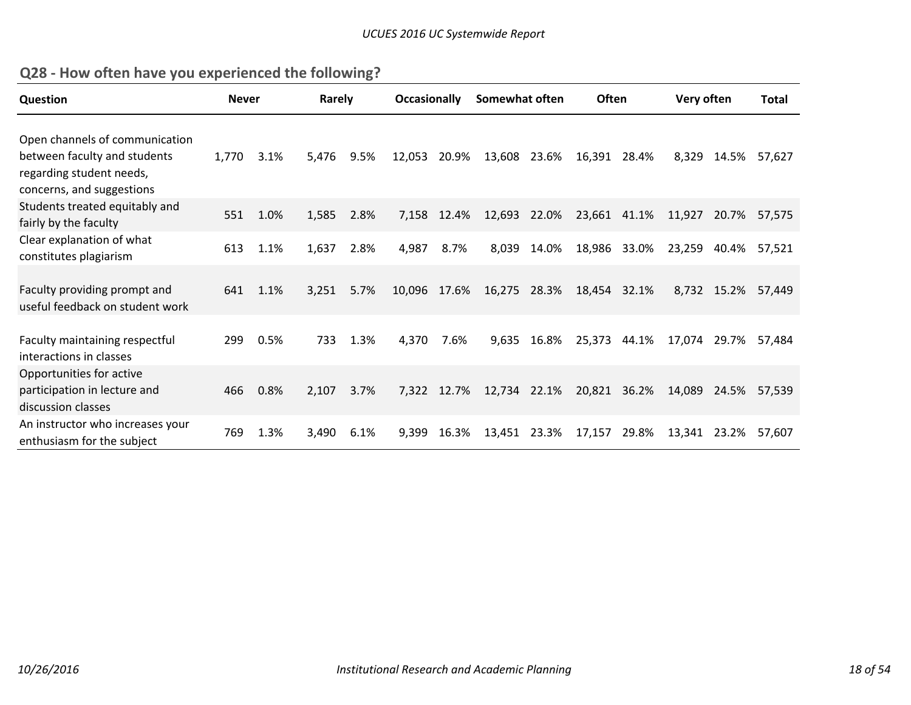## Q28 - How often have you experienced the following?

| Question | Never | | Rarely | | Occasionally | | Somewhat often | | Often | | Very often | | Total |
|---|---|---|---|---|---|---|---|---|---|---|---|---|---|
| Open channels of communication between faculty and students regarding student needs, concerns, and suggestions | 1,770 | 3.1% | 5,476 | 9.5% | 12,053 | 20.9% | 13,608 | 23.6% | 16,391 | 28.4% | 8,329 | 14.5% | 57,627 |
| Students treated equitably and fairly by the faculty | 551 | 1.0% | 1,585 | 2.8% | 7,158 | 12.4% | 12,693 | 22.0% | 23,661 | 41.1% | 11,927 | 20.7% | 57,575 |
| Clear explanation of what constitutes plagiarism | 613 | 1.1% | 1,637 | 2.8% | 4,987 | 8.7% | 8,039 | 14.0% | 18,986 | 33.0% | 23,259 | 40.4% | 57,521 |
| Faculty providing prompt and useful feedback on student work | 641 | 1.1% | 3,251 | 5.7% | 10,096 | 17.6% | 16,275 | 28.3% | 18,454 | 32.1% | 8,732 | 15.2% | 57,449 |
| Faculty maintaining respectful interactions in classes | 299 | 0.5% | 733 | 1.3% | 4,370 | 7.6% | 9,635 | 16.8% | 25,373 | 44.1% | 17,074 | 29.7% | 57,484 |
| Opportunities for active participation in lecture and discussion classes | 466 | 0.8% | 2,107 | 3.7% | 7,322 | 12.7% | 12,734 | 22.1% | 20,821 | 36.2% | 14,089 | 24.5% | 57,539 |
| An instructor who increases your enthusiasm for the subject | 769 | 1.3% | 3,490 | 6.1% | 9,399 | 16.3% | 13,451 | 23.3% | 17,157 | 29.8% | 13,341 | 23.2% | 57,607 |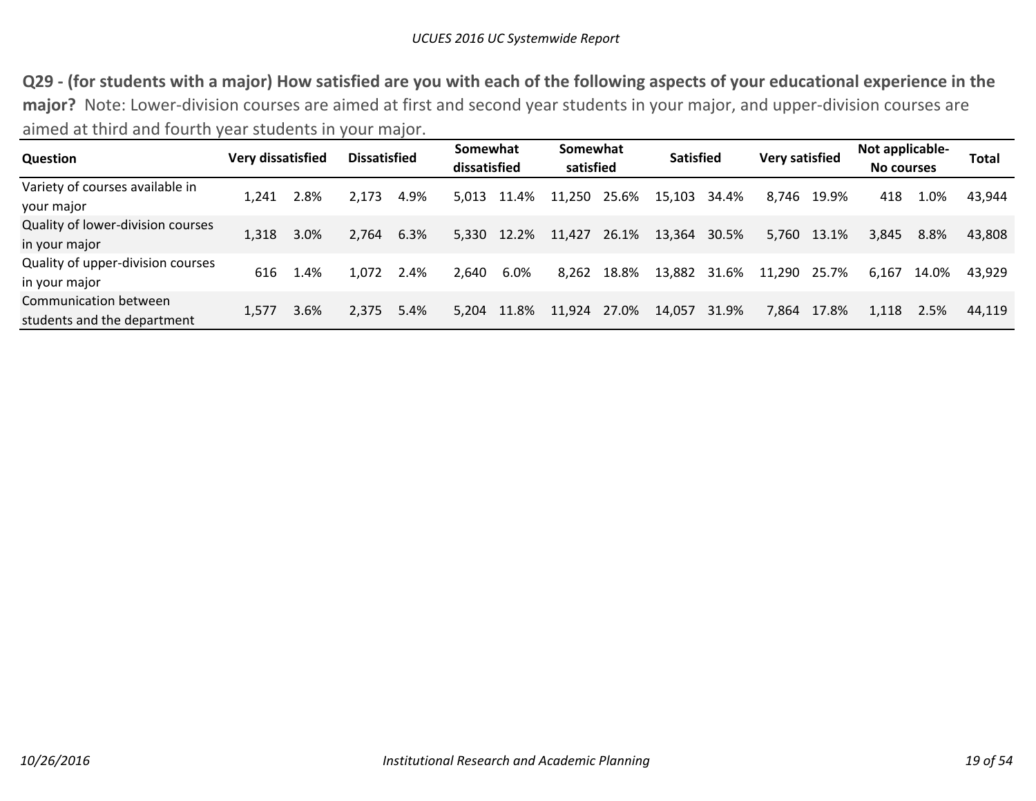**Q29 - (for students with a major) How satisfied are you with each of the following aspects of your educational experience in the major?** Note: Lower-division courses are aimed at first and second year students in your major, and upper-division courses are aimed at third and fourth year students in your major.

| Question | Very dissatisfied | | Dissatisfied | | Somewhat dissatisfied | | Somewhat satisfied | | Satisfied | | Very satisfied | | Not applicable- No courses | | Total |
|---|---|---|---|---|---|---|---|---|---|---|---|---|---|---|---|
| Variety of courses available in your major | 1,241 | 2.8% | 2,173 | 4.9% | 5,013 | 11.4% | 11,250 | 25.6% | 15,103 | 34.4% | 8,746 | 19.9% | 418 | 1.0% | 43,944 |
| Quality of lower-division courses in your major | 1,318 | 3.0% | 2,764 | 6.3% | 5,330 | 12.2% | 11,427 | 26.1% | 13,364 | 30.5% | 5,760 | 13.1% | 3,845 | 8.8% | 43,808 |
| Quality of upper-division courses in your major | 616 | 1.4% | 1,072 | 2.4% | 2,640 | 6.0% | 8,262 | 18.8% | 13,882 | 31.6% | 11,290 | 25.7% | 6,167 | 14.0% | 43,929 |
| Communication between students and the department | 1,577 | 3.6% | 2,375 | 5.4% | 5,204 | 11.8% | 11,924 | 27.0% | 14,057 | 31.9% | 7,864 | 17.8% | 1,118 | 2.5% | 44,119 |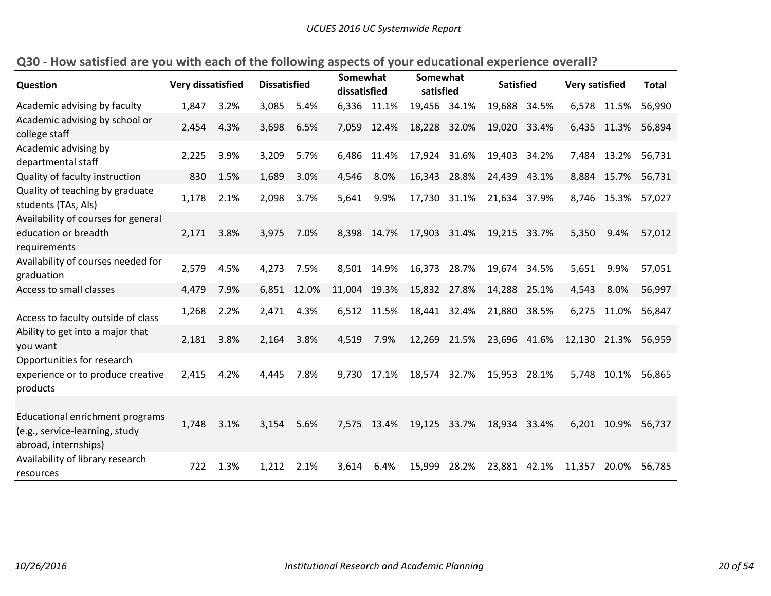## Q30 - How satisfied are you with each of the following aspects of your educational experience overall?

| Question | Very dissatisfied | | Dissatisfied | | Somewhat dissatisfied | | Somewhat satisfied | | Satisfied | | Very satisfied | | Total |
|---|---|---|---|---|---|---|---|---|---|---|---|---|---|
| Academic advising by faculty | 1,847 | 3.2% | 3,085 | 5.4% | 6,336 | 11.1% | 19,456 | 34.1% | 19,688 | 34.5% | 6,578 | 11.5% | 56,990 |
| Academic advising by school or college staff | 2,454 | 4.3% | 3,698 | 6.5% | 7,059 | 12.4% | 18,228 | 32.0% | 19,020 | 33.4% | 6,435 | 11.3% | 56,894 |
| Academic advising by departmental staff | 2,225 | 3.9% | 3,209 | 5.7% | 6,486 | 11.4% | 17,924 | 31.6% | 19,403 | 34.2% | 7,484 | 13.2% | 56,731 |
| Quality of faculty instruction | 830 | 1.5% | 1,689 | 3.0% | 4,546 | 8.0% | 16,343 | 28.8% | 24,439 | 43.1% | 8,884 | 15.7% | 56,731 |
| Quality of teaching by graduate students (TAs, AIs) | 1,178 | 2.1% | 2,098 | 3.7% | 5,641 | 9.9% | 17,730 | 31.1% | 21,634 | 37.9% | 8,746 | 15.3% | 57,027 |
| Availability of courses for general education or breadth requirements | 2,171 | 3.8% | 3,975 | 7.0% | 8,398 | 14.7% | 17,903 | 31.4% | 19,215 | 33.7% | 5,350 | 9.4% | 57,012 |
| Availability of courses needed for graduation | 2,579 | 4.5% | 4,273 | 7.5% | 8,501 | 14.9% | 16,373 | 28.7% | 19,674 | 34.5% | 5,651 | 9.9% | 57,051 |
| Access to small classes | 4,479 | 7.9% | 6,851 | 12.0% | 11,004 | 19.3% | 15,832 | 27.8% | 14,288 | 25.1% | 4,543 | 8.0% | 56,997 |
| Access to faculty outside of class | 1,268 | 2.2% | 2,471 | 4.3% | 6,512 | 11.5% | 18,441 | 32.4% | 21,880 | 38.5% | 6,275 | 11.0% | 56,847 |
| Ability to get into a major that you want | 2,181 | 3.8% | 2,164 | 3.8% | 4,519 | 7.9% | 12,269 | 21.5% | 23,696 | 41.6% | 12,130 | 21.3% | 56,959 |
| Opportunities for research experience or to produce creative products | 2,415 | 4.2% | 4,445 | 7.8% | 9,730 | 17.1% | 18,574 | 32.7% | 15,953 | 28.1% | 5,748 | 10.1% | 56,865 |
| Educational enrichment programs (e.g., service-learning, study abroad, internships) | 1,748 | 3.1% | 3,154 | 5.6% | 7,575 | 13.4% | 19,125 | 33.7% | 18,934 | 33.4% | 6,201 | 10.9% | 56,737 |
| Availability of library research resources | 722 | 1.3% | 1,212 | 2.1% | 3,614 | 6.4% | 15,999 | 28.2% | 23,881 | 42.1% | 11,357 | 20.0% | 56,785 |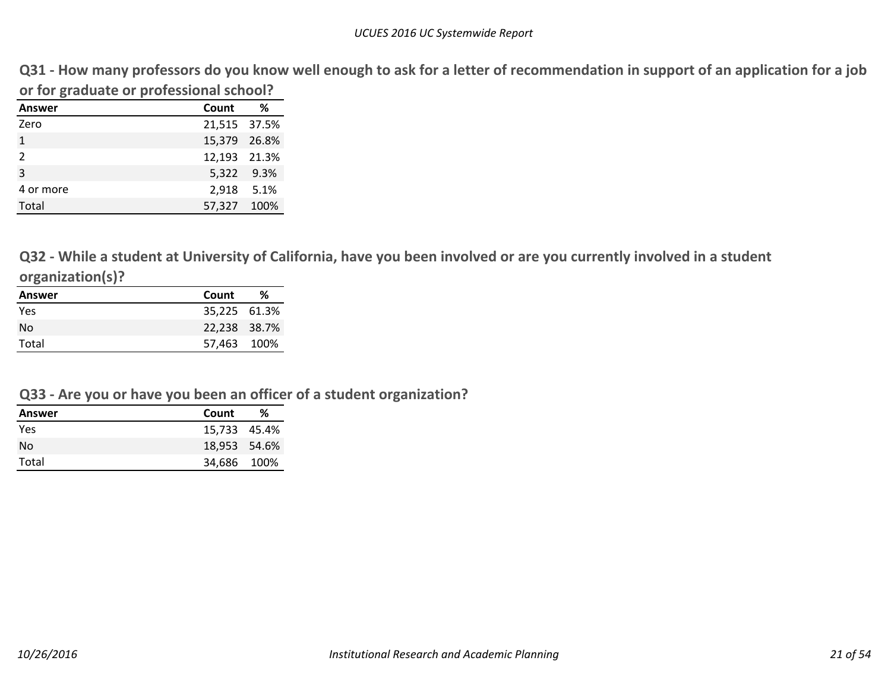## Q31 - How many professors do you know well enough to ask for a letter of recommendation in support of an application for a job or for graduate or professional school?

| Answer | Count | % |
|---|---|---|
| Zero | 21,515 | 37.5% |
| 1 | 15,379 | 26.8% |
| 2 | 12,193 | 21.3% |
| 3 | 5,322 | 9.3% |
| 4 or more | 2,918 | 5.1% |
| Total | 57,327 | 100% |

## Q32 - While a student at University of California, have you been involved or are you currently involved in a student organization(s)?

| Answer | Count | % |
|---|---|---|
| Yes | 35,225 | 61.3% |
| No | 22,238 | 38.7% |
| Total | 57,463 | 100% |

## Q33 - Are you or have you been an officer of a student organization?

| Answer | Count | % |
|---|---|---|
| Yes | 15,733 | 45.4% |
| No | 18,953 | 54.6% |
| Total | 34,686 | 100% |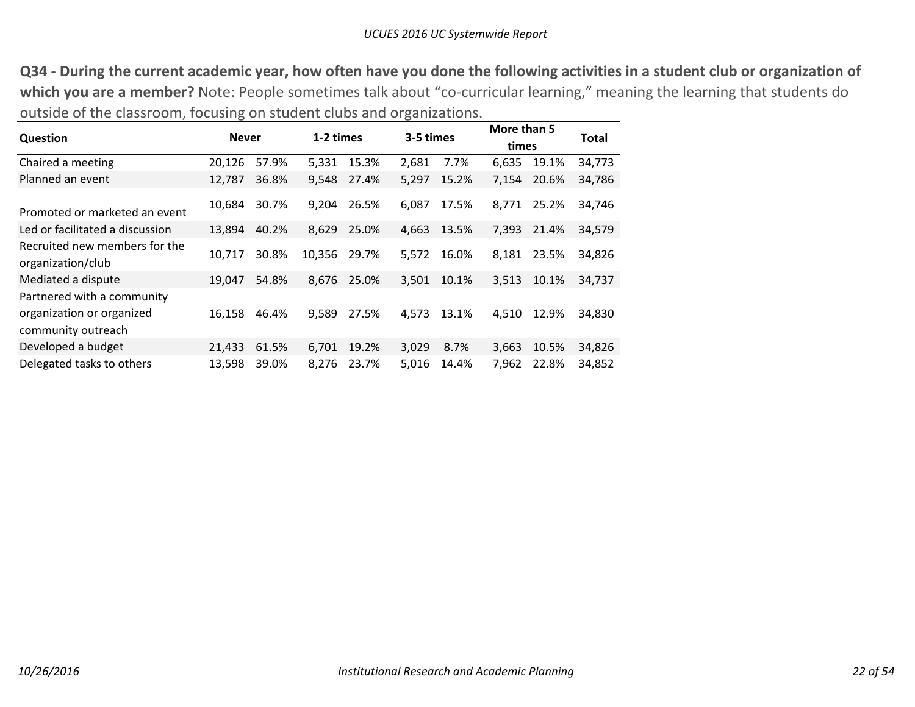**Q34 - During the current academic year, how often have you done the following activities in a student club or organization of which you are a member?** Note: People sometimes talk about "co-curricular learning," meaning the learning that students do outside of the classroom, focusing on student clubs and organizations.

| Question | Never | | 1-2 times | | 3-5 times | | More than 5 times | | Total |
|---|---|---|---|---|---|---|---|---|---|
| Chaired a meeting | 20,126 | 57.9% | 5,331 | 15.3% | 2,681 | 7.7% | 6,635 | 19.1% | 34,773 |
| Planned an event | 12,787 | 36.8% | 9,548 | 27.4% | 5,297 | 15.2% | 7,154 | 20.6% | 34,786 |
| Promoted or marketed an event | 10,684 | 30.7% | 9,204 | 26.5% | 6,087 | 17.5% | 8,771 | 25.2% | 34,746 |
| Led or facilitated a discussion | 13,894 | 40.2% | 8,629 | 25.0% | 4,663 | 13.5% | 7,393 | 21.4% | 34,579 |
| Recruited new members for the organization/club | 10,717 | 30.8% | 10,356 | 29.7% | 5,572 | 16.0% | 8,181 | 23.5% | 34,826 |
| Mediated a dispute | 19,047 | 54.8% | 8,676 | 25.0% | 3,501 | 10.1% | 3,513 | 10.1% | 34,737 |
| Partnered with a community organization or organized community outreach | 16,158 | 46.4% | 9,589 | 27.5% | 4,573 | 13.1% | 4,510 | 12.9% | 34,830 |
| Developed a budget | 21,433 | 61.5% | 6,701 | 19.2% | 3,029 | 8.7% | 3,663 | 10.5% | 34,826 |
| Delegated tasks to others | 13,598 | 39.0% | 8,276 | 23.7% | 5,016 | 14.4% | 7,962 | 22.8% | 34,852 |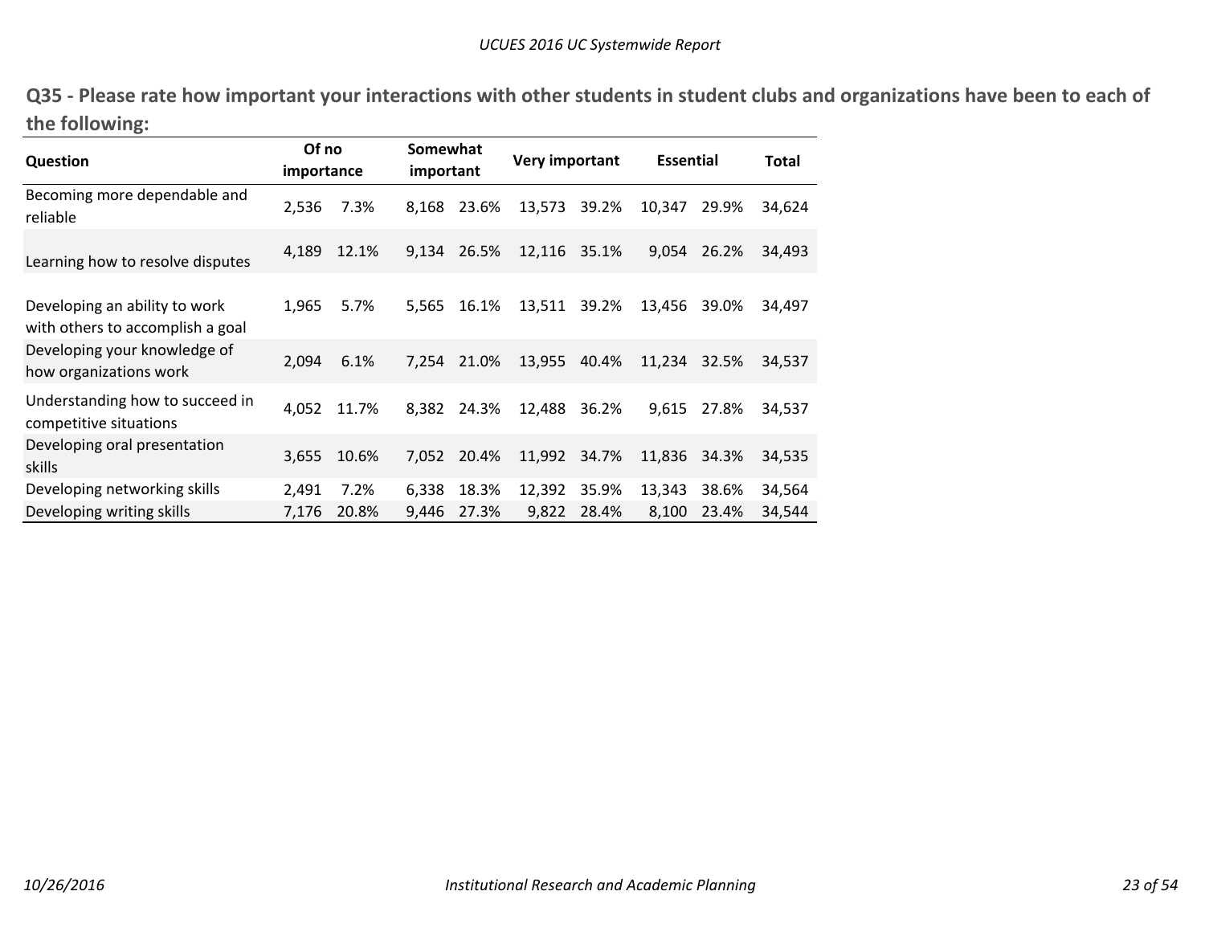## Q35 - Please rate how important your interactions with other students in student clubs and organizations have been to each of the following:

| Question | Of no importance | | Somewhat important | | Very important | | Essential | | Total |
|---|---|---|---|---|---|---|---|---|---|
| Becoming more dependable and reliable | 2,536 | 7.3% | 8,168 | 23.6% | 13,573 | 39.2% | 10,347 | 29.9% | 34,624 |
| Learning how to resolve disputes | 4,189 | 12.1% | 9,134 | 26.5% | 12,116 | 35.1% | 9,054 | 26.2% | 34,493 |
| Developing an ability to work with others to accomplish a goal | 1,965 | 5.7% | 5,565 | 16.1% | 13,511 | 39.2% | 13,456 | 39.0% | 34,497 |
| Developing your knowledge of how organizations work | 2,094 | 6.1% | 7,254 | 21.0% | 13,955 | 40.4% | 11,234 | 32.5% | 34,537 |
| Understanding how to succeed in competitive situations | 4,052 | 11.7% | 8,382 | 24.3% | 12,488 | 36.2% | 9,615 | 27.8% | 34,537 |
| Developing oral presentation skills | 3,655 | 10.6% | 7,052 | 20.4% | 11,992 | 34.7% | 11,836 | 34.3% | 34,535 |
| Developing networking skills | 2,491 | 7.2% | 6,338 | 18.3% | 12,392 | 35.9% | 13,343 | 38.6% | 34,564 |
| Developing writing skills | 7,176 | 20.8% | 9,446 | 27.3% | 9,822 | 28.4% | 8,100 | 23.4% | 34,544 |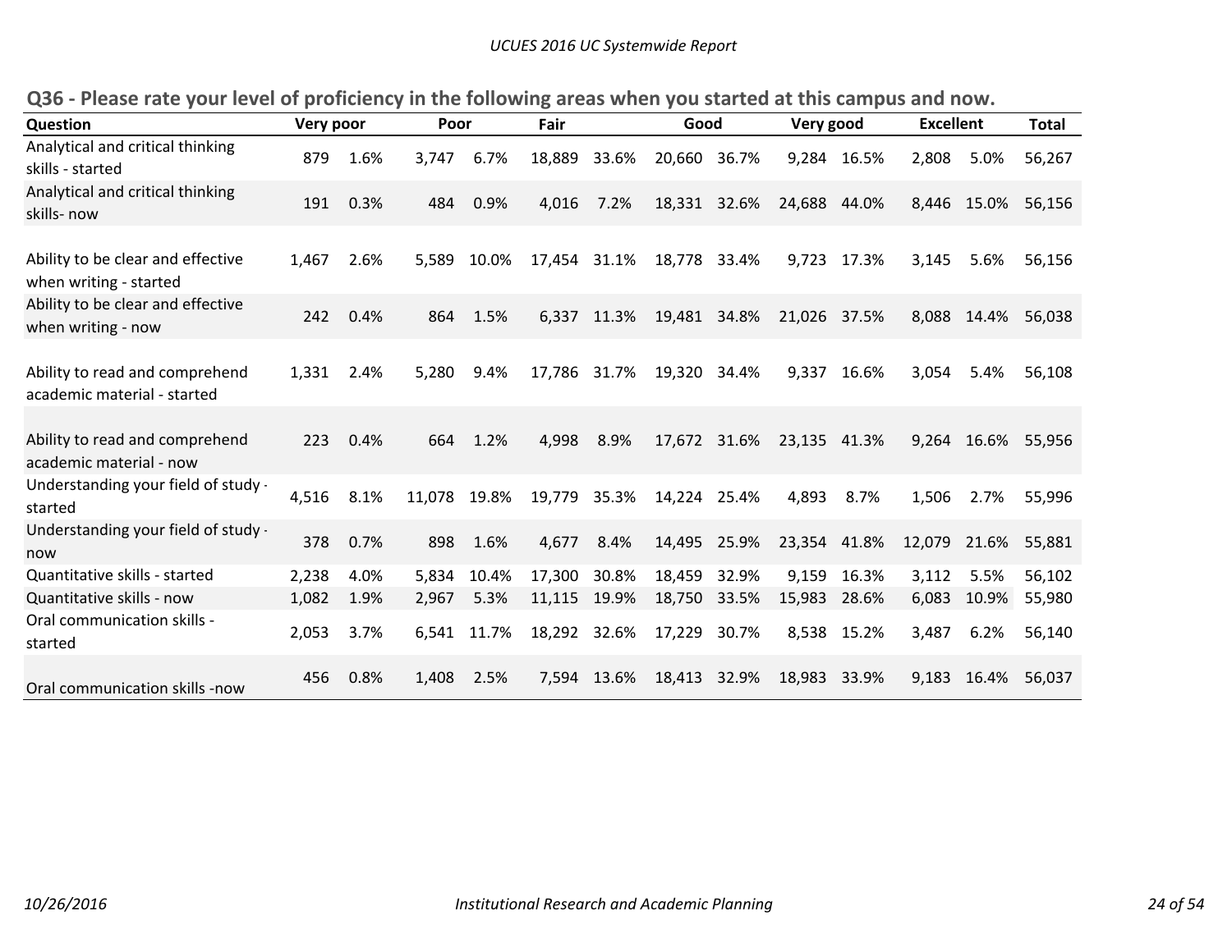## Q36 - Please rate your level of proficiency in the following areas when you started at this campus and now.

| Question | Very poor | | Poor | | Fair | | Good | | Very good | | Excellent | | Total |
|---|---|---|---|---|---|---|---|---|---|---|---|---|---|
| Analytical and critical thinking skills - started | 879 | 1.6% | 3,747 | 6.7% | 18,889 | 33.6% | 20,660 | 36.7% | 9,284 | 16.5% | 2,808 | 5.0% | 56,267 |
| Analytical and critical thinking skills- now | 191 | 0.3% | 484 | 0.9% | 4,016 | 7.2% | 18,331 | 32.6% | 24,688 | 44.0% | 8,446 | 15.0% | 56,156 |
| Ability to be clear and effective when writing - started | 1,467 | 2.6% | 5,589 | 10.0% | 17,454 | 31.1% | 18,778 | 33.4% | 9,723 | 17.3% | 3,145 | 5.6% | 56,156 |
| Ability to be clear and effective when writing - now | 242 | 0.4% | 864 | 1.5% | 6,337 | 11.3% | 19,481 | 34.8% | 21,026 | 37.5% | 8,088 | 14.4% | 56,038 |
| Ability to read and comprehend academic material - started | 1,331 | 2.4% | 5,280 | 9.4% | 17,786 | 31.7% | 19,320 | 34.4% | 9,337 | 16.6% | 3,054 | 5.4% | 56,108 |
| Ability to read and comprehend academic material - now | 223 | 0.4% | 664 | 1.2% | 4,998 | 8.9% | 17,672 | 31.6% | 23,135 | 41.3% | 9,264 | 16.6% | 55,956 |
| Understanding your field of study - started | 4,516 | 8.1% | 11,078 | 19.8% | 19,779 | 35.3% | 14,224 | 25.4% | 4,893 | 8.7% | 1,506 | 2.7% | 55,996 |
| Understanding your field of study - now | 378 | 0.7% | 898 | 1.6% | 4,677 | 8.4% | 14,495 | 25.9% | 23,354 | 41.8% | 12,079 | 21.6% | 55,881 |
| Quantitative skills - started | 2,238 | 4.0% | 5,834 | 10.4% | 17,300 | 30.8% | 18,459 | 32.9% | 9,159 | 16.3% | 3,112 | 5.5% | 56,102 |
| Quantitative skills - now | 1,082 | 1.9% | 2,967 | 5.3% | 11,115 | 19.9% | 18,750 | 33.5% | 15,983 | 28.6% | 6,083 | 10.9% | 55,980 |
| Oral communication skills - started | 2,053 | 3.7% | 6,541 | 11.7% | 18,292 | 32.6% | 17,229 | 30.7% | 8,538 | 15.2% | 3,487 | 6.2% | 56,140 |
| Oral communication skills -now | 456 | 0.8% | 1,408 | 2.5% | 7,594 | 13.6% | 18,413 | 32.9% | 18,983 | 33.9% | 9,183 | 16.4% | 56,037 |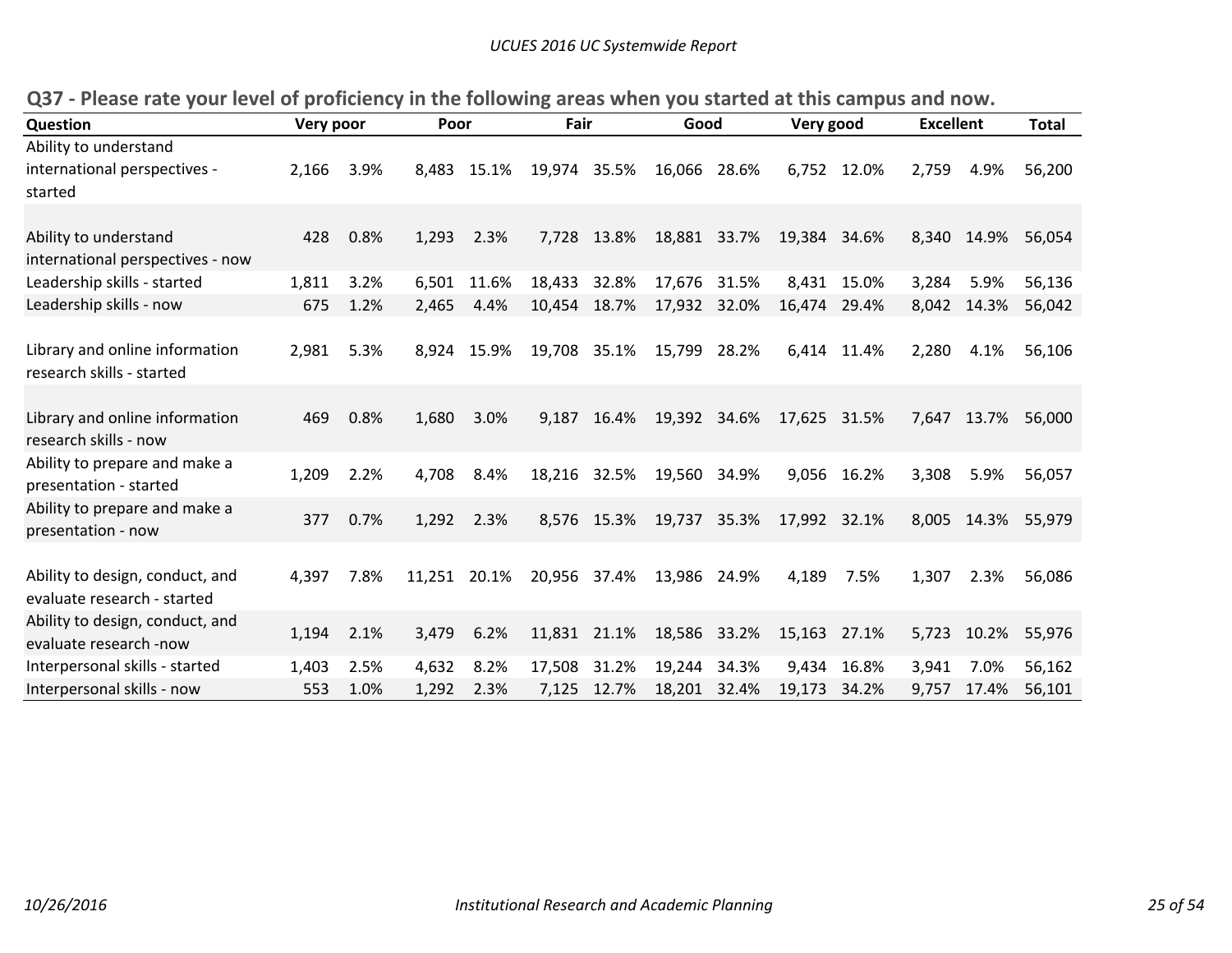## Q37 - Please rate your level of proficiency in the following areas when you started at this campus and now.

| Question | Very poor | | Poor | | Fair | | Good | | Very good | | Excellent | | Total |
|---|---|---|---|---|---|---|---|---|---|---|---|---|---|
| Ability to understand international perspectives - started | 2,166 | 3.9% | 8,483 | 15.1% | 19,974 | 35.5% | 16,066 | 28.6% | 6,752 | 12.0% | 2,759 | 4.9% | 56,200 |
| Ability to understand international perspectives - now | 428 | 0.8% | 1,293 | 2.3% | 7,728 | 13.8% | 18,881 | 33.7% | 19,384 | 34.6% | 8,340 | 14.9% | 56,054 |
| Leadership skills - started | 1,811 | 3.2% | 6,501 | 11.6% | 18,433 | 32.8% | 17,676 | 31.5% | 8,431 | 15.0% | 3,284 | 5.9% | 56,136 |
| Leadership skills - now | 675 | 1.2% | 2,465 | 4.4% | 10,454 | 18.7% | 17,932 | 32.0% | 16,474 | 29.4% | 8,042 | 14.3% | 56,042 |
| Library and online information research skills - started | 2,981 | 5.3% | 8,924 | 15.9% | 19,708 | 35.1% | 15,799 | 28.2% | 6,414 | 11.4% | 2,280 | 4.1% | 56,106 |
| Library and online information research skills - now | 469 | 0.8% | 1,680 | 3.0% | 9,187 | 16.4% | 19,392 | 34.6% | 17,625 | 31.5% | 7,647 | 13.7% | 56,000 |
| Ability to prepare and make a presentation - started | 1,209 | 2.2% | 4,708 | 8.4% | 18,216 | 32.5% | 19,560 | 34.9% | 9,056 | 16.2% | 3,308 | 5.9% | 56,057 |
| Ability to prepare and make a presentation - now | 377 | 0.7% | 1,292 | 2.3% | 8,576 | 15.3% | 19,737 | 35.3% | 17,992 | 32.1% | 8,005 | 14.3% | 55,979 |
| Ability to design, conduct, and evaluate research - started | 4,397 | 7.8% | 11,251 | 20.1% | 20,956 | 37.4% | 13,986 | 24.9% | 4,189 | 7.5% | 1,307 | 2.3% | 56,086 |
| Ability to design, conduct, and evaluate research -now | 1,194 | 2.1% | 3,479 | 6.2% | 11,831 | 21.1% | 18,586 | 33.2% | 15,163 | 27.1% | 5,723 | 10.2% | 55,976 |
| Interpersonal skills - started | 1,403 | 2.5% | 4,632 | 8.2% | 17,508 | 31.2% | 19,244 | 34.3% | 9,434 | 16.8% | 3,941 | 7.0% | 56,162 |
| Interpersonal skills - now | 553 | 1.0% | 1,292 | 2.3% | 7,125 | 12.7% | 18,201 | 32.4% | 19,173 | 34.2% | 9,757 | 17.4% | 56,101 |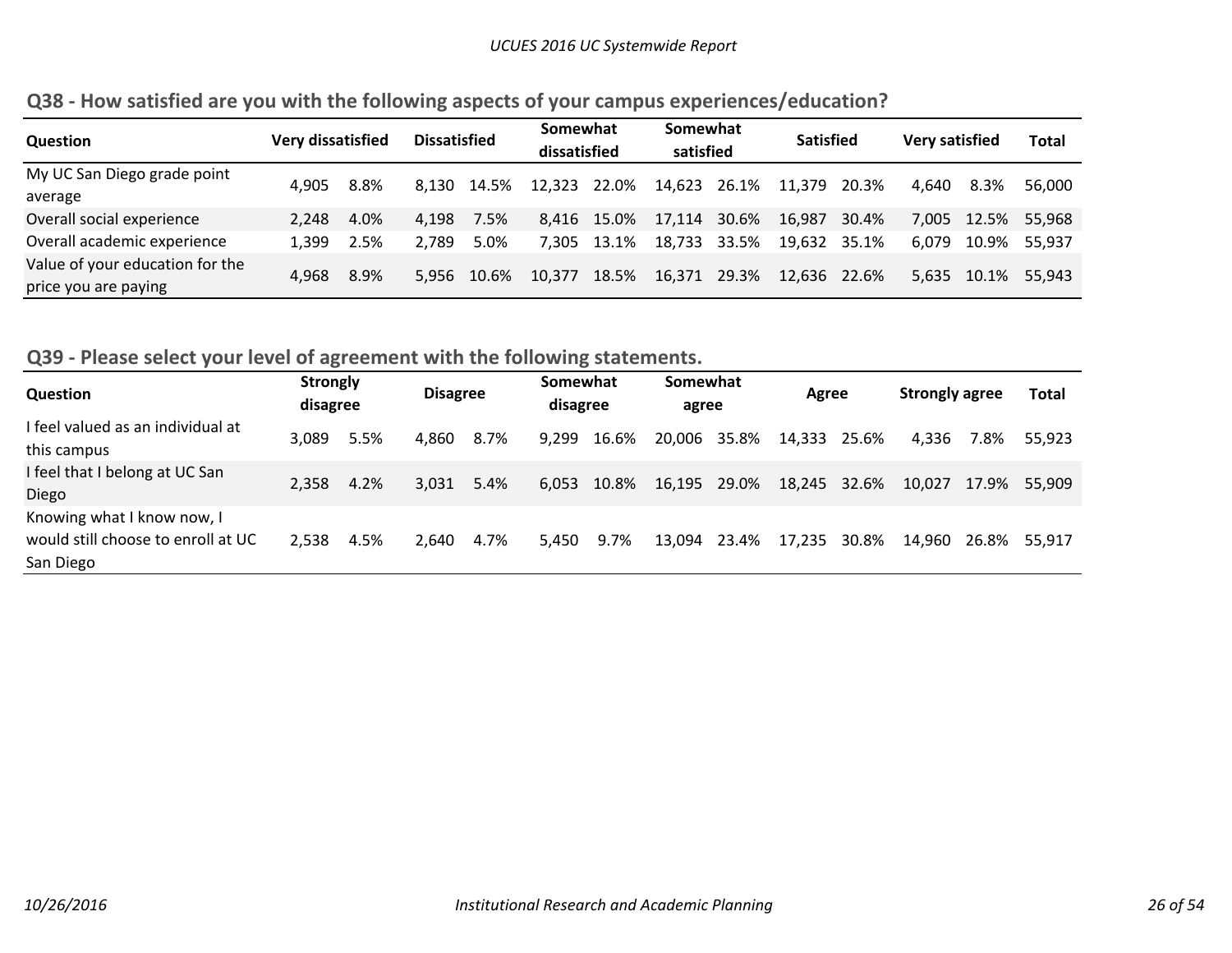## Q38 - How satisfied are you with the following aspects of your campus experiences/education?

| Question | Very dissatisfied | | Dissatisfied | | Somewhat dissatisfied | | Somewhat satisfied | | Satisfied | | Very satisfied | | Total |
|---|---|---|---|---|---|---|---|---|---|---|---|---|---|
| My UC San Diego grade point average | 4,905 | 8.8% | 8,130 | 14.5% | 12,323 | 22.0% | 14,623 | 26.1% | 11,379 | 20.3% | 4,640 | 8.3% | 56,000 |
| Overall social experience | 2,248 | 4.0% | 4,198 | 7.5% | 8,416 | 15.0% | 17,114 | 30.6% | 16,987 | 30.4% | 7,005 | 12.5% | 55,968 |
| Overall academic experience | 1,399 | 2.5% | 2,789 | 5.0% | 7,305 | 13.1% | 18,733 | 33.5% | 19,632 | 35.1% | 6,079 | 10.9% | 55,937 |
| Value of your education for the price you are paying | 4,968 | 8.9% | 5,956 | 10.6% | 10,377 | 18.5% | 16,371 | 29.3% | 12,636 | 22.6% | 5,635 | 10.1% | 55,943 |

## Q39 - Please select your level of agreement with the following statements.

| Question | Strongly disagree | | Disagree | | Somewhat disagree | | Somewhat agree | | Agree | | Strongly agree | | Total |
|---|---|---|---|---|---|---|---|---|---|---|---|---|---|
| I feel valued as an individual at this campus | 3,089 | 5.5% | 4,860 | 8.7% | 9,299 | 16.6% | 20,006 | 35.8% | 14,333 | 25.6% | 4,336 | 7.8% | 55,923 |
| I feel that I belong at UC San Diego | 2,358 | 4.2% | 3,031 | 5.4% | 6,053 | 10.8% | 16,195 | 29.0% | 18,245 | 32.6% | 10,027 | 17.9% | 55,909 |
| Knowing what I know now, I would still choose to enroll at UC San Diego | 2,538 | 4.5% | 2,640 | 4.7% | 5,450 | 9.7% | 13,094 | 23.4% | 17,235 | 30.8% | 14,960 | 26.8% | 55,917 |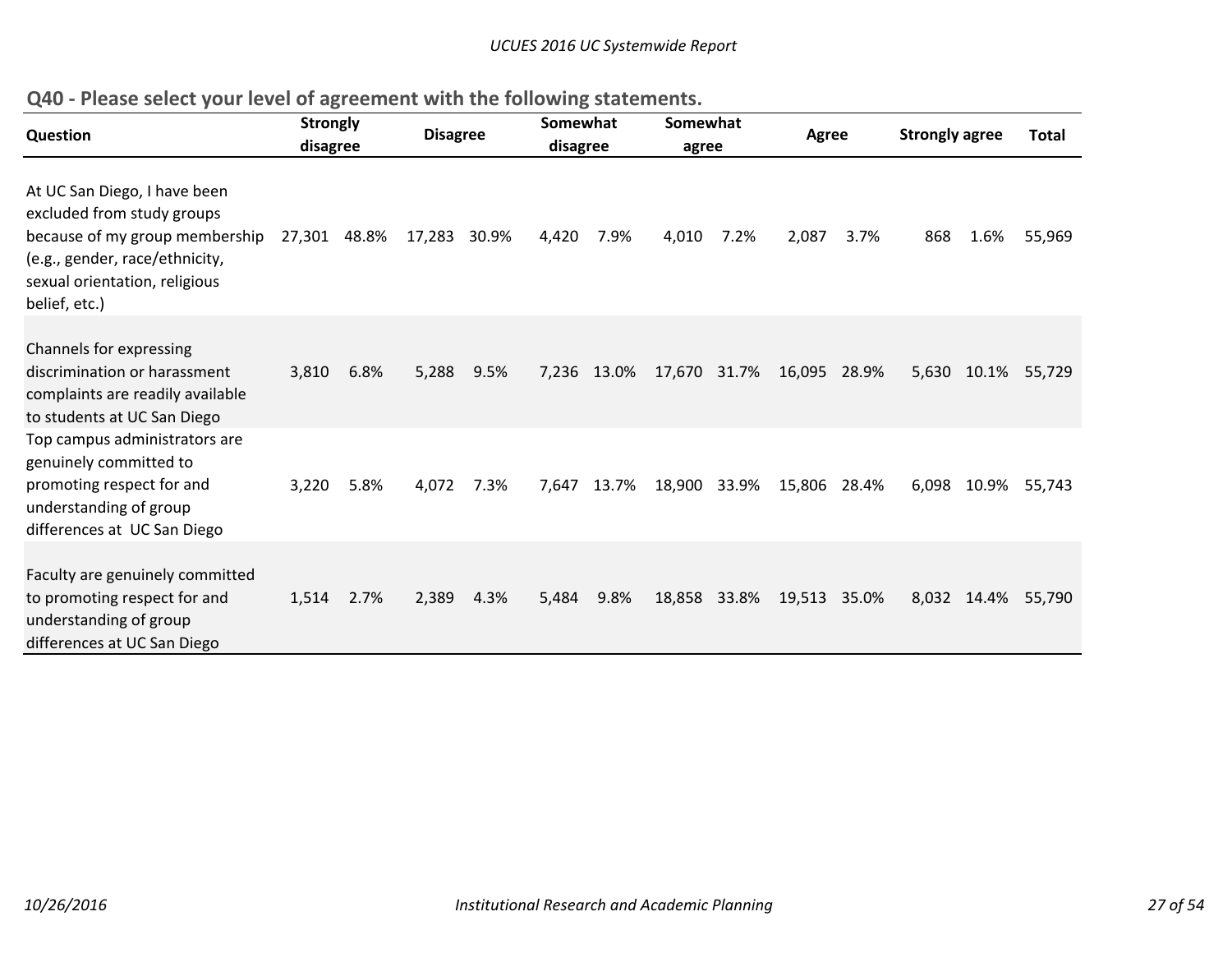## Q40 - Please select your level of agreement with the following statements.

| Question | Strongly disagree | | Disagree | | Somewhat disagree | | Somewhat agree | | Agree | | Strongly agree | | Total |
|---|---|---|---|---|---|---|---|---|---|---|---|---|---|
| At UC San Diego, I have been excluded from study groups because of my group membership (e.g., gender, race/ethnicity, sexual orientation, religious belief, etc.) | 27,301 | 48.8% | 17,283 | 30.9% | 4,420 | 7.9% | 4,010 | 7.2% | 2,087 | 3.7% | 868 | 1.6% | 55,969 |
| Channels for expressing discrimination or harassment complaints are readily available to students at UC San Diego | 3,810 | 6.8% | 5,288 | 9.5% | 7,236 | 13.0% | 17,670 | 31.7% | 16,095 | 28.9% | 5,630 | 10.1% | 55,729 |
| Top campus administrators are genuinely committed to promoting respect for and understanding of group differences at UC San Diego | 3,220 | 5.8% | 4,072 | 7.3% | 7,647 | 13.7% | 18,900 | 33.9% | 15,806 | 28.4% | 6,098 | 10.9% | 55,743 |
| Faculty are genuinely committed to promoting respect for and understanding of group differences at UC San Diego | 1,514 | 2.7% | 2,389 | 4.3% | 5,484 | 9.8% | 18,858 | 33.8% | 19,513 | 35.0% | 8,032 | 14.4% | 55,790 |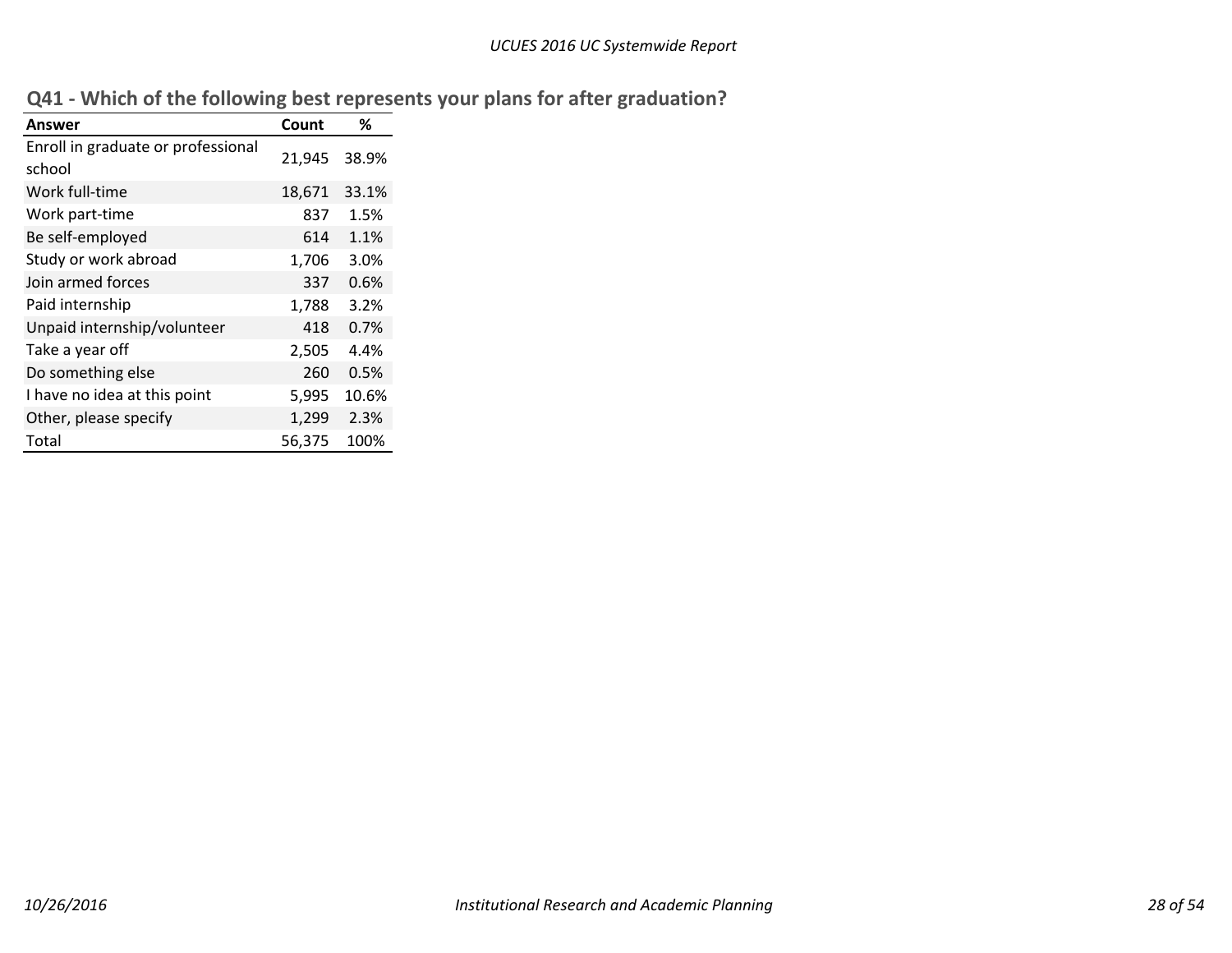## Q41 - Which of the following best represents your plans for after graduation?

| Answer | Count | % |
|---|---|---|
| Enroll in graduate or professional school | 21,945 | 38.9% |
| Work full-time | 18,671 | 33.1% |
| Work part-time | 837 | 1.5% |
| Be self-employed | 614 | 1.1% |
| Study or work abroad | 1,706 | 3.0% |
| Join armed forces | 337 | 0.6% |
| Paid internship | 1,788 | 3.2% |
| Unpaid internship/volunteer | 418 | 0.7% |
| Take a year off | 2,505 | 4.4% |
| Do something else | 260 | 0.5% |
| I have no idea at this point | 5,995 | 10.6% |
| Other, please specify | 1,299 | 2.3% |
| Total | 56,375 | 100% |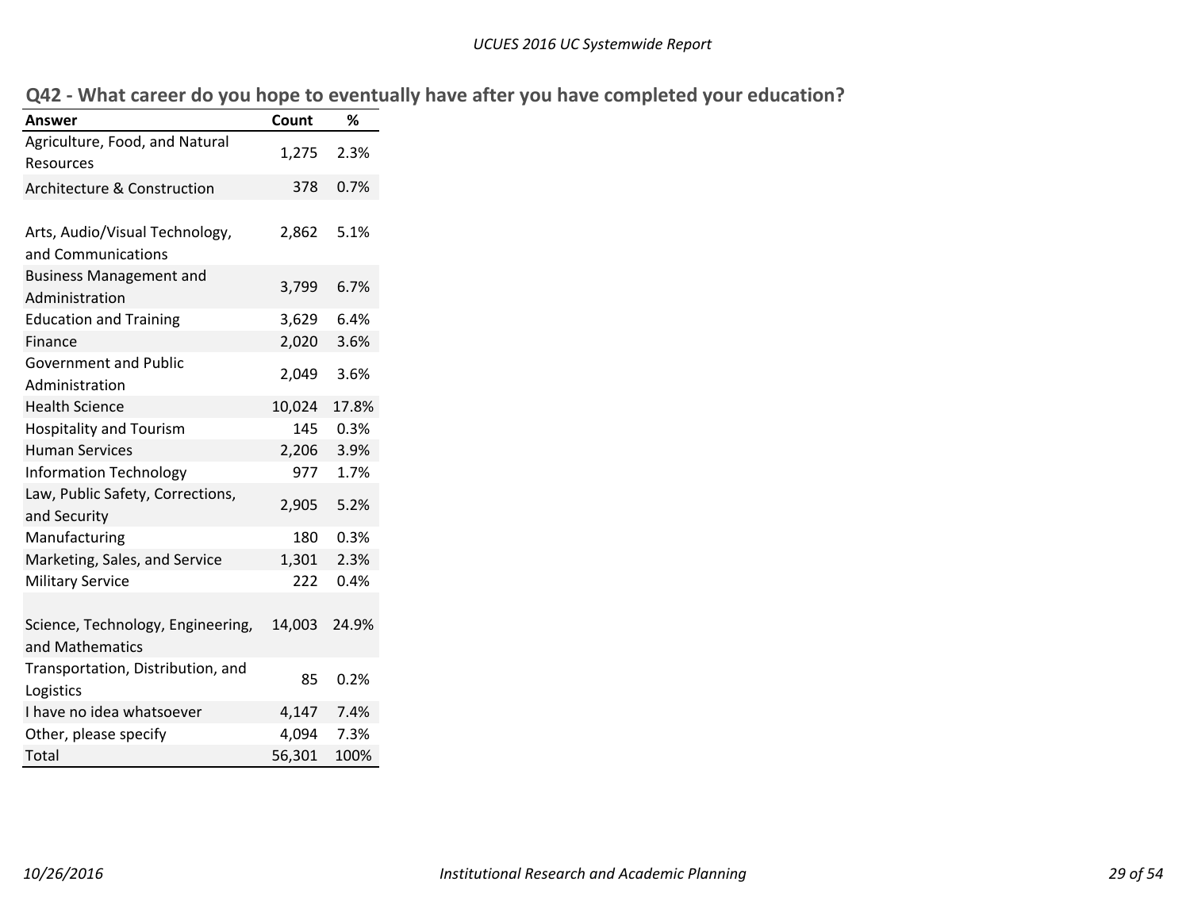## Q42 - What career do you hope to eventually have after you have completed your education?

| Answer | Count | % |
|---|---|---|
| Agriculture, Food, and Natural Resources | 1,275 | 2.3% |
| Architecture & Construction | 378 | 0.7% |
| Arts, Audio/Visual Technology, and Communications | 2,862 | 5.1% |
| Business Management and Administration | 3,799 | 6.7% |
| Education and Training | 3,629 | 6.4% |
| Finance | 2,020 | 3.6% |
| Government and Public Administration | 2,049 | 3.6% |
| Health Science | 10,024 | 17.8% |
| Hospitality and Tourism | 145 | 0.3% |
| Human Services | 2,206 | 3.9% |
| Information Technology | 977 | 1.7% |
| Law, Public Safety, Corrections, and Security | 2,905 | 5.2% |
| Manufacturing | 180 | 0.3% |
| Marketing, Sales, and Service | 1,301 | 2.3% |
| Military Service | 222 | 0.4% |
| Science, Technology, Engineering, and Mathematics | 14,003 | 24.9% |
| Transportation, Distribution, and Logistics | 85 | 0.2% |
| I have no idea whatsoever | 4,147 | 7.4% |
| Other, please specify | 4,094 | 7.3% |
| Total | 56,301 | 100% |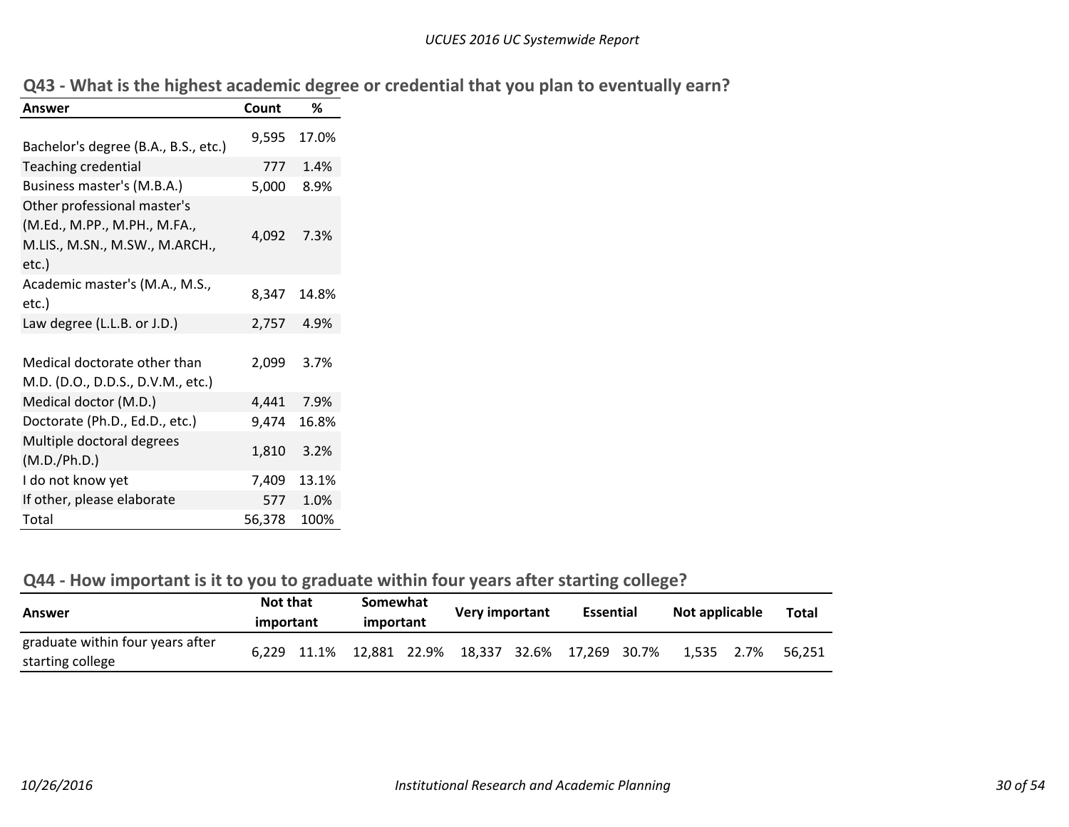## Q43 - What is the highest academic degree or credential that you plan to eventually earn?

| Answer | Count | % |
|---|---|---|
| Bachelor's degree (B.A., B.S., etc.) | 9,595 | 17.0% |
| Teaching credential | 777 | 1.4% |
| Business master's (M.B.A.) | 5,000 | 8.9% |
| Other professional master's (M.Ed., M.PP., M.PH., M.FA., M.LIS., M.SN., M.SW., M.ARCH., etc.) | 4,092 | 7.3% |
| Academic master's (M.A., M.S., etc.) | 8,347 | 14.8% |
| Law degree (L.L.B. or J.D.) | 2,757 | 4.9% |
| Medical doctorate other than M.D. (D.O., D.D.S., D.V.M., etc.) | 2,099 | 3.7% |
| Medical doctor (M.D.) | 4,441 | 7.9% |
| Doctorate (Ph.D., Ed.D., etc.) | 9,474 | 16.8% |
| Multiple doctoral degrees (M.D./Ph.D.) | 1,810 | 3.2% |
| I do not know yet | 7,409 | 13.1% |
| If other, please elaborate | 577 | 1.0% |
| Total | 56,378 | 100% |

## Q44 - How important is it to you to graduate within four years after starting college?

| Answer | Not that important | | Somewhat important | | Very important | | Essential | | Not applicable | | Total |
|---|---|---|---|---|---|---|---|---|---|---|---|
| graduate within four years after starting college | 6,229 | 11.1% | 12,881 | 22.9% | 18,337 | 32.6% | 17,269 | 30.7% | 1,535 | 2.7% | 56,251 |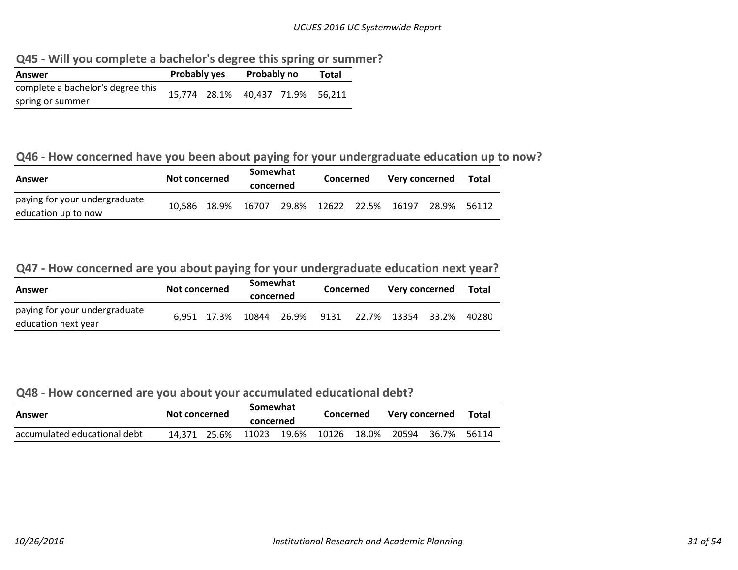## Q45 - Will you complete a bachelor's degree this spring or summer?

| Answer | Probably yes | | Probably no | | Total |
|---|---|---|---|---|---|
| complete a bachelor's degree this spring or summer | 15,774 | 28.1% | 40,437 | 71.9% | 56,211 |

## Q46 - How concerned have you been about paying for your undergraduate education up to now?

| Answer | Not concerned | | Somewhat concerned | | Concerned | | Very concerned | | Total |
|---|---|---|---|---|---|---|---|---|---|
| paying for your undergraduate education up to now | 10,586 | 18.9% | 16707 | 29.8% | 12622 | 22.5% | 16197 | 28.9% | 56112 |

## Q47 - How concerned are you about paying for your undergraduate education next year?

| Answer | Not concerned | | Somewhat concerned | | Concerned | | Very concerned | | Total |
|---|---|---|---|---|---|---|---|---|---|
| paying for your undergraduate education next year | 6,951 | 17.3% | 10844 | 26.9% | 9131 | 22.7% | 13354 | 33.2% | 40280 |

## Q48 - How concerned are you about your accumulated educational debt?

| Answer | Not concerned | | Somewhat concerned | | Concerned | | Very concerned | | Total |
|---|---|---|---|---|---|---|---|---|---|
| accumulated educational debt | 14,371 | 25.6% | 11023 | 19.6% | 10126 | 18.0% | 20594 | 36.7% | 56114 |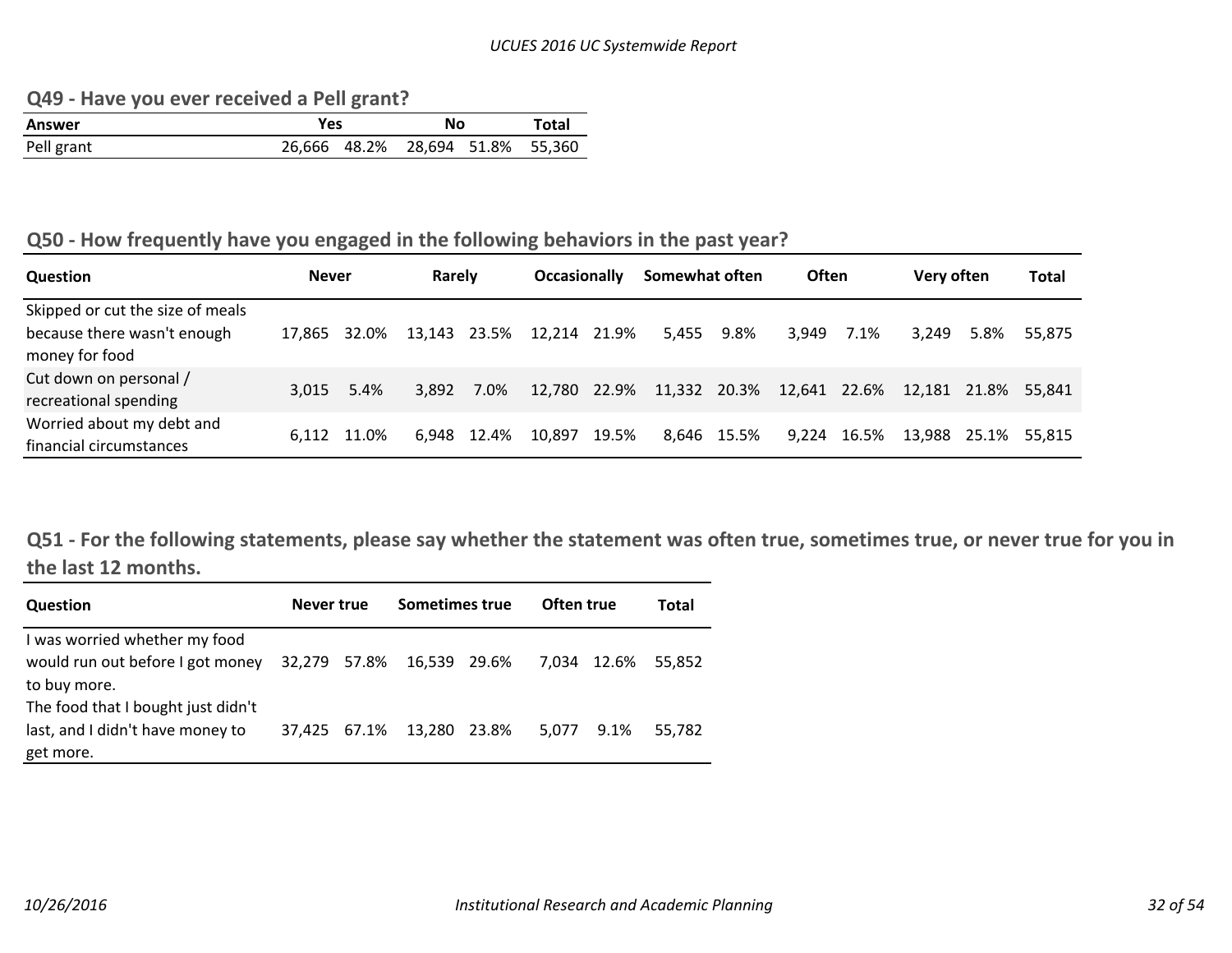## Q49 - Have you ever received a Pell grant?

| Answer | Yes | | No | | Total |
|---|---|---|---|---|---|
| Pell grant | 26,666 | 48.2% | 28,694 | 51.8% | 55,360 |

## Q50 - How frequently have you engaged in the following behaviors in the past year?

| Question | Never | | Rarely | | Occasionally | | Somewhat often | | Often | | Very often | | Total |
|---|---|---|---|---|---|---|---|---|---|---|---|---|---|
| Skipped or cut the size of meals because there wasn't enough money for food | 17,865 | 32.0% | 13,143 | 23.5% | 12,214 | 21.9% | 5,455 | 9.8% | 3,949 | 7.1% | 3,249 | 5.8% | 55,875 |
| Cut down on personal / recreational spending | 3,015 | 5.4% | 3,892 | 7.0% | 12,780 | 22.9% | 11,332 | 20.3% | 12,641 | 22.6% | 12,181 | 21.8% | 55,841 |
| Worried about my debt and financial circumstances | 6,112 | 11.0% | 6,948 | 12.4% | 10,897 | 19.5% | 8,646 | 15.5% | 9,224 | 16.5% | 13,988 | 25.1% | 55,815 |

## Q51 - For the following statements, please say whether the statement was often true, sometimes true, or never true for you in the last 12 months.

| Question | Never true | | Sometimes true | | Often true | | Total |
|---|---|---|---|---|---|---|---|
| I was worried whether my food would run out before I got money to buy more. | 32,279 | 57.8% | 16,539 | 29.6% | 7,034 | 12.6% | 55,852 |
| The food that I bought just didn't last, and I didn't have money to get more. | 37,425 | 67.1% | 13,280 | 23.8% | 5,077 | 9.1% | 55,782 |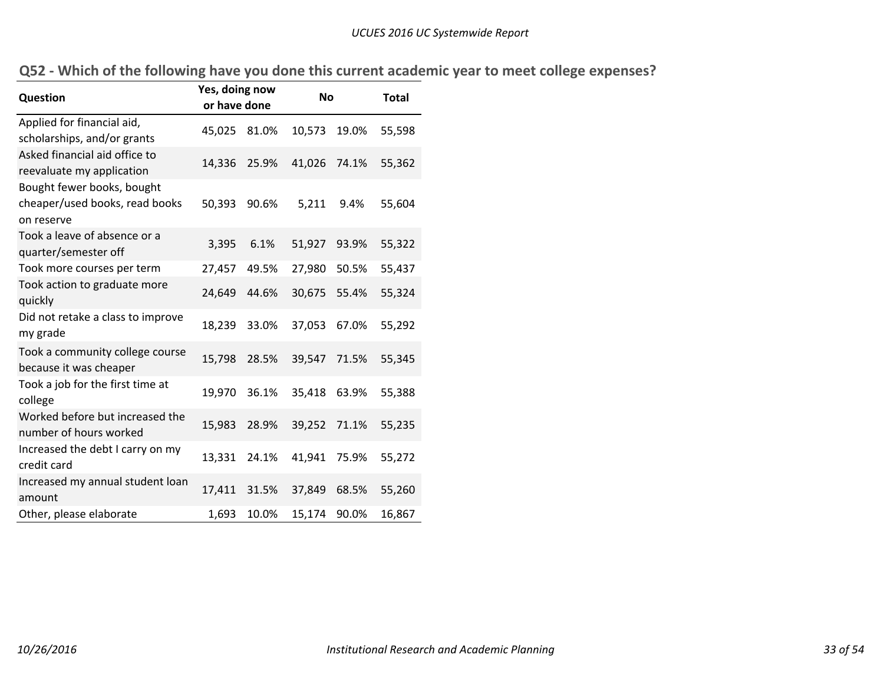## Q52 - Which of the following have you done this current academic year to meet college expenses?

| Question | Yes, doing now or have done | | No | | Total |
|---|---|---|---|---|---|
| Applied for financial aid, scholarships, and/or grants | 45,025 | 81.0% | 10,573 | 19.0% | 55,598 |
| Asked financial aid office to reevaluate my application | 14,336 | 25.9% | 41,026 | 74.1% | 55,362 |
| Bought fewer books, bought cheaper/used books, read books on reserve | 50,393 | 90.6% | 5,211 | 9.4% | 55,604 |
| Took a leave of absence or a quarter/semester off | 3,395 | 6.1% | 51,927 | 93.9% | 55,322 |
| Took more courses per term | 27,457 | 49.5% | 27,980 | 50.5% | 55,437 |
| Took action to graduate more quickly | 24,649 | 44.6% | 30,675 | 55.4% | 55,324 |
| Did not retake a class to improve my grade | 18,239 | 33.0% | 37,053 | 67.0% | 55,292 |
| Took a community college course because it was cheaper | 15,798 | 28.5% | 39,547 | 71.5% | 55,345 |
| Took a job for the first time at college | 19,970 | 36.1% | 35,418 | 63.9% | 55,388 |
| Worked before but increased the number of hours worked | 15,983 | 28.9% | 39,252 | 71.1% | 55,235 |
| Increased the debt I carry on my credit card | 13,331 | 24.1% | 41,941 | 75.9% | 55,272 |
| Increased my annual student loan amount | 17,411 | 31.5% | 37,849 | 68.5% | 55,260 |
| Other, please elaborate | 1,693 | 10.0% | 15,174 | 90.0% | 16,867 |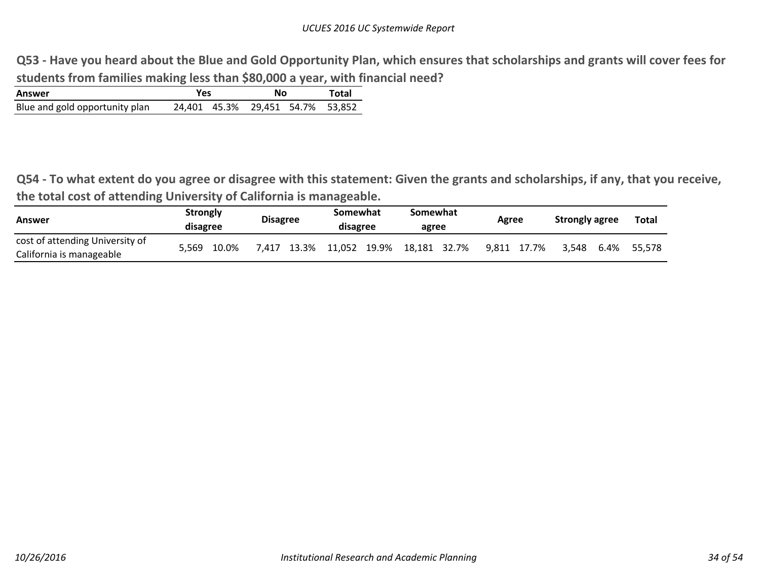## Q53 - Have you heard about the Blue and Gold Opportunity Plan, which ensures that scholarships and grants will cover fees for students from families making less than $80,000 a year, with financial need?

| Answer | Yes | | No | | Total |
|---|---|---|---|---|---|
| Blue and gold opportunity plan | 24,401 | 45.3% | 29,451 | 54.7% | 53,852 |

## Q54 - To what extent do you agree or disagree with this statement: Given the grants and scholarships, if any, that you receive, the total cost of attending University of California is manageable.

| Answer | Strongly disagree | | Disagree | | Somewhat disagree | | Somewhat agree | | Agree | | Strongly agree | | Total |
|---|---|---|---|---|---|---|---|---|---|---|---|---|---|
| cost of attending University of California is manageable | 5,569 | 10.0% | 7,417 | 13.3% | 11,052 | 19.9% | 18,181 | 32.7% | 9,811 | 17.7% | 3,548 | 6.4% | 55,578 |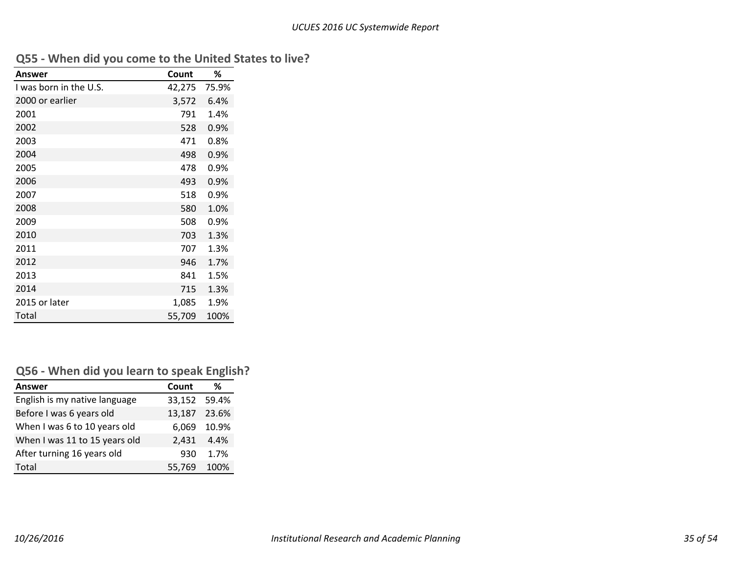## Q55 - When did you come to the United States to live?

| Answer | Count | % |
|---|---|---|
| I was born in the U.S. | 42,275 | 75.9% |
| 2000 or earlier | 3,572 | 6.4% |
| 2001 | 791 | 1.4% |
| 2002 | 528 | 0.9% |
| 2003 | 471 | 0.8% |
| 2004 | 498 | 0.9% |
| 2005 | 478 | 0.9% |
| 2006 | 493 | 0.9% |
| 2007 | 518 | 0.9% |
| 2008 | 580 | 1.0% |
| 2009 | 508 | 0.9% |
| 2010 | 703 | 1.3% |
| 2011 | 707 | 1.3% |
| 2012 | 946 | 1.7% |
| 2013 | 841 | 1.5% |
| 2014 | 715 | 1.3% |
| 2015 or later | 1,085 | 1.9% |
| Total | 55,709 | 100% |

## Q56 - When did you learn to speak English?

| Answer | Count | % |
|---|---|---|
| English is my native language | 33,152 | 59.4% |
| Before I was 6 years old | 13,187 | 23.6% |
| When I was 6 to 10 years old | 6,069 | 10.9% |
| When I was 11 to 15 years old | 2,431 | 4.4% |
| After turning 16 years old | 930 | 1.7% |
| Total | 55,769 | 100% |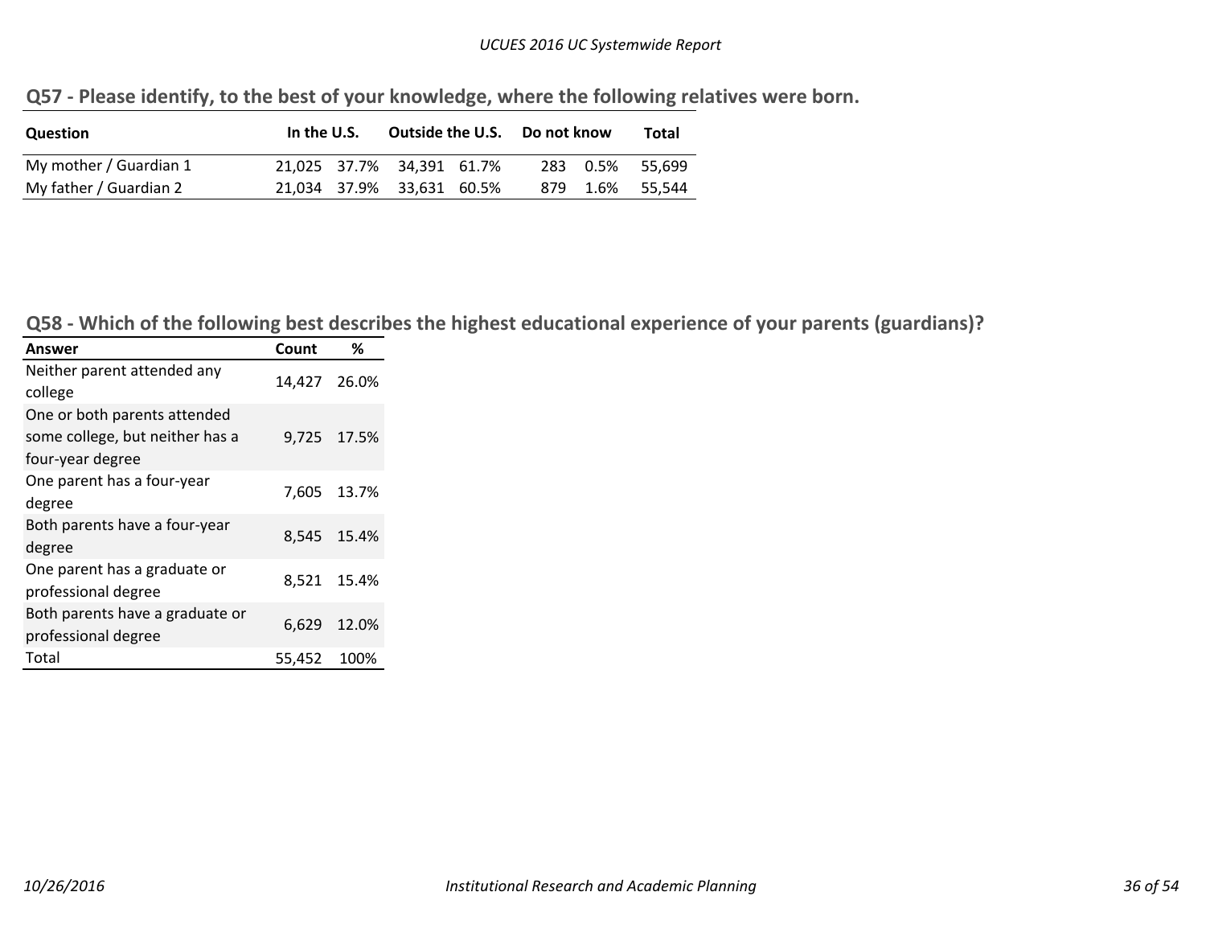## Q57 - Please identify, to the best of your knowledge, where the following relatives were born.

| Question | In the U.S. | | Outside the U.S. | | Do not know | | Total |
|---|---|---|---|---|---|---|---|
| My mother / Guardian 1 | 21,025 | 37.7% | 34,391 | 61.7% | 283 | 0.5% | 55,699 |
| My father / Guardian 2 | 21,034 | 37.9% | 33,631 | 60.5% | 879 | 1.6% | 55,544 |

## Q58 - Which of the following best describes the highest educational experience of your parents (guardians)?

| Answer | Count | % |
|---|---|---|
| Neither parent attended any college | 14,427 | 26.0% |
| One or both parents attended some college, but neither has a four-year degree | 9,725 | 17.5% |
| One parent has a four-year degree | 7,605 | 13.7% |
| Both parents have a four-year degree | 8,545 | 15.4% |
| One parent has a graduate or professional degree | 8,521 | 15.4% |
| Both parents have a graduate or professional degree | 6,629 | 12.0% |
| Total | 55,452 | 100% |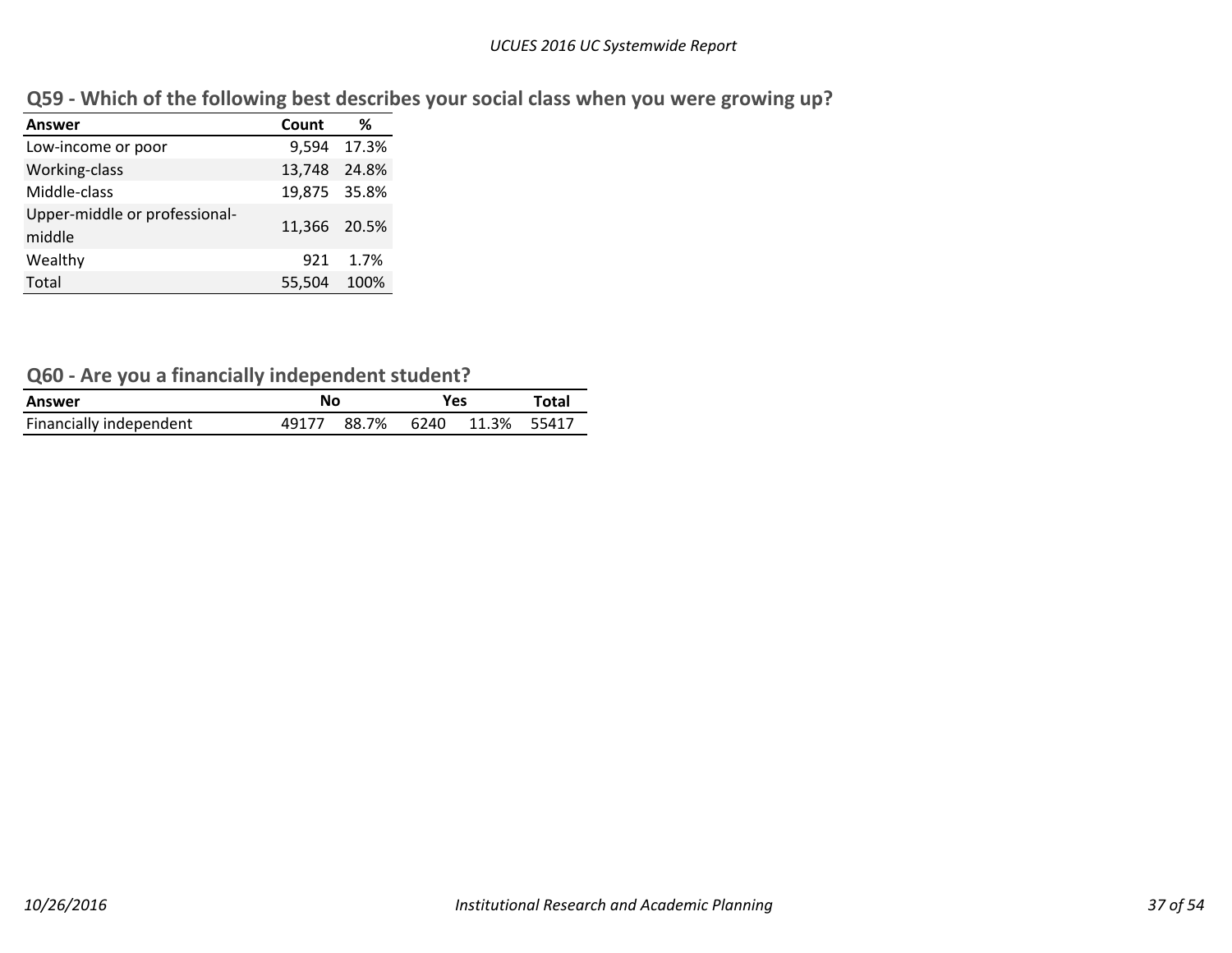## Q59 - Which of the following best describes your social class when you were growing up?

| Answer | Count | % |
|---|---|---|
| Low-income or poor | 9,594 | 17.3% |
| Working-class | 13,748 | 24.8% |
| Middle-class | 19,875 | 35.8% |
| Upper-middle or professional-middle | 11,366 | 20.5% |
| Wealthy | 921 | 1.7% |
| Total | 55,504 | 100% |

## Q60 - Are you a financially independent student?

| Answer | No | | Yes | | Total |
|---|---|---|---|---|---|
| Financially independent | 49177 | 88.7% | 6240 | 11.3% | 55417 |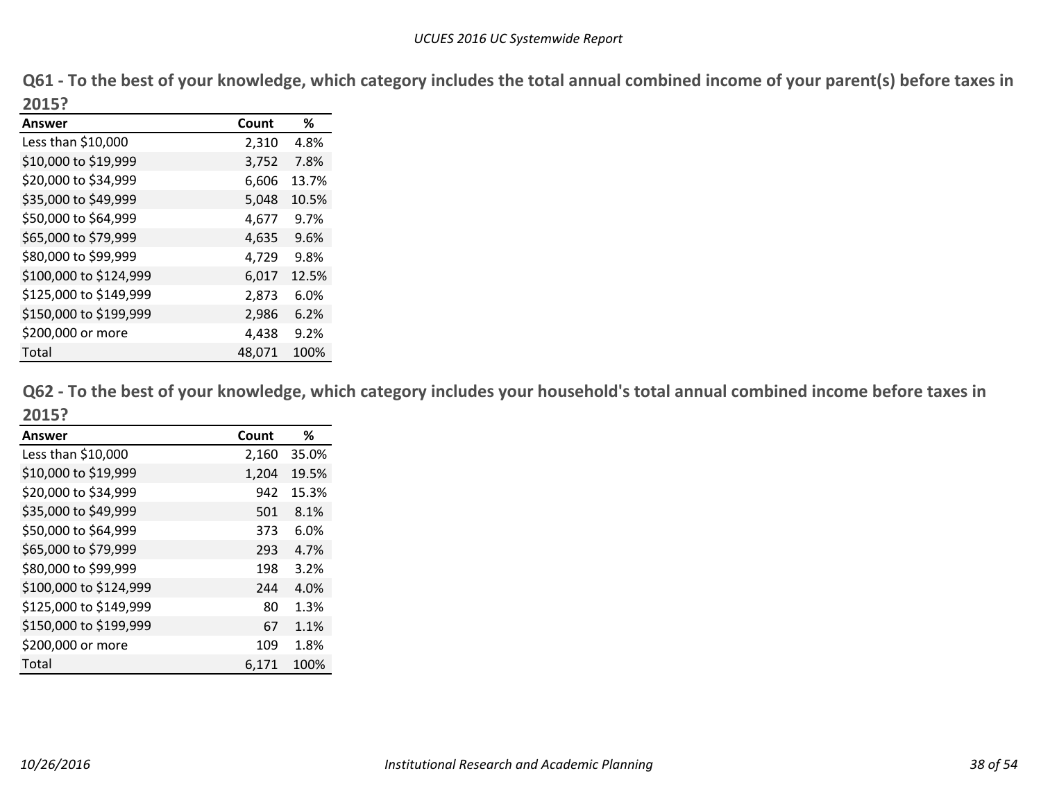## Q61 - To the best of your knowledge, which category includes the total annual combined income of your parent(s) before taxes in 2015?

| Answer | Count | % |
|---|---|---|
| Less than $10,000 | 2,310 | 4.8% |
| $10,000 to $19,999 | 3,752 | 7.8% |
| $20,000 to $34,999 | 6,606 | 13.7% |
| $35,000 to $49,999 | 5,048 | 10.5% |
| $50,000 to $64,999 | 4,677 | 9.7% |
| $65,000 to $79,999 | 4,635 | 9.6% |
| $80,000 to $99,999 | 4,729 | 9.8% |
| $100,000 to $124,999 | 6,017 | 12.5% |
| $125,000 to $149,999 | 2,873 | 6.0% |
| $150,000 to $199,999 | 2,986 | 6.2% |
| $200,000 or more | 4,438 | 9.2% |
| Total | 48,071 | 100% |

## Q62 - To the best of your knowledge, which category includes your household's total annual combined income before taxes in 2015?

| Answer | Count | % |
|---|---|---|
| Less than $10,000 | 2,160 | 35.0% |
| $10,000 to $19,999 | 1,204 | 19.5% |
| $20,000 to $34,999 | 942 | 15.3% |
| $35,000 to $49,999 | 501 | 8.1% |
| $50,000 to $64,999 | 373 | 6.0% |
| $65,000 to $79,999 | 293 | 4.7% |
| $80,000 to $99,999 | 198 | 3.2% |
| $100,000 to $124,999 | 244 | 4.0% |
| $125,000 to $149,999 | 80 | 1.3% |
| $150,000 to $199,999 | 67 | 1.1% |
| $200,000 or more | 109 | 1.8% |
| Total | 6,171 | 100% |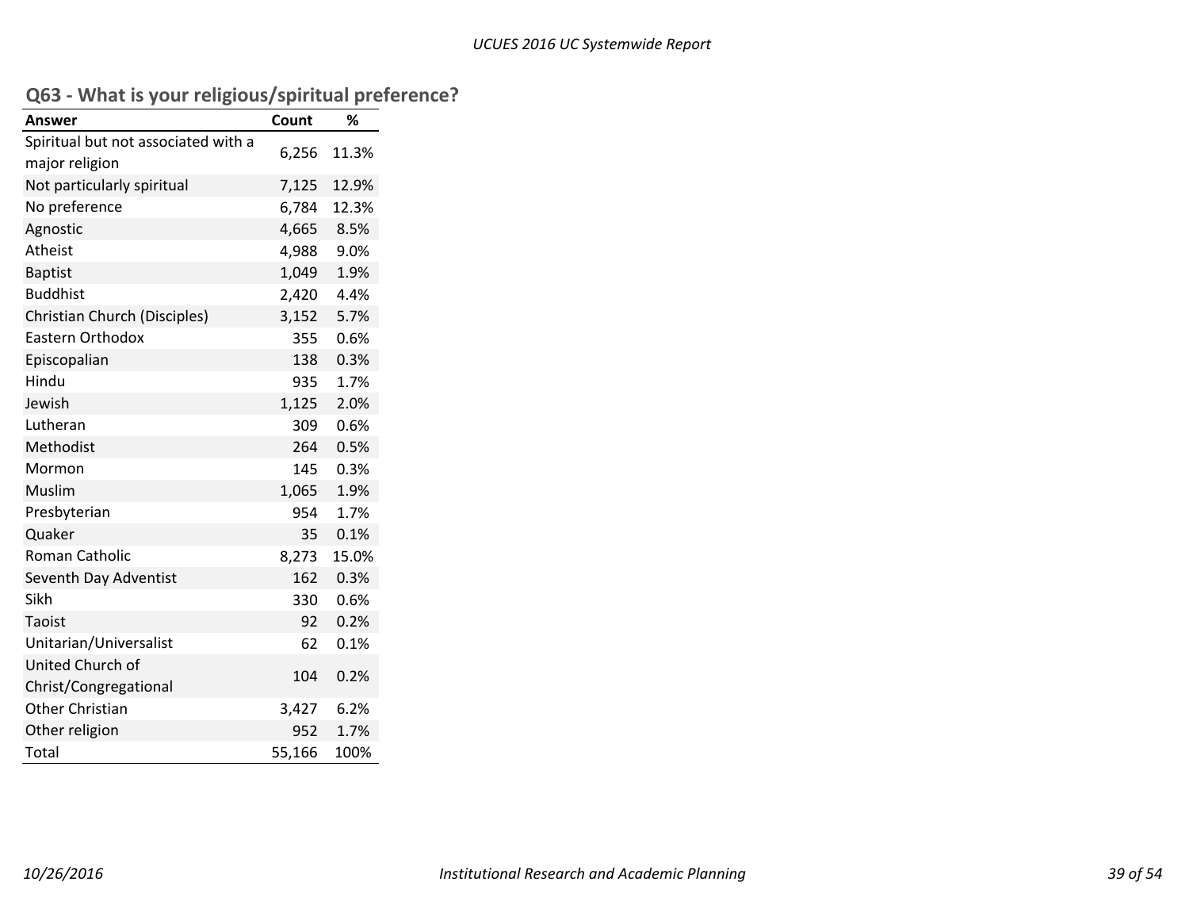## Q63 - What is your religious/spiritual preference?

| Answer | Count | % |
|---|---|---|
| Spiritual but not associated with a major religion | 6,256 | 11.3% |
| Not particularly spiritual | 7,125 | 12.9% |
| No preference | 6,784 | 12.3% |
| Agnostic | 4,665 | 8.5% |
| Atheist | 4,988 | 9.0% |
| Baptist | 1,049 | 1.9% |
| Buddhist | 2,420 | 4.4% |
| Christian Church (Disciples) | 3,152 | 5.7% |
| Eastern Orthodox | 355 | 0.6% |
| Episcopalian | 138 | 0.3% |
| Hindu | 935 | 1.7% |
| Jewish | 1,125 | 2.0% |
| Lutheran | 309 | 0.6% |
| Methodist | 264 | 0.5% |
| Mormon | 145 | 0.3% |
| Muslim | 1,065 | 1.9% |
| Presbyterian | 954 | 1.7% |
| Quaker | 35 | 0.1% |
| Roman Catholic | 8,273 | 15.0% |
| Seventh Day Adventist | 162 | 0.3% |
| Sikh | 330 | 0.6% |
| Taoist | 92 | 0.2% |
| Unitarian/Universalist | 62 | 0.1% |
| United Church of Christ/Congregational | 104 | 0.2% |
| Other Christian | 3,427 | 6.2% |
| Other religion | 952 | 1.7% |
| Total | 55,166 | 100% |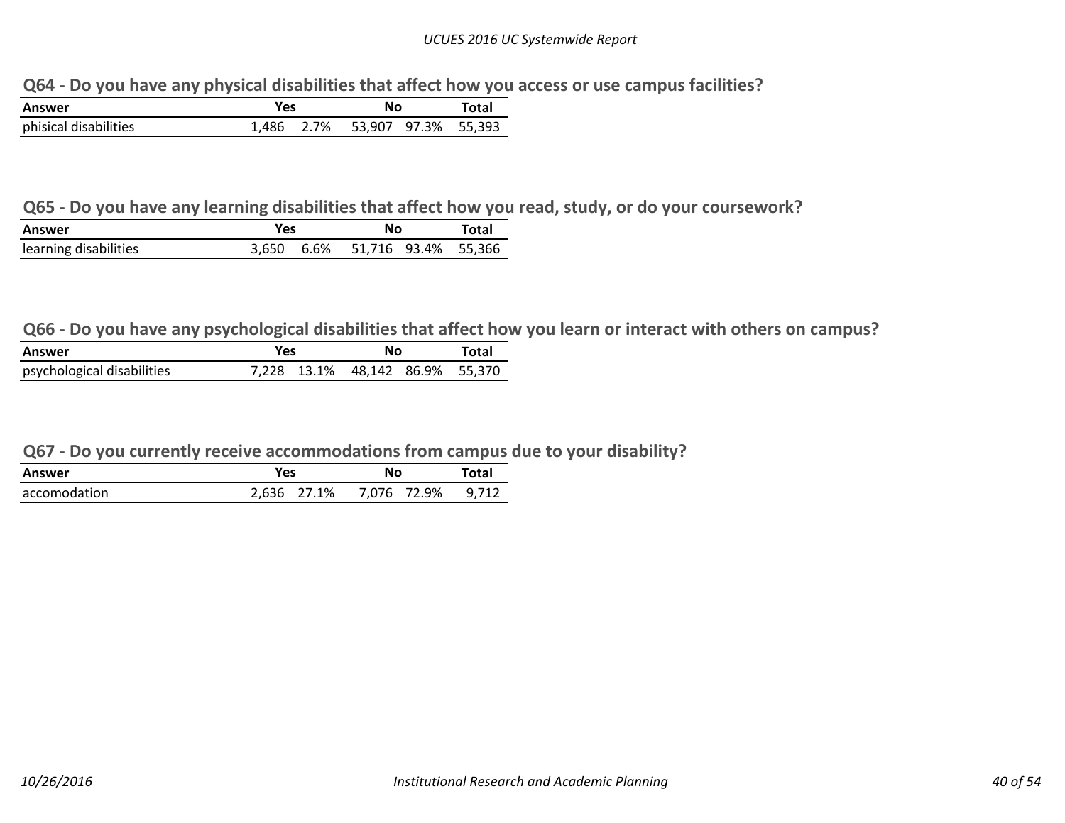## Q64 - Do you have any physical disabilities that affect how you access or use campus facilities?

| Answer | Yes | | No | | Total |
|---|---|---|---|---|---|
| phisical disabilities | 1,486 | 2.7% | 53,907 | 97.3% | 55,393 |

## Q65 - Do you have any learning disabilities that affect how you read, study, or do your coursework?

| Answer | Yes | | No | | Total |
|---|---|---|---|---|---|
| learning disabilities | 3,650 | 6.6% | 51,716 | 93.4% | 55,366 |

## Q66 - Do you have any psychological disabilities that affect how you learn or interact with others on campus?

| Answer | Yes | | No | | Total |
|---|---|---|---|---|---|
| psychological disabilities | 7,228 | 13.1% | 48,142 | 86.9% | 55,370 |

## Q67 - Do you currently receive accommodations from campus due to your disability?

| Answer | Yes | | No | | Total |
|---|---|---|---|---|---|
| accomodation | 2,636 | 27.1% | 7,076 | 72.9% | 9,712 |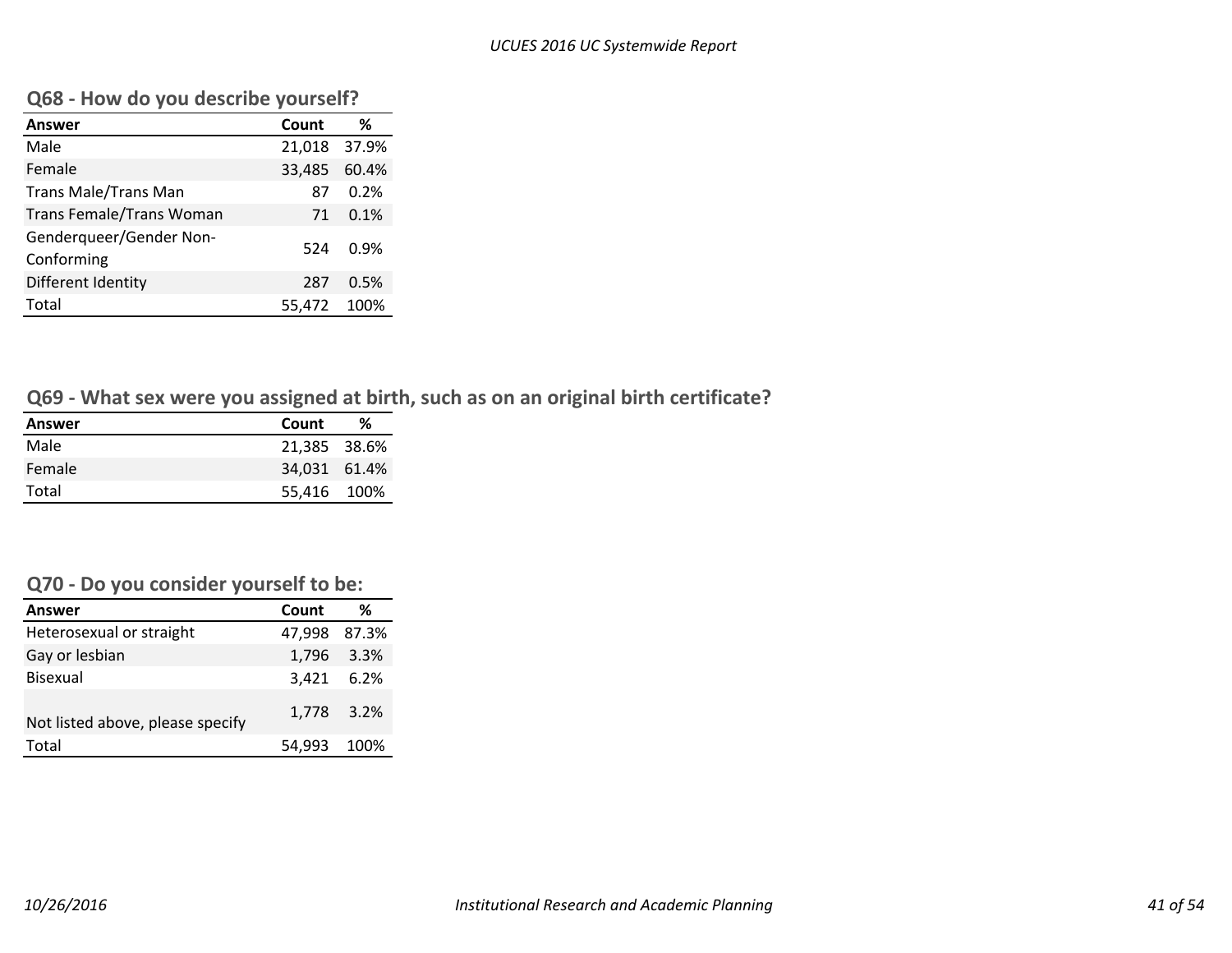## Q68 - How do you describe yourself?

| Answer | Count | % |
|---|---|---|
| Male | 21,018 | 37.9% |
| Female | 33,485 | 60.4% |
| Trans Male/Trans Man | 87 | 0.2% |
| Trans Female/Trans Woman | 71 | 0.1% |
| Genderqueer/Gender Non-Conforming | 524 | 0.9% |
| Different Identity | 287 | 0.5% |
| Total | 55,472 | 100% |

## Q69 - What sex were you assigned at birth, such as on an original birth certificate?

| Answer | Count | % |
|---|---|---|
| Male | 21,385 | 38.6% |
| Female | 34,031 | 61.4% |
| Total | 55,416 | 100% |

## Q70 - Do you consider yourself to be:

| Answer | Count | % |
|---|---|---|
| Heterosexual or straight | 47,998 | 87.3% |
| Gay or lesbian | 1,796 | 3.3% |
| Bisexual | 3,421 | 6.2% |
| Not listed above, please specify | 1,778 | 3.2% |
| Total | 54,993 | 100% |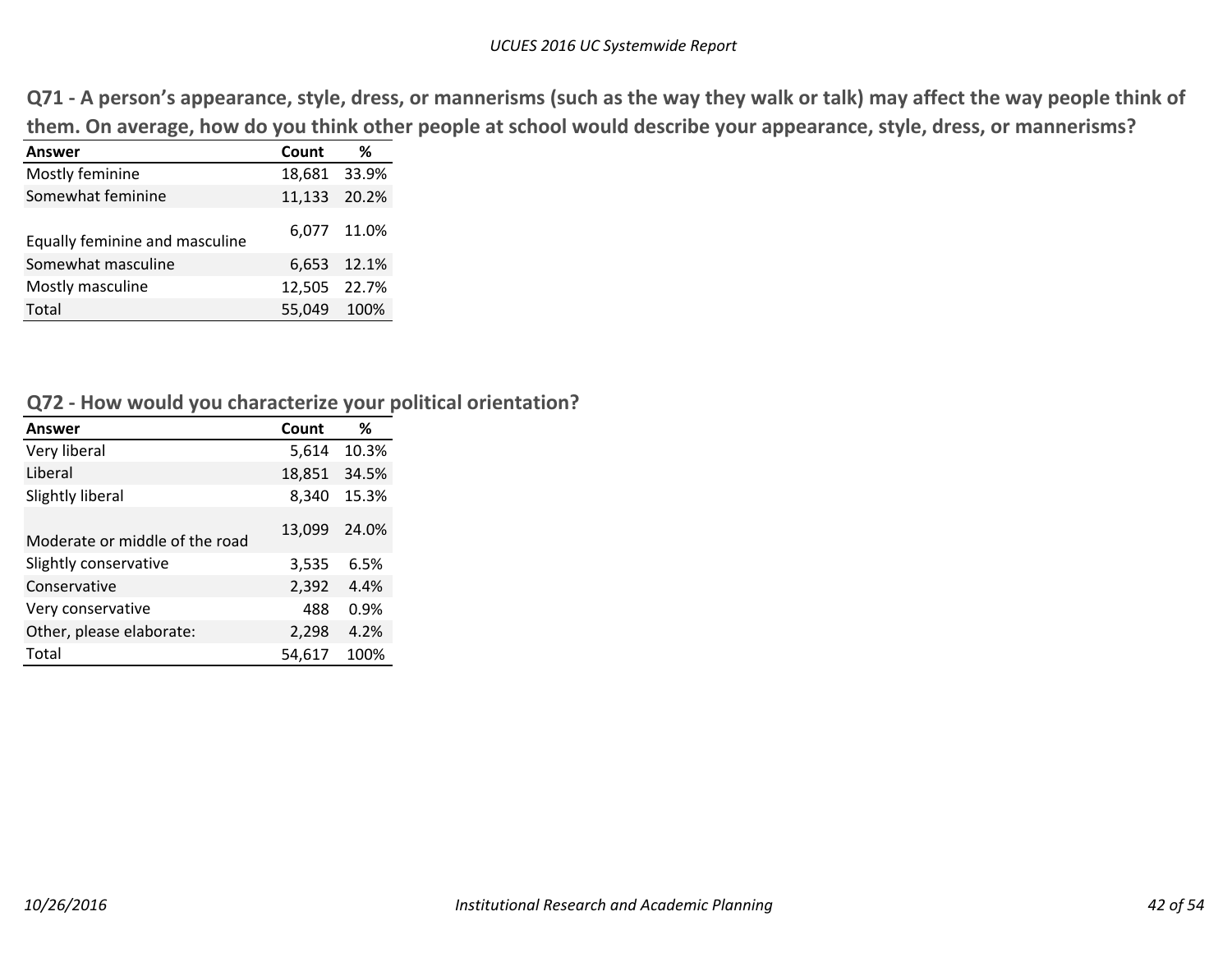## Q71 - A person's appearance, style, dress, or mannerisms (such as the way they walk or talk) may affect the way people think of them. On average, how do you think other people at school would describe your appearance, style, dress, or mannerisms?

| Answer | Count | % |
|---|---|---|
| Mostly feminine | 18,681 | 33.9% |
| Somewhat feminine | 11,133 | 20.2% |
| Equally feminine and masculine | 6,077 | 11.0% |
| Somewhat masculine | 6,653 | 12.1% |
| Mostly masculine | 12,505 | 22.7% |
| Total | 55,049 | 100% |

## Q72 - How would you characterize your political orientation?

| Answer | Count | % |
|---|---|---|
| Very liberal | 5,614 | 10.3% |
| Liberal | 18,851 | 34.5% |
| Slightly liberal | 8,340 | 15.3% |
| Moderate or middle of the road | 13,099 | 24.0% |
| Slightly conservative | 3,535 | 6.5% |
| Conservative | 2,392 | 4.4% |
| Very conservative | 488 | 0.9% |
| Other, please elaborate: | 2,298 | 4.2% |
| Total | 54,617 | 100% |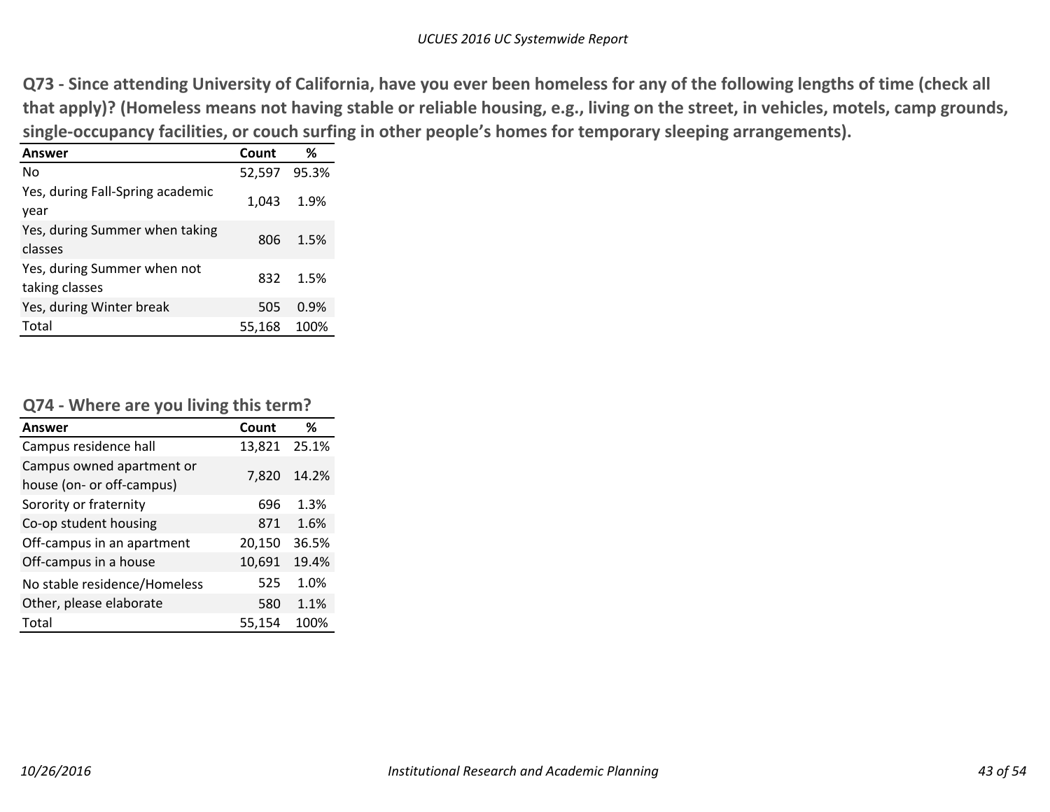## Q73 - Since attending University of California, have you ever been homeless for any of the following lengths of time (check all that apply)? (Homeless means not having stable or reliable housing, e.g., living on the street, in vehicles, motels, camp grounds, single-occupancy facilities, or couch surfing in other people's homes for temporary sleeping arrangements).

| Answer | Count | % |
|---|---|---|
| No | 52,597 | 95.3% |
| Yes, during Fall-Spring academic year | 1,043 | 1.9% |
| Yes, during Summer when taking classes | 806 | 1.5% |
| Yes, during Summer when not taking classes | 832 | 1.5% |
| Yes, during Winter break | 505 | 0.9% |
| Total | 55,168 | 100% |

## Q74 - Where are you living this term?

| Answer | Count | % |
|---|---|---|
| Campus residence hall | 13,821 | 25.1% |
| Campus owned apartment or house (on- or off-campus) | 7,820 | 14.2% |
| Sorority or fraternity | 696 | 1.3% |
| Co-op student housing | 871 | 1.6% |
| Off-campus in an apartment | 20,150 | 36.5% |
| Off-campus in a house | 10,691 | 19.4% |
| No stable residence/Homeless | 525 | 1.0% |
| Other, please elaborate | 580 | 1.1% |
| Total | 55,154 | 100% |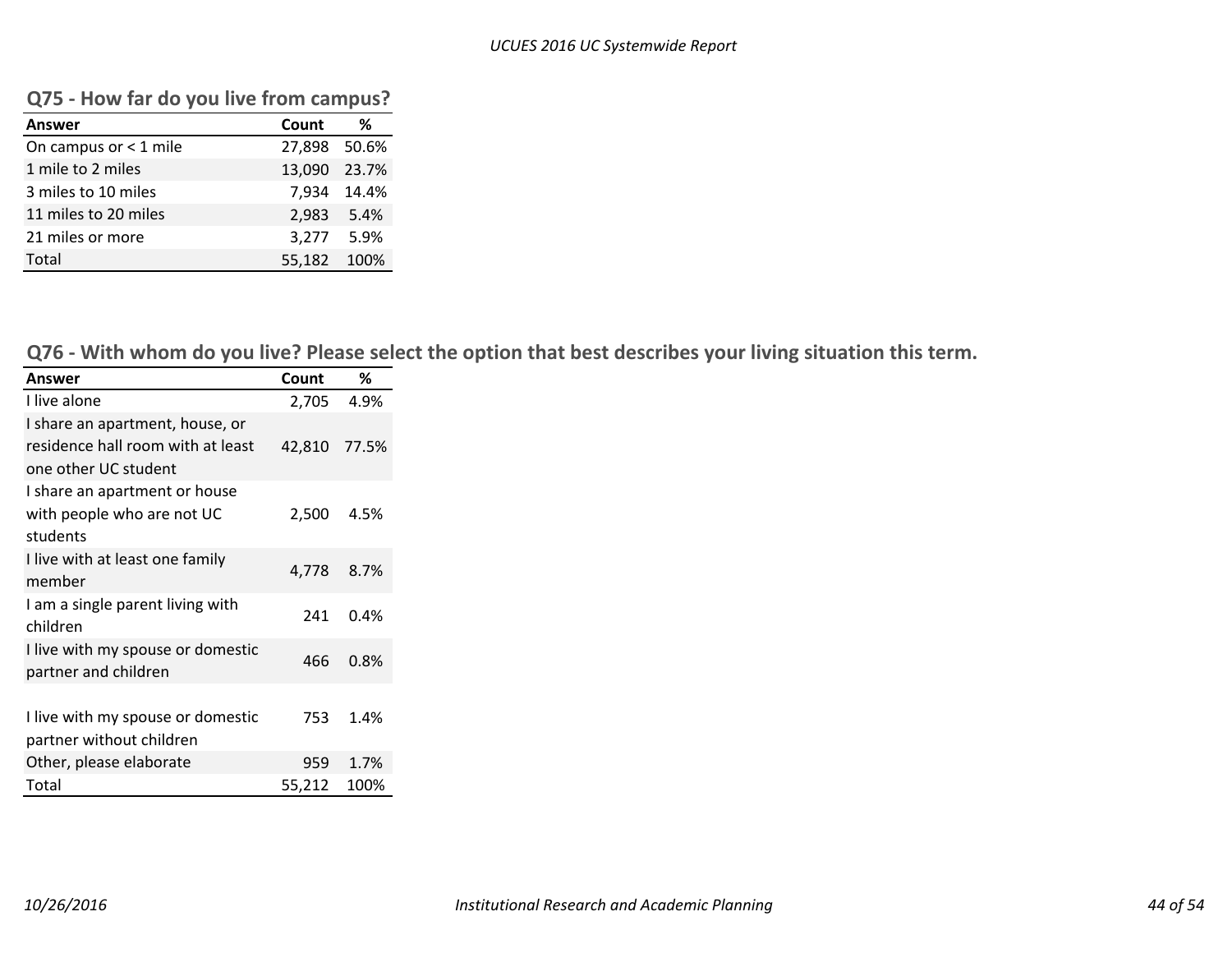## Q75 - How far do you live from campus?

| Answer | Count | % |
|---|---|---|
| On campus or < 1 mile | 27,898 | 50.6% |
| 1 mile to 2 miles | 13,090 | 23.7% |
| 3 miles to 10 miles | 7,934 | 14.4% |
| 11 miles to 20 miles | 2,983 | 5.4% |
| 21 miles or more | 3,277 | 5.9% |
| Total | 55,182 | 100% |

## Q76 - With whom do you live? Please select the option that best describes your living situation this term.

| Answer | Count | % |
|---|---|---|
| I live alone | 2,705 | 4.9% |
| I share an apartment, house, or residence hall room with at least one other UC student | 42,810 | 77.5% |
| I share an apartment or house with people who are not UC students | 2,500 | 4.5% |
| I live with at least one family member | 4,778 | 8.7% |
| I am a single parent living with children | 241 | 0.4% |
| I live with my spouse or domestic partner and children | 466 | 0.8% |
| I live with my spouse or domestic partner without children | 753 | 1.4% |
| Other, please elaborate | 959 | 1.7% |
| Total | 55,212 | 100% |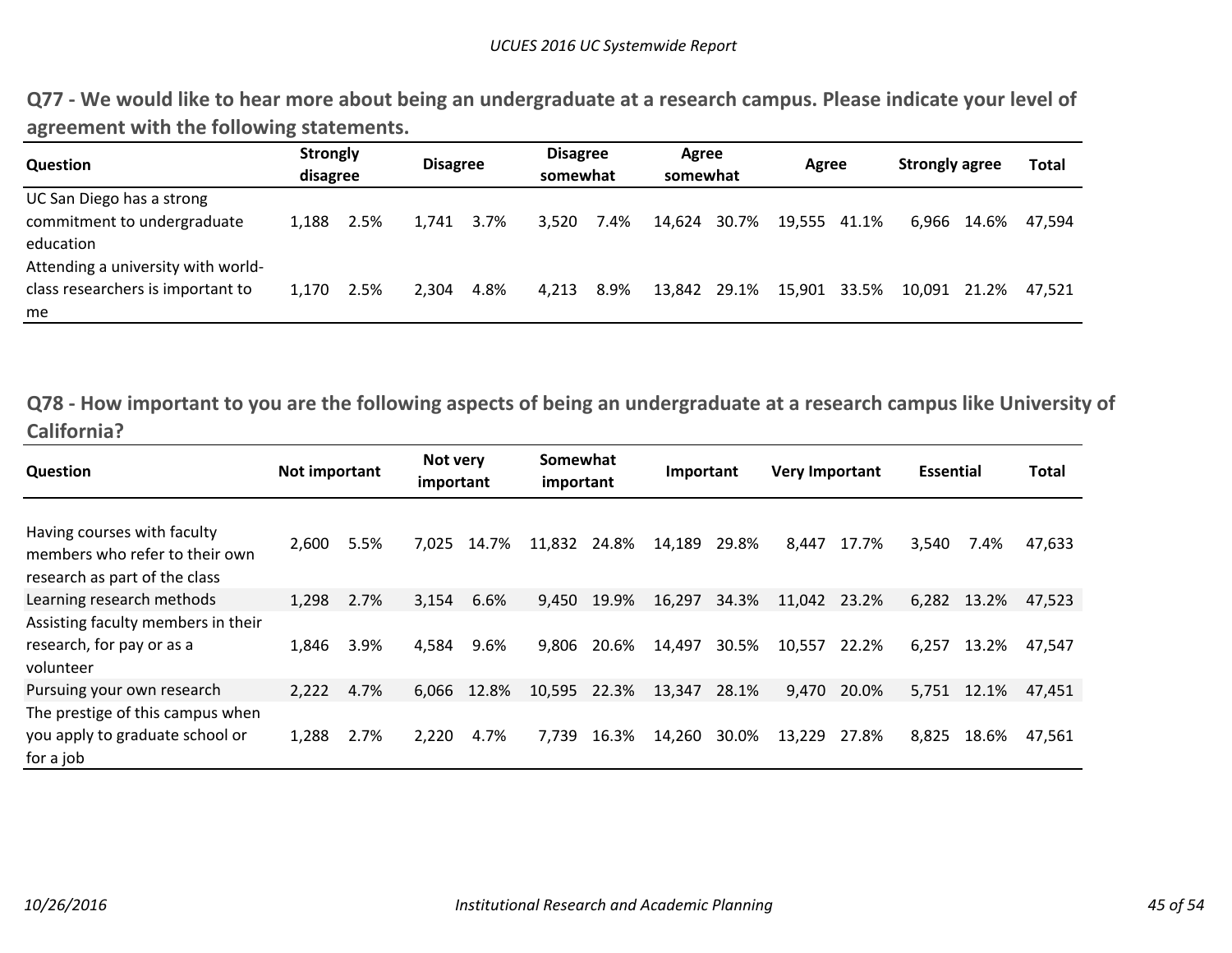## Q77 - We would like to hear more about being an undergraduate at a research campus. Please indicate your level of agreement with the following statements.

| Question | Strongly disagree | | Disagree | | Disagree somewhat | | Agree somewhat | | Agree | | Strongly agree | | Total |
|---|---|---|---|---|---|---|---|---|---|---|---|---|---|
| UC San Diego has a strong commitment to undergraduate education | 1,188 | 2.5% | 1,741 | 3.7% | 3,520 | 7.4% | 14,624 | 30.7% | 19,555 | 41.1% | 6,966 | 14.6% | 47,594 |
| Attending a university with world-class researchers is important to me | 1,170 | 2.5% | 2,304 | 4.8% | 4,213 | 8.9% | 13,842 | 29.1% | 15,901 | 33.5% | 10,091 | 21.2% | 47,521 |

## Q78 - How important to you are the following aspects of being an undergraduate at a research campus like University of California?

| Question | Not important | | Not very important | | Somewhat important | | Important | | Very Important | | Essential | | Total |
|---|---|---|---|---|---|---|---|---|---|---|---|---|---|
| Having courses with faculty members who refer to their own research as part of the class | 2,600 | 5.5% | 7,025 | 14.7% | 11,832 | 24.8% | 14,189 | 29.8% | 8,447 | 17.7% | 3,540 | 7.4% | 47,633 |
| Learning research methods | 1,298 | 2.7% | 3,154 | 6.6% | 9,450 | 19.9% | 16,297 | 34.3% | 11,042 | 23.2% | 6,282 | 13.2% | 47,523 |
| Assisting faculty members in their research, for pay or as a volunteer | 1,846 | 3.9% | 4,584 | 9.6% | 9,806 | 20.6% | 14,497 | 30.5% | 10,557 | 22.2% | 6,257 | 13.2% | 47,547 |
| Pursuing your own research | 2,222 | 4.7% | 6,066 | 12.8% | 10,595 | 22.3% | 13,347 | 28.1% | 9,470 | 20.0% | 5,751 | 12.1% | 47,451 |
| The prestige of this campus when you apply to graduate school or for a job | 1,288 | 2.7% | 2,220 | 4.7% | 7,739 | 16.3% | 14,260 | 30.0% | 13,229 | 27.8% | 8,825 | 18.6% | 47,561 |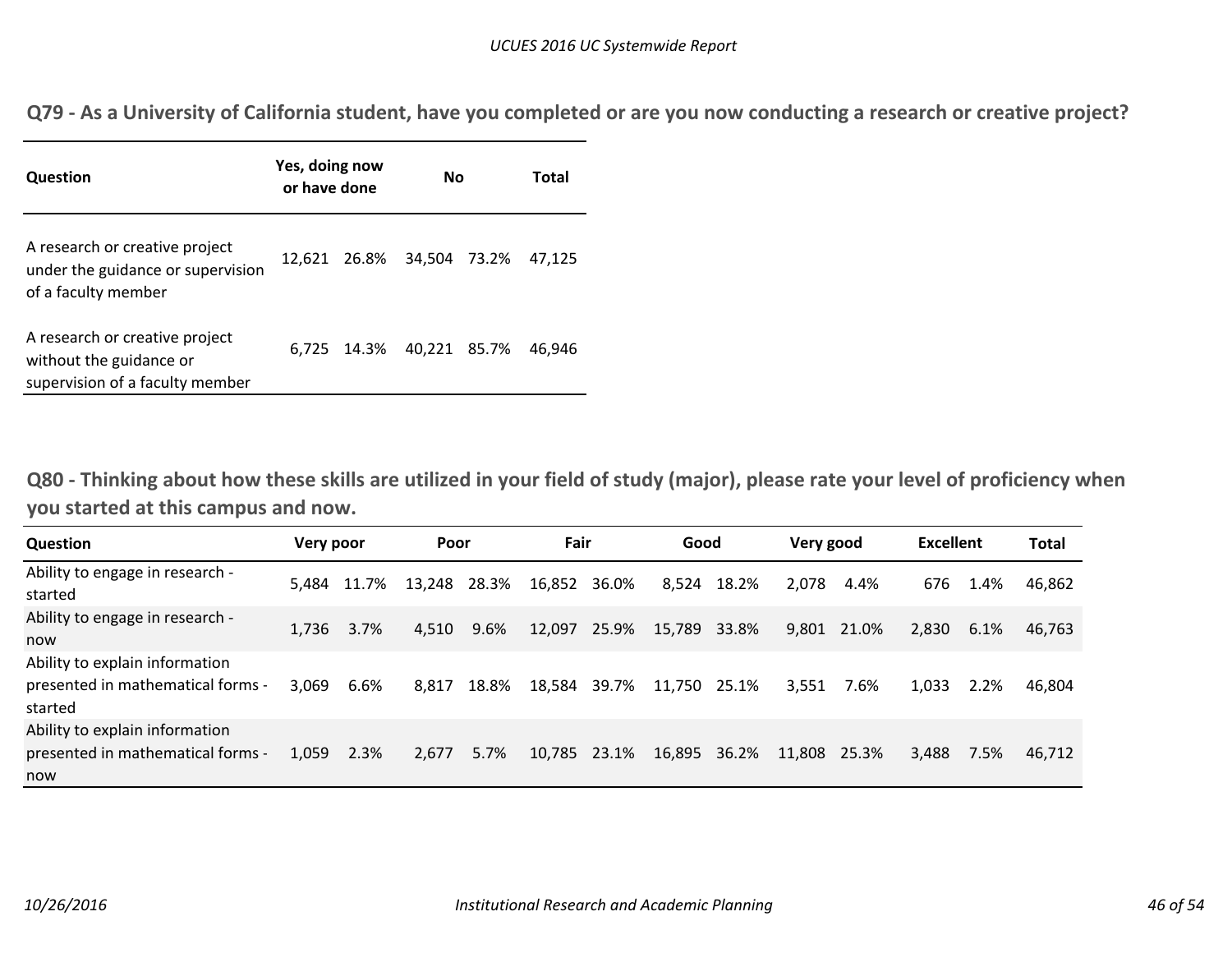## Q79 - As a University of California student, have you completed or are you now conducting a research or creative project?

| Question | Yes, doing now or have done | | No | | Total |
|---|---|---|---|---|---|
| A research or creative project under the guidance or supervision of a faculty member | 12,621 | 26.8% | 34,504 | 73.2% | 47,125 |
| A research or creative project without the guidance or supervision of a faculty member | 6,725 | 14.3% | 40,221 | 85.7% | 46,946 |

## Q80 - Thinking about how these skills are utilized in your field of study (major), please rate your level of proficiency when you started at this campus and now.

| Question | Very poor | | Poor | | Fair | | Good | | Very good | | Excellent | | Total |
|---|---|---|---|---|---|---|---|---|---|---|---|---|---|
| Ability to engage in research - started | 5,484 | 11.7% | 13,248 | 28.3% | 16,852 | 36.0% | 8,524 | 18.2% | 2,078 | 4.4% | 676 | 1.4% | 46,862 |
| Ability to engage in research - now | 1,736 | 3.7% | 4,510 | 9.6% | 12,097 | 25.9% | 15,789 | 33.8% | 9,801 | 21.0% | 2,830 | 6.1% | 46,763 |
| Ability to explain information presented in mathematical forms - started | 3,069 | 6.6% | 8,817 | 18.8% | 18,584 | 39.7% | 11,750 | 25.1% | 3,551 | 7.6% | 1,033 | 2.2% | 46,804 |
| Ability to explain information presented in mathematical forms - now | 1,059 | 2.3% | 2,677 | 5.7% | 10,785 | 23.1% | 16,895 | 36.2% | 11,808 | 25.3% | 3,488 | 7.5% | 46,712 |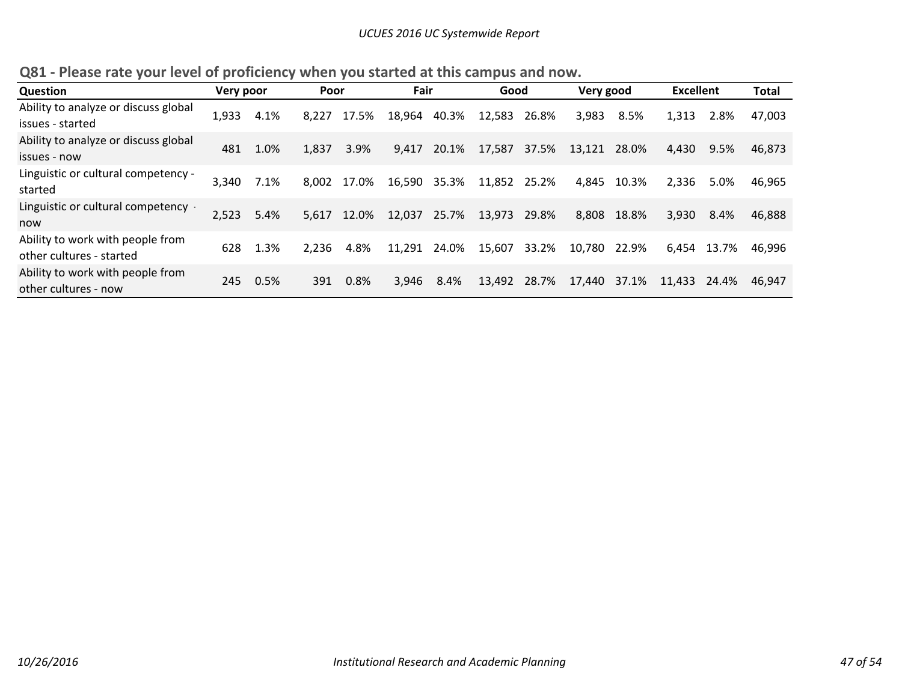## Q81 - Please rate your level of proficiency when you started at this campus and now.

| Question | Very poor | | Poor | | Fair | | Good | | Very good | | Excellent | | Total |
|---|---|---|---|---|---|---|---|---|---|---|---|---|---|
| Ability to analyze or discuss global issues - started | 1,933 | 4.1% | 8,227 | 17.5% | 18,964 | 40.3% | 12,583 | 26.8% | 3,983 | 8.5% | 1,313 | 2.8% | 47,003 |
| Ability to analyze or discuss global issues - now | 481 | 1.0% | 1,837 | 3.9% | 9,417 | 20.1% | 17,587 | 37.5% | 13,121 | 28.0% | 4,430 | 9.5% | 46,873 |
| Linguistic or cultural competency - started | 3,340 | 7.1% | 8,002 | 17.0% | 16,590 | 35.3% | 11,852 | 25.2% | 4,845 | 10.3% | 2,336 | 5.0% | 46,965 |
| Linguistic or cultural competency - now | 2,523 | 5.4% | 5,617 | 12.0% | 12,037 | 25.7% | 13,973 | 29.8% | 8,808 | 18.8% | 3,930 | 8.4% | 46,888 |
| Ability to work with people from other cultures - started | 628 | 1.3% | 2,236 | 4.8% | 11,291 | 24.0% | 15,607 | 33.2% | 10,780 | 22.9% | 6,454 | 13.7% | 46,996 |
| Ability to work with people from other cultures - now | 245 | 0.5% | 391 | 0.8% | 3,946 | 8.4% | 13,492 | 28.7% | 17,440 | 37.1% | 11,433 | 24.4% | 46,947 |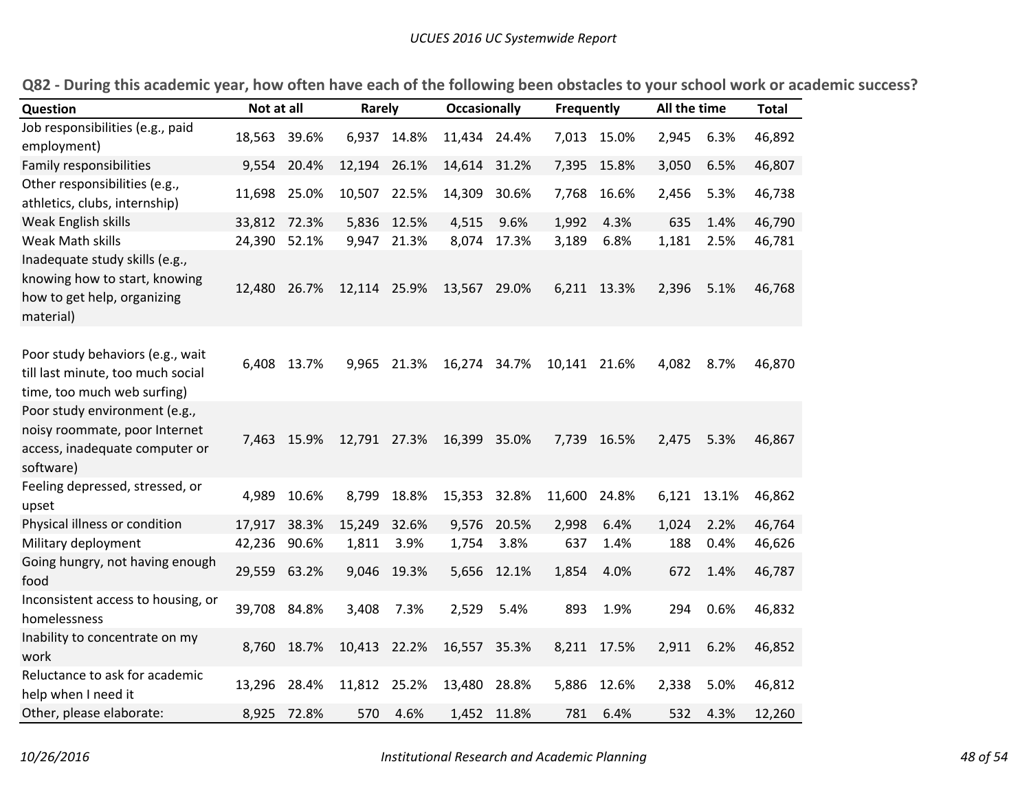## Q82 - During this academic year, how often have each of the following been obstacles to your school work or academic success?

| Question | Not at all | | Rarely | | Occasionally | | Frequently | | All the time | | Total |
|---|---|---|---|---|---|---|---|---|---|---|---|
| Job responsibilities (e.g., paid employment) | 18,563 | 39.6% | 6,937 | 14.8% | 11,434 | 24.4% | 7,013 | 15.0% | 2,945 | 6.3% | 46,892 |
| Family responsibilities | 9,554 | 20.4% | 12,194 | 26.1% | 14,614 | 31.2% | 7,395 | 15.8% | 3,050 | 6.5% | 46,807 |
| Other responsibilities (e.g., athletics, clubs, internship) | 11,698 | 25.0% | 10,507 | 22.5% | 14,309 | 30.6% | 7,768 | 16.6% | 2,456 | 5.3% | 46,738 |
| Weak English skills | 33,812 | 72.3% | 5,836 | 12.5% | 4,515 | 9.6% | 1,992 | 4.3% | 635 | 1.4% | 46,790 |
| Weak Math skills | 24,390 | 52.1% | 9,947 | 21.3% | 8,074 | 17.3% | 3,189 | 6.8% | 1,181 | 2.5% | 46,781 |
| Inadequate study skills (e.g., knowing how to start, knowing how to get help, organizing material) | 12,480 | 26.7% | 12,114 | 25.9% | 13,567 | 29.0% | 6,211 | 13.3% | 2,396 | 5.1% | 46,768 |
| Poor study behaviors (e.g., wait till last minute, too much social time, too much web surfing) | 6,408 | 13.7% | 9,965 | 21.3% | 16,274 | 34.7% | 10,141 | 21.6% | 4,082 | 8.7% | 46,870 |
| Poor study environment (e.g., noisy roommate, poor Internet access, inadequate computer or software) | 7,463 | 15.9% | 12,791 | 27.3% | 16,399 | 35.0% | 7,739 | 16.5% | 2,475 | 5.3% | 46,867 |
| Feeling depressed, stressed, or upset | 4,989 | 10.6% | 8,799 | 18.8% | 15,353 | 32.8% | 11,600 | 24.8% | 6,121 | 13.1% | 46,862 |
| Physical illness or condition | 17,917 | 38.3% | 15,249 | 32.6% | 9,576 | 20.5% | 2,998 | 6.4% | 1,024 | 2.2% | 46,764 |
| Military deployment | 42,236 | 90.6% | 1,811 | 3.9% | 1,754 | 3.8% | 637 | 1.4% | 188 | 0.4% | 46,626 |
| Going hungry, not having enough food | 29,559 | 63.2% | 9,046 | 19.3% | 5,656 | 12.1% | 1,854 | 4.0% | 672 | 1.4% | 46,787 |
| Inconsistent access to housing, or homelessness | 39,708 | 84.8% | 3,408 | 7.3% | 2,529 | 5.4% | 893 | 1.9% | 294 | 0.6% | 46,832 |
| Inability to concentrate on my work | 8,760 | 18.7% | 10,413 | 22.2% | 16,557 | 35.3% | 8,211 | 17.5% | 2,911 | 6.2% | 46,852 |
| Reluctance to ask for academic help when I need it | 13,296 | 28.4% | 11,812 | 25.2% | 13,480 | 28.8% | 5,886 | 12.6% | 2,338 | 5.0% | 46,812 |
| Other, please elaborate: | 8,925 | 72.8% | 570 | 4.6% | 1,452 | 11.8% | 781 | 6.4% | 532 | 4.3% | 12,260 |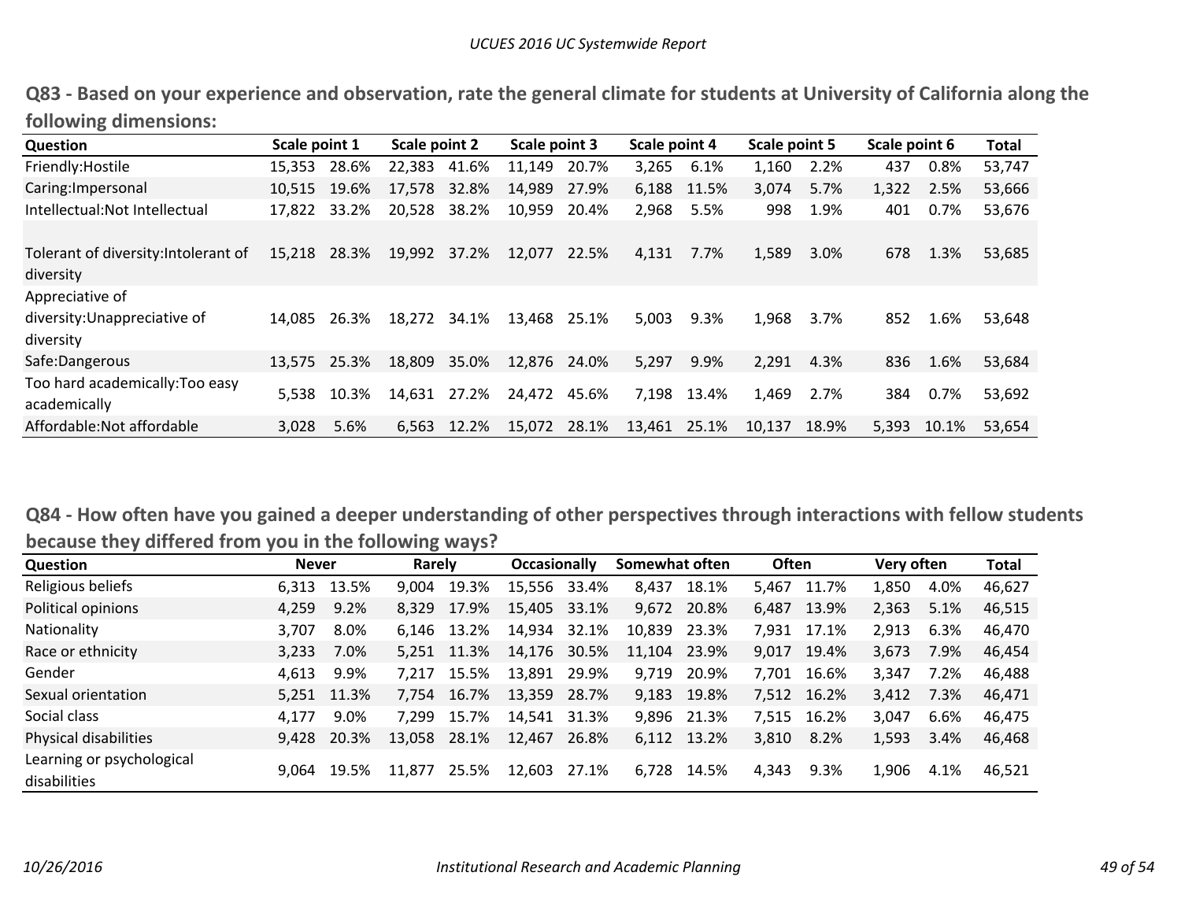## Q83 - Based on your experience and observation, rate the general climate for students at University of California along the following dimensions:

| Question | Scale point 1 | | Scale point 2 | | Scale point 3 | | Scale point 4 | | Scale point 5 | | Scale point 6 | | Total |
|---|---|---|---|---|---|---|---|---|---|---|---|---|---|
| Friendly:Hostile | 15,353 | 28.6% | 22,383 | 41.6% | 11,149 | 20.7% | 3,265 | 6.1% | 1,160 | 2.2% | 437 | 0.8% | 53,747 |
| Caring:Impersonal | 10,515 | 19.6% | 17,578 | 32.8% | 14,989 | 27.9% | 6,188 | 11.5% | 3,074 | 5.7% | 1,322 | 2.5% | 53,666 |
| Intellectual:Not Intellectual | 17,822 | 33.2% | 20,528 | 38.2% | 10,959 | 20.4% | 2,968 | 5.5% | 998 | 1.9% | 401 | 0.7% | 53,676 |
| Tolerant of diversity:Intolerant of diversity | 15,218 | 28.3% | 19,992 | 37.2% | 12,077 | 22.5% | 4,131 | 7.7% | 1,589 | 3.0% | 678 | 1.3% | 53,685 |
| Appreciative of diversity:Unappreciative of diversity | 14,085 | 26.3% | 18,272 | 34.1% | 13,468 | 25.1% | 5,003 | 9.3% | 1,968 | 3.7% | 852 | 1.6% | 53,648 |
| Safe:Dangerous | 13,575 | 25.3% | 18,809 | 35.0% | 12,876 | 24.0% | 5,297 | 9.9% | 2,291 | 4.3% | 836 | 1.6% | 53,684 |
| Too hard academically:Too easy academically | 5,538 | 10.3% | 14,631 | 27.2% | 24,472 | 45.6% | 7,198 | 13.4% | 1,469 | 2.7% | 384 | 0.7% | 53,692 |
| Affordable:Not affordable | 3,028 | 5.6% | 6,563 | 12.2% | 15,072 | 28.1% | 13,461 | 25.1% | 10,137 | 18.9% | 5,393 | 10.1% | 53,654 |

## Q84 - How often have you gained a deeper understanding of other perspectives through interactions with fellow students because they differed from you in the following ways?

| Question | Never | | Rarely | | Occasionally | | Somewhat often | | Often | | Very often | | Total |
|---|---|---|---|---|---|---|---|---|---|---|---|---|---|
| Religious beliefs | 6,313 | 13.5% | 9,004 | 19.3% | 15,556 | 33.4% | 8,437 | 18.1% | 5,467 | 11.7% | 1,850 | 4.0% | 46,627 |
| Political opinions | 4,259 | 9.2% | 8,329 | 17.9% | 15,405 | 33.1% | 9,672 | 20.8% | 6,487 | 13.9% | 2,363 | 5.1% | 46,515 |
| Nationality | 3,707 | 8.0% | 6,146 | 13.2% | 14,934 | 32.1% | 10,839 | 23.3% | 7,931 | 17.1% | 2,913 | 6.3% | 46,470 |
| Race or ethnicity | 3,233 | 7.0% | 5,251 | 11.3% | 14,176 | 30.5% | 11,104 | 23.9% | 9,017 | 19.4% | 3,673 | 7.9% | 46,454 |
| Gender | 4,613 | 9.9% | 7,217 | 15.5% | 13,891 | 29.9% | 9,719 | 20.9% | 7,701 | 16.6% | 3,347 | 7.2% | 46,488 |
| Sexual orientation | 5,251 | 11.3% | 7,754 | 16.7% | 13,359 | 28.7% | 9,183 | 19.8% | 7,512 | 16.2% | 3,412 | 7.3% | 46,471 |
| Social class | 4,177 | 9.0% | 7,299 | 15.7% | 14,541 | 31.3% | 9,896 | 21.3% | 7,515 | 16.2% | 3,047 | 6.6% | 46,475 |
| Physical disabilities | 9,428 | 20.3% | 13,058 | 28.1% | 12,467 | 26.8% | 6,112 | 13.2% | 3,810 | 8.2% | 1,593 | 3.4% | 46,468 |
| Learning or psychological disabilities | 9,064 | 19.5% | 11,877 | 25.5% | 12,603 | 27.1% | 6,728 | 14.5% | 4,343 | 9.3% | 1,906 | 4.1% | 46,521 |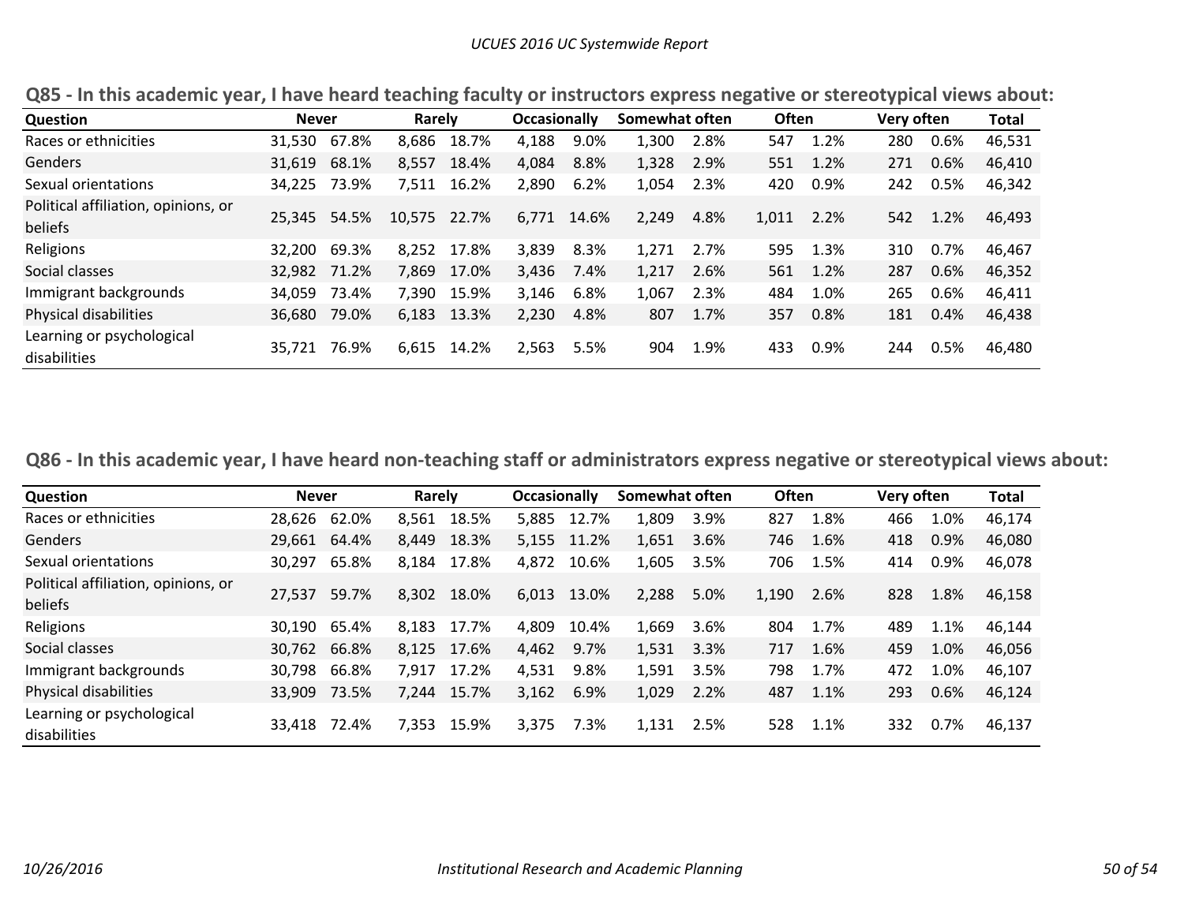## Q85 - In this academic year, I have heard teaching faculty or instructors express negative or stereotypical views about:

| Question | Never | | Rarely | | Occasionally | | Somewhat often | | Often | | Very often | | Total |
|---|---|---|---|---|---|---|---|---|---|---|---|---|---|
| Races or ethnicities | 31,530 | 67.8% | 8,686 | 18.7% | 4,188 | 9.0% | 1,300 | 2.8% | 547 | 1.2% | 280 | 0.6% | 46,531 |
| Genders | 31,619 | 68.1% | 8,557 | 18.4% | 4,084 | 8.8% | 1,328 | 2.9% | 551 | 1.2% | 271 | 0.6% | 46,410 |
| Sexual orientations | 34,225 | 73.9% | 7,511 | 16.2% | 2,890 | 6.2% | 1,054 | 2.3% | 420 | 0.9% | 242 | 0.5% | 46,342 |
| Political affiliation, opinions, or beliefs | 25,345 | 54.5% | 10,575 | 22.7% | 6,771 | 14.6% | 2,249 | 4.8% | 1,011 | 2.2% | 542 | 1.2% | 46,493 |
| Religions | 32,200 | 69.3% | 8,252 | 17.8% | 3,839 | 8.3% | 1,271 | 2.7% | 595 | 1.3% | 310 | 0.7% | 46,467 |
| Social classes | 32,982 | 71.2% | 7,869 | 17.0% | 3,436 | 7.4% | 1,217 | 2.6% | 561 | 1.2% | 287 | 0.6% | 46,352 |
| Immigrant backgrounds | 34,059 | 73.4% | 7,390 | 15.9% | 3,146 | 6.8% | 1,067 | 2.3% | 484 | 1.0% | 265 | 0.6% | 46,411 |
| Physical disabilities | 36,680 | 79.0% | 6,183 | 13.3% | 2,230 | 4.8% | 807 | 1.7% | 357 | 0.8% | 181 | 0.4% | 46,438 |
| Learning or psychological disabilities | 35,721 | 76.9% | 6,615 | 14.2% | 2,563 | 5.5% | 904 | 1.9% | 433 | 0.9% | 244 | 0.5% | 46,480 |

## Q86 - In this academic year, I have heard non-teaching staff or administrators express negative or stereotypical views about:

| Question | Never | | Rarely | | Occasionally | | Somewhat often | | Often | | Very often | | Total |
|---|---|---|---|---|---|---|---|---|---|---|---|---|---|
| Races or ethnicities | 28,626 | 62.0% | 8,561 | 18.5% | 5,885 | 12.7% | 1,809 | 3.9% | 827 | 1.8% | 466 | 1.0% | 46,174 |
| Genders | 29,661 | 64.4% | 8,449 | 18.3% | 5,155 | 11.2% | 1,651 | 3.6% | 746 | 1.6% | 418 | 0.9% | 46,080 |
| Sexual orientations | 30,297 | 65.8% | 8,184 | 17.8% | 4,872 | 10.6% | 1,605 | 3.5% | 706 | 1.5% | 414 | 0.9% | 46,078 |
| Political affiliation, opinions, or beliefs | 27,537 | 59.7% | 8,302 | 18.0% | 6,013 | 13.0% | 2,288 | 5.0% | 1,190 | 2.6% | 828 | 1.8% | 46,158 |
| Religions | 30,190 | 65.4% | 8,183 | 17.7% | 4,809 | 10.4% | 1,669 | 3.6% | 804 | 1.7% | 489 | 1.1% | 46,144 |
| Social classes | 30,762 | 66.8% | 8,125 | 17.6% | 4,462 | 9.7% | 1,531 | 3.3% | 717 | 1.6% | 459 | 1.0% | 46,056 |
| Immigrant backgrounds | 30,798 | 66.8% | 7,917 | 17.2% | 4,531 | 9.8% | 1,591 | 3.5% | 798 | 1.7% | 472 | 1.0% | 46,107 |
| Physical disabilities | 33,909 | 73.5% | 7,244 | 15.7% | 3,162 | 6.9% | 1,029 | 2.2% | 487 | 1.1% | 293 | 0.6% | 46,124 |
| Learning or psychological disabilities | 33,418 | 72.4% | 7,353 | 15.9% | 3,375 | 7.3% | 1,131 | 2.5% | 528 | 1.1% | 332 | 0.7% | 46,137 |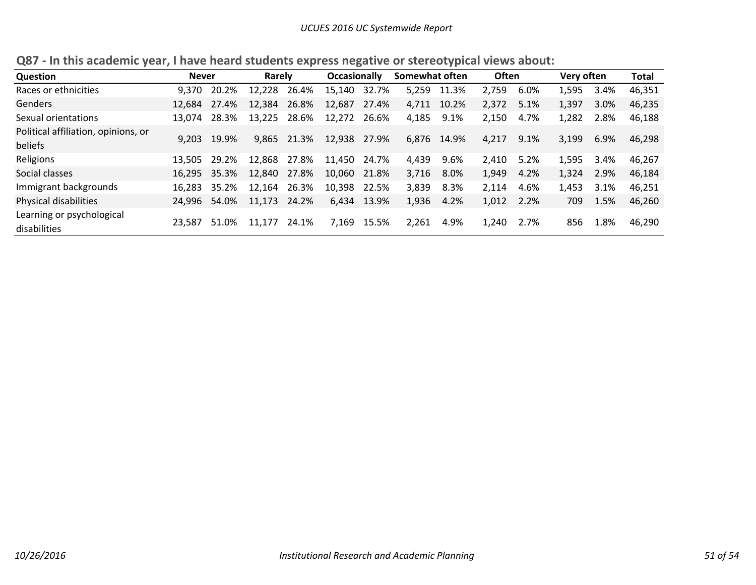## Q87 - In this academic year, I have heard students express negative or stereotypical views about:

| Question | Never | | Rarely | | Occasionally | | Somewhat often | | Often | | Very often | | Total |
|---|---|---|---|---|---|---|---|---|---|---|---|---|---|
| Races or ethnicities | 9,370 | 20.2% | 12,228 | 26.4% | 15,140 | 32.7% | 5,259 | 11.3% | 2,759 | 6.0% | 1,595 | 3.4% | 46,351 |
| Genders | 12,684 | 27.4% | 12,384 | 26.8% | 12,687 | 27.4% | 4,711 | 10.2% | 2,372 | 5.1% | 1,397 | 3.0% | 46,235 |
| Sexual orientations | 13,074 | 28.3% | 13,225 | 28.6% | 12,272 | 26.6% | 4,185 | 9.1% | 2,150 | 4.7% | 1,282 | 2.8% | 46,188 |
| Political affiliation, opinions, or beliefs | 9,203 | 19.9% | 9,865 | 21.3% | 12,938 | 27.9% | 6,876 | 14.9% | 4,217 | 9.1% | 3,199 | 6.9% | 46,298 |
| Religions | 13,505 | 29.2% | 12,868 | 27.8% | 11,450 | 24.7% | 4,439 | 9.6% | 2,410 | 5.2% | 1,595 | 3.4% | 46,267 |
| Social classes | 16,295 | 35.3% | 12,840 | 27.8% | 10,060 | 21.8% | 3,716 | 8.0% | 1,949 | 4.2% | 1,324 | 2.9% | 46,184 |
| Immigrant backgrounds | 16,283 | 35.2% | 12,164 | 26.3% | 10,398 | 22.5% | 3,839 | 8.3% | 2,114 | 4.6% | 1,453 | 3.1% | 46,251 |
| Physical disabilities | 24,996 | 54.0% | 11,173 | 24.2% | 6,434 | 13.9% | 1,936 | 4.2% | 1,012 | 2.2% | 709 | 1.5% | 46,260 |
| Learning or psychological disabilities | 23,587 | 51.0% | 11,177 | 24.1% | 7,169 | 15.5% | 2,261 | 4.9% | 1,240 | 2.7% | 856 | 1.8% | 46,290 |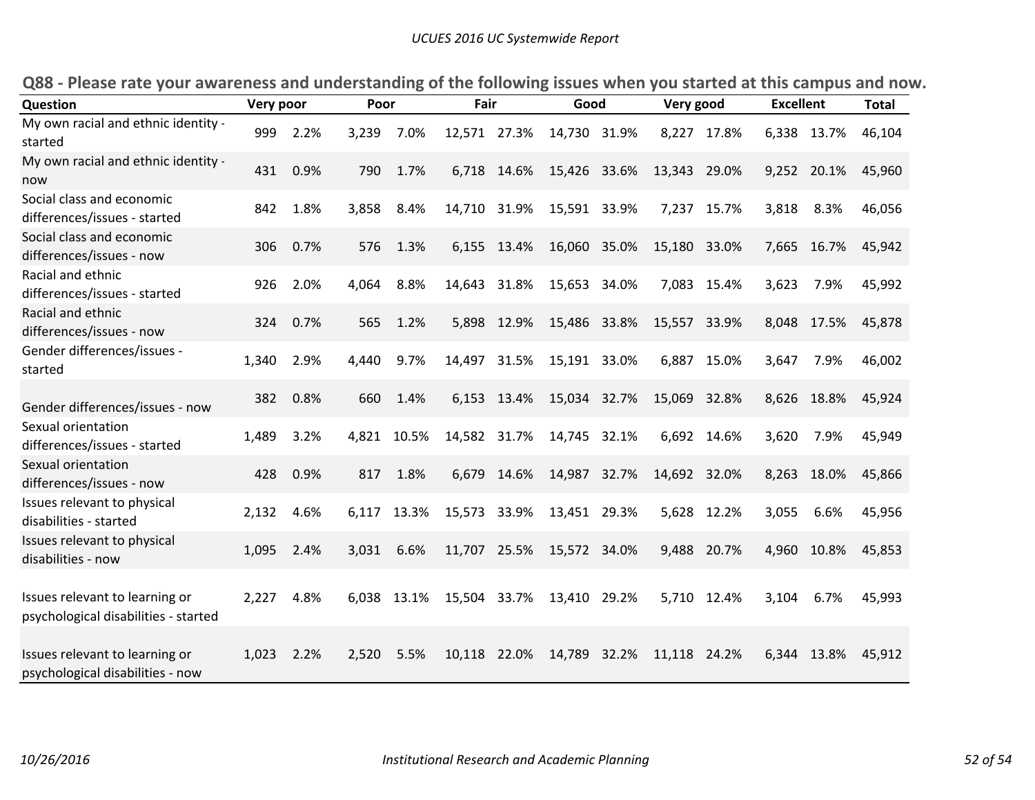## Q88 - Please rate your awareness and understanding of the following issues when you started at this campus and now.

| Question | Very poor | | Poor | | Fair | | Good | | Very good | | Excellent | | Total |
|---|---|---|---|---|---|---|---|---|---|---|---|---|---|
| My own racial and ethnic identity - started | 999 | 2.2% | 3,239 | 7.0% | 12,571 | 27.3% | 14,730 | 31.9% | 8,227 | 17.8% | 6,338 | 13.7% | 46,104 |
| My own racial and ethnic identity - now | 431 | 0.9% | 790 | 1.7% | 6,718 | 14.6% | 15,426 | 33.6% | 13,343 | 29.0% | 9,252 | 20.1% | 45,960 |
| Social class and economic differences/issues - started | 842 | 1.8% | 3,858 | 8.4% | 14,710 | 31.9% | 15,591 | 33.9% | 7,237 | 15.7% | 3,818 | 8.3% | 46,056 |
| Social class and economic differences/issues - now | 306 | 0.7% | 576 | 1.3% | 6,155 | 13.4% | 16,060 | 35.0% | 15,180 | 33.0% | 7,665 | 16.7% | 45,942 |
| Racial and ethnic differences/issues - started | 926 | 2.0% | 4,064 | 8.8% | 14,643 | 31.8% | 15,653 | 34.0% | 7,083 | 15.4% | 3,623 | 7.9% | 45,992 |
| Racial and ethnic differences/issues - now | 324 | 0.7% | 565 | 1.2% | 5,898 | 12.9% | 15,486 | 33.8% | 15,557 | 33.9% | 8,048 | 17.5% | 45,878 |
| Gender differences/issues - started | 1,340 | 2.9% | 4,440 | 9.7% | 14,497 | 31.5% | 15,191 | 33.0% | 6,887 | 15.0% | 3,647 | 7.9% | 46,002 |
| Gender differences/issues - now | 382 | 0.8% | 660 | 1.4% | 6,153 | 13.4% | 15,034 | 32.7% | 15,069 | 32.8% | 8,626 | 18.8% | 45,924 |
| Sexual orientation differences/issues - started | 1,489 | 3.2% | 4,821 | 10.5% | 14,582 | 31.7% | 14,745 | 32.1% | 6,692 | 14.6% | 3,620 | 7.9% | 45,949 |
| Sexual orientation differences/issues - now | 428 | 0.9% | 817 | 1.8% | 6,679 | 14.6% | 14,987 | 32.7% | 14,692 | 32.0% | 8,263 | 18.0% | 45,866 |
| Issues relevant to physical disabilities - started | 2,132 | 4.6% | 6,117 | 13.3% | 15,573 | 33.9% | 13,451 | 29.3% | 5,628 | 12.2% | 3,055 | 6.6% | 45,956 |
| Issues relevant to physical disabilities - now | 1,095 | 2.4% | 3,031 | 6.6% | 11,707 | 25.5% | 15,572 | 34.0% | 9,488 | 20.7% | 4,960 | 10.8% | 45,853 |
| Issues relevant to learning or psychological disabilities - started | 2,227 | 4.8% | 6,038 | 13.1% | 15,504 | 33.7% | 13,410 | 29.2% | 5,710 | 12.4% | 3,104 | 6.7% | 45,993 |
| Issues relevant to learning or psychological disabilities - now | 1,023 | 2.2% | 2,520 | 5.5% | 10,118 | 22.0% | 14,789 | 32.2% | 11,118 | 24.2% | 6,344 | 13.8% | 45,912 |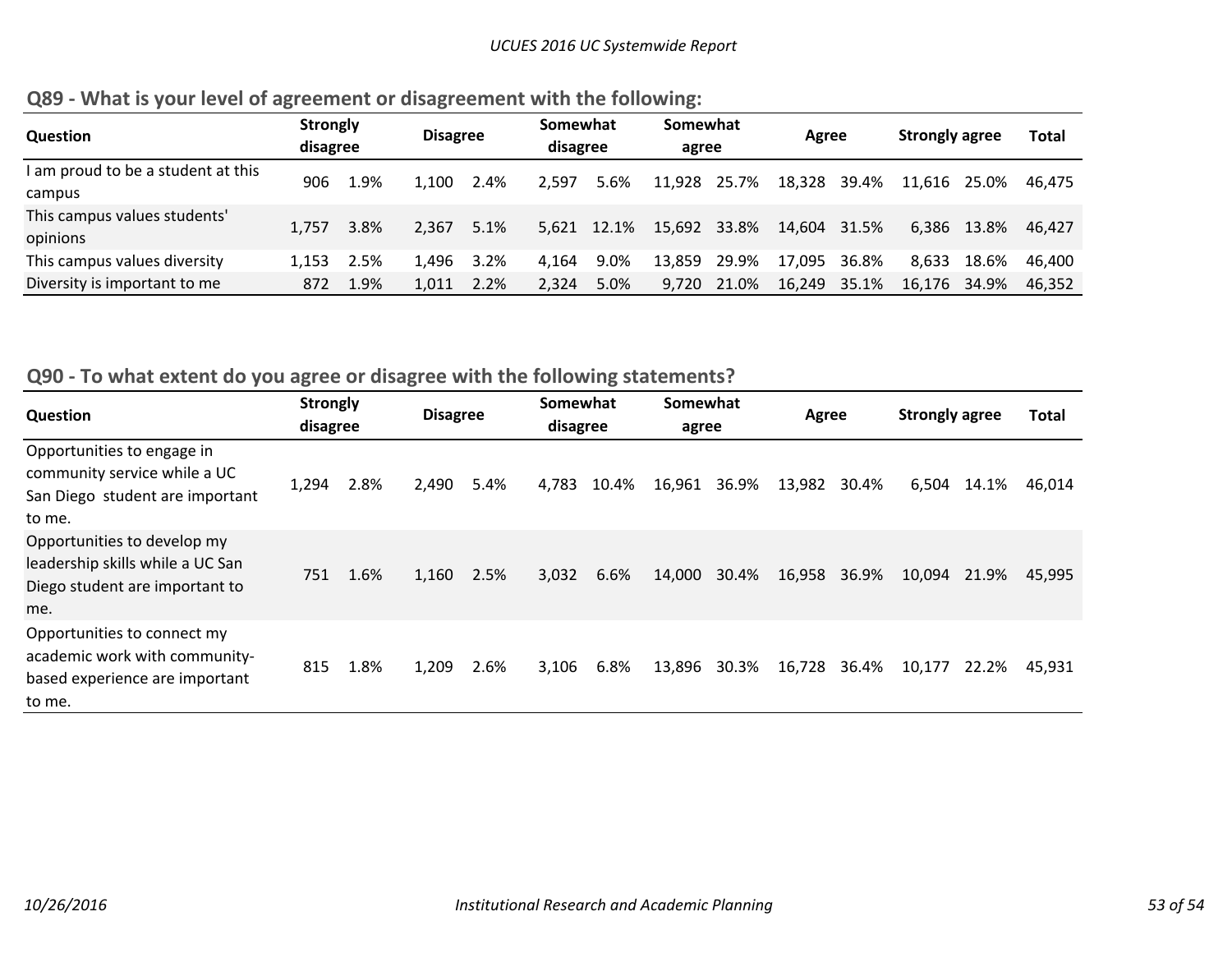## Q89 - What is your level of agreement or disagreement with the following:

| Question | Strongly disagree | | Disagree | | Somewhat disagree | | Somewhat agree | | Agree | | Strongly agree | | Total |
|---|---|---|---|---|---|---|---|---|---|---|---|---|---|
| I am proud to be a student at this campus | 906 | 1.9% | 1,100 | 2.4% | 2,597 | 5.6% | 11,928 | 25.7% | 18,328 | 39.4% | 11,616 | 25.0% | 46,475 |
| This campus values students' opinions | 1,757 | 3.8% | 2,367 | 5.1% | 5,621 | 12.1% | 15,692 | 33.8% | 14,604 | 31.5% | 6,386 | 13.8% | 46,427 |
| This campus values diversity | 1,153 | 2.5% | 1,496 | 3.2% | 4,164 | 9.0% | 13,859 | 29.9% | 17,095 | 36.8% | 8,633 | 18.6% | 46,400 |
| Diversity is important to me | 872 | 1.9% | 1,011 | 2.2% | 2,324 | 5.0% | 9,720 | 21.0% | 16,249 | 35.1% | 16,176 | 34.9% | 46,352 |

## Q90 - To what extent do you agree or disagree with the following statements?

| Question | Strongly disagree | | Disagree | | Somewhat disagree | | Somewhat agree | | Agree | | Strongly agree | | Total |
|---|---|---|---|---|---|---|---|---|---|---|---|---|---|
| Opportunities to engage in community service while a UC San Diego student are important to me. | 1,294 | 2.8% | 2,490 | 5.4% | 4,783 | 10.4% | 16,961 | 36.9% | 13,982 | 30.4% | 6,504 | 14.1% | 46,014 |
| Opportunities to develop my leadership skills while a UC San Diego student are important to me. | 751 | 1.6% | 1,160 | 2.5% | 3,032 | 6.6% | 14,000 | 30.4% | 16,958 | 36.9% | 10,094 | 21.9% | 45,995 |
| Opportunities to connect my academic work with community-based experience are important to me. | 815 | 1.8% | 1,209 | 2.6% | 3,106 | 6.8% | 13,896 | 30.3% | 16,728 | 36.4% | 10,177 | 22.2% | 45,931 |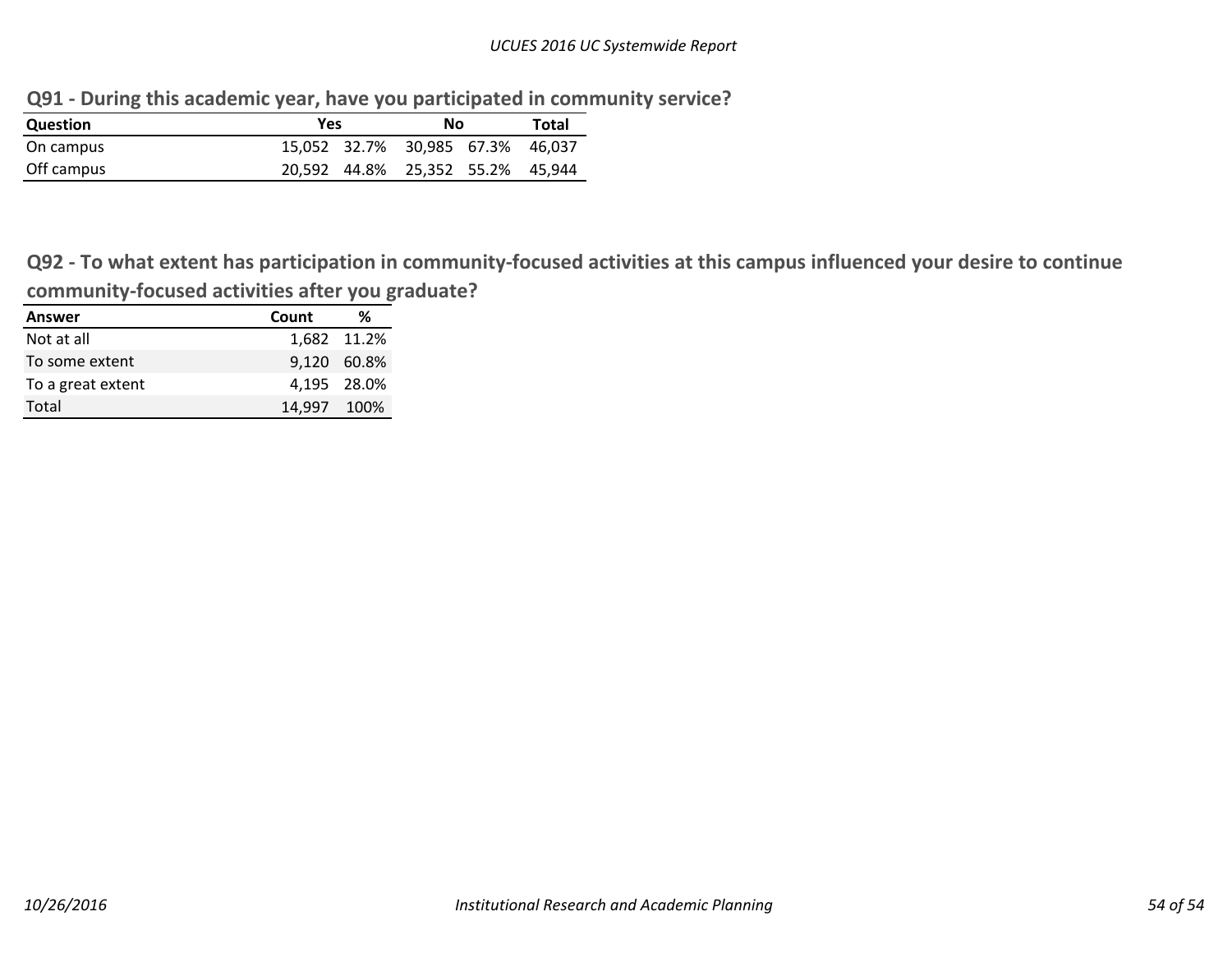## Q91 - During this academic year, have you participated in community service?

| Question | Yes | | No | | Total |
|---|---|---|---|---|---|
| On campus | 15,052 | 32.7% | 30,985 | 67.3% | 46,037 |
| Off campus | 20,592 | 44.8% | 25,352 | 55.2% | 45,944 |

## Q92 - To what extent has participation in community-focused activities at this campus influenced your desire to continue community-focused activities after you graduate?

| Answer | Count | % |
|---|---|---|
| Not at all | 1,682 | 11.2% |
| To some extent | 9,120 | 60.8% |
| To a great extent | 4,195 | 28.0% |
| Total | 14,997 | 100% |